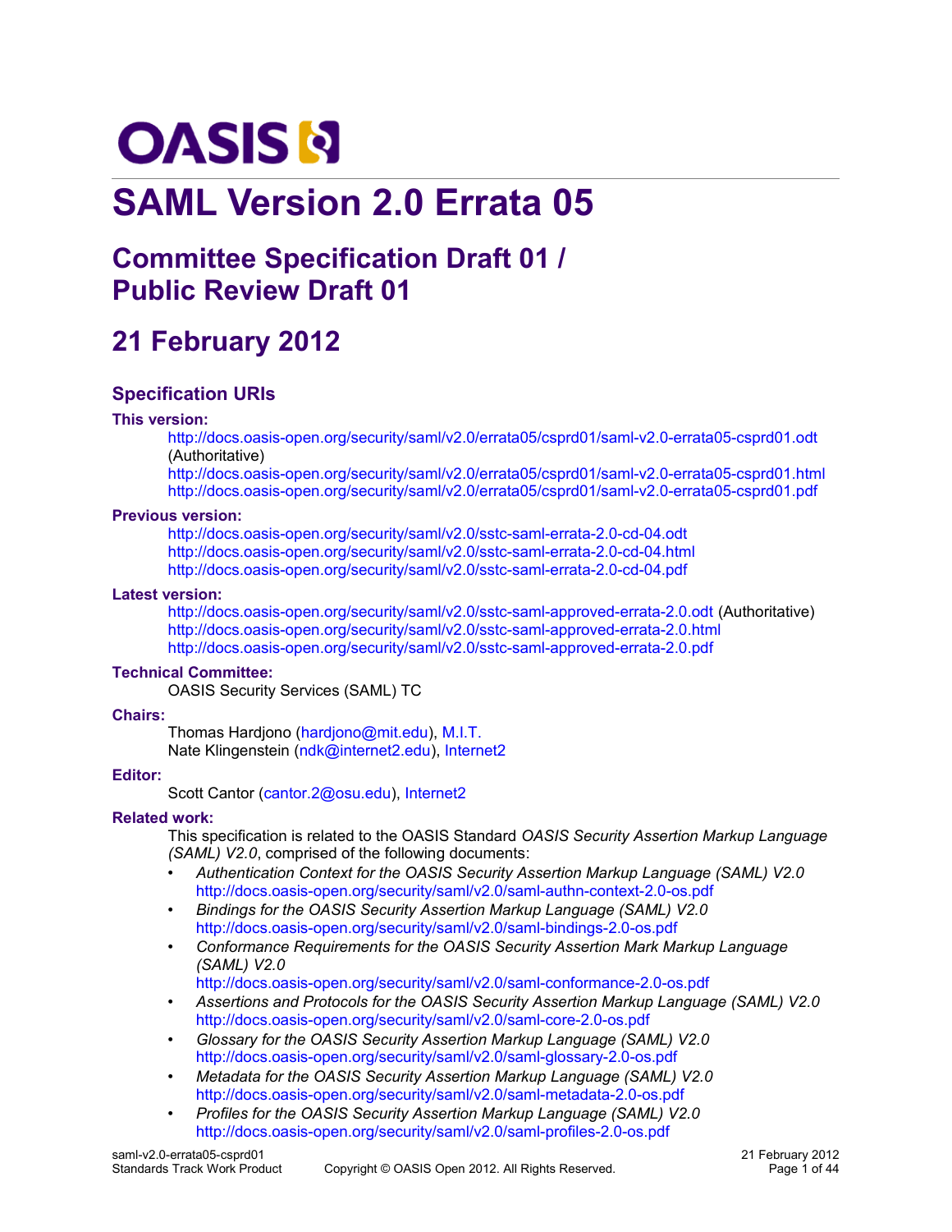OASIS

# SAML Version 2.0 Errata 05

## Committee Specification Draft 01 / Public Review Draft 01

## 21 February 2012

### Specification URIs

**This version:**

http://docs.oasis-open.org/security/saml/v2.0/errata05/csprd01/saml-v2.0-errata05-csprd01.odt (Authoritative)
http://docs.oasis-open.org/security/saml/v2.0/errata05/csprd01/saml-v2.0-errata05-csprd01.html
http://docs.oasis-open.org/security/saml/v2.0/errata05/csprd01/saml-v2.0-errata05-csprd01.pdf

**Previous version:**

http://docs.oasis-open.org/security/saml/v2.0/sstc-saml-errata-2.0-cd-04.odt
http://docs.oasis-open.org/security/saml/v2.0/sstc-saml-errata-2.0-cd-04.html
http://docs.oasis-open.org/security/saml/v2.0/sstc-saml-errata-2.0-cd-04.pdf

**Latest version:**

http://docs.oasis-open.org/security/saml/v2.0/sstc-saml-approved-errata-2.0.odt (Authoritative)
http://docs.oasis-open.org/security/saml/v2.0/sstc-saml-approved-errata-2.0.html
http://docs.oasis-open.org/security/saml/v2.0/sstc-saml-approved-errata-2.0.pdf

**Technical Committee:**

OASIS Security Services (SAML) TC

**Chairs:**

Thomas Hardjono (hardjono@mit.edu), M.I.T.
Nate Klingenstein (ndk@internet2.edu), Internet2

**Editor:**

Scott Cantor (cantor.2@osu.edu), Internet2

**Related work:**

This specification is related to the OASIS Standard *OASIS Security Assertion Markup Language (SAML) V2.0*, comprised of the following documents:

- *Authentication Context for the OASIS Security Assertion Markup Language (SAML) V2.0* http://docs.oasis-open.org/security/saml/v2.0/saml-authn-context-2.0-os.pdf
- *Bindings for the OASIS Security Assertion Markup Language (SAML) V2.0* http://docs.oasis-open.org/security/saml/v2.0/saml-bindings-2.0-os.pdf
- *Conformance Requirements for the OASIS Security Assertion Mark Markup Language (SAML) V2.0* http://docs.oasis-open.org/security/saml/v2.0/saml-conformance-2.0-os.pdf
- *Assertions and Protocols for the OASIS Security Assertion Markup Language (SAML) V2.0* http://docs.oasis-open.org/security/saml/v2.0/saml-core-2.0-os.pdf
- *Glossary for the OASIS Security Assertion Markup Language (SAML) V2.0* http://docs.oasis-open.org/security/saml/v2.0/saml-glossary-2.0-os.pdf
- *Metadata for the OASIS Security Assertion Markup Language (SAML) V2.0* http://docs.oasis-open.org/security/saml/v2.0/saml-metadata-2.0-os.pdf
- *Profiles for the OASIS Security Assertion Markup Language (SAML) V2.0* http://docs.oasis-open.org/security/saml/v2.0/saml-profiles-2.0-os.pdf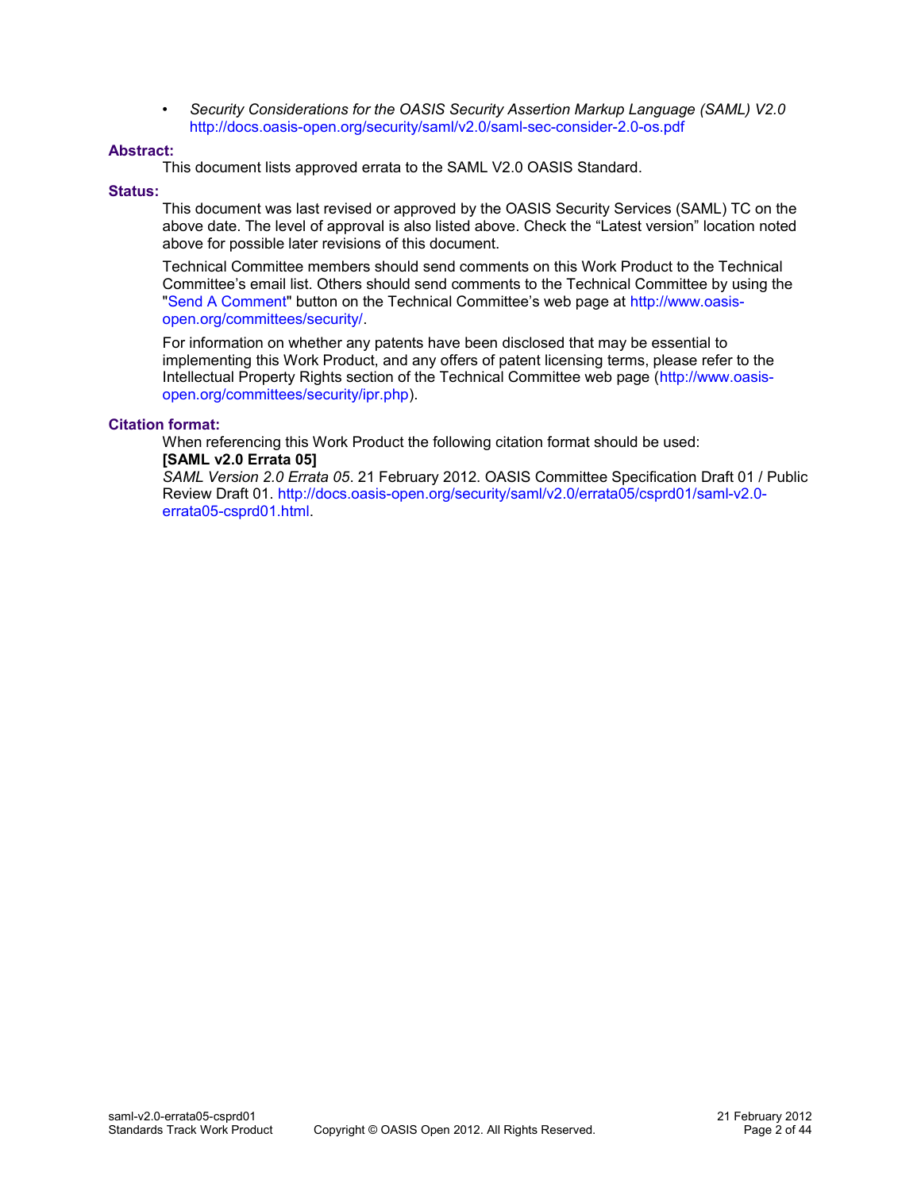- *Security Considerations for the OASIS Security Assertion Markup Language (SAML) V2.0* http://docs.oasis-open.org/security/saml/v2.0/saml-sec-consider-2.0-os.pdf

**Abstract:**

This document lists approved errata to the SAML V2.0 OASIS Standard.

**Status:**

This document was last revised or approved by the OASIS Security Services (SAML) TC on the above date. The level of approval is also listed above. Check the “Latest version” location noted above for possible later revisions of this document.

Technical Committee members should send comments on this Work Product to the Technical Committee’s email list. Others should send comments to the Technical Committee by using the "Send A Comment" button on the Technical Committee’s web page at http://www.oasis-open.org/committees/security/.

For information on whether any patents have been disclosed that may be essential to implementing this Work Product, and any offers of patent licensing terms, please refer to the Intellectual Property Rights section of the Technical Committee web page (http://www.oasis-open.org/committees/security/ipr.php).

**Citation format:**

When referencing this Work Product the following citation format should be used:

**[SAML v2.0 Errata 05]**

*SAML Version 2.0 Errata 05*. 21 February 2012. OASIS Committee Specification Draft 01 / Public Review Draft 01. http://docs.oasis-open.org/security/saml/v2.0/errata05/csprd01/saml-v2.0-errata05-csprd01.html.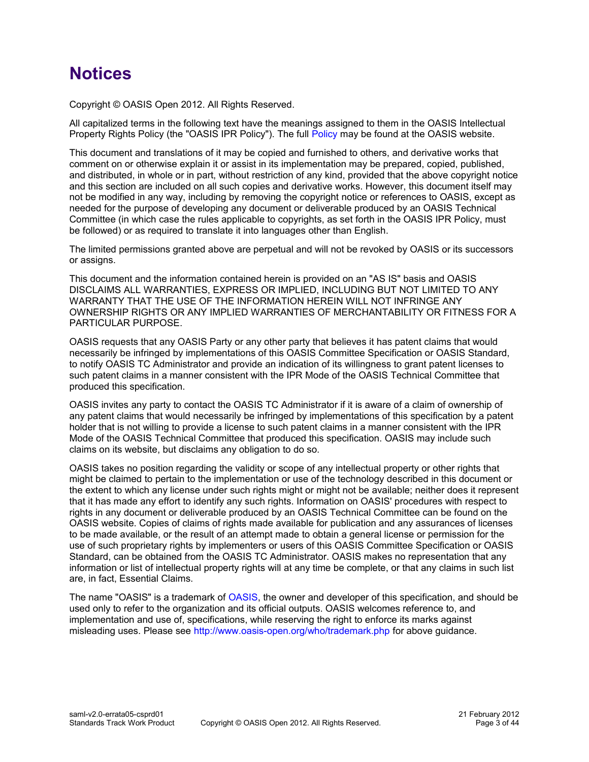# Notices

Copyright © OASIS Open 2012. All Rights Reserved.

All capitalized terms in the following text have the meanings assigned to them in the OASIS Intellectual Property Rights Policy (the "OASIS IPR Policy"). The full Policy may be found at the OASIS website.

This document and translations of it may be copied and furnished to others, and derivative works that comment on or otherwise explain it or assist in its implementation may be prepared, copied, published, and distributed, in whole or in part, without restriction of any kind, provided that the above copyright notice and this section are included on all such copies and derivative works. However, this document itself may not be modified in any way, including by removing the copyright notice or references to OASIS, except as needed for the purpose of developing any document or deliverable produced by an OASIS Technical Committee (in which case the rules applicable to copyrights, as set forth in the OASIS IPR Policy, must be followed) or as required to translate it into languages other than English.

The limited permissions granted above are perpetual and will not be revoked by OASIS or its successors or assigns.

This document and the information contained herein is provided on an "AS IS" basis and OASIS DISCLAIMS ALL WARRANTIES, EXPRESS OR IMPLIED, INCLUDING BUT NOT LIMITED TO ANY WARRANTY THAT THE USE OF THE INFORMATION HEREIN WILL NOT INFRINGE ANY OWNERSHIP RIGHTS OR ANY IMPLIED WARRANTIES OF MERCHANTABILITY OR FITNESS FOR A PARTICULAR PURPOSE.

OASIS requests that any OASIS Party or any other party that believes it has patent claims that would necessarily be infringed by implementations of this OASIS Committee Specification or OASIS Standard, to notify OASIS TC Administrator and provide an indication of its willingness to grant patent licenses to such patent claims in a manner consistent with the IPR Mode of the OASIS Technical Committee that produced this specification.

OASIS invites any party to contact the OASIS TC Administrator if it is aware of a claim of ownership of any patent claims that would necessarily be infringed by implementations of this specification by a patent holder that is not willing to provide a license to such patent claims in a manner consistent with the IPR Mode of the OASIS Technical Committee that produced this specification. OASIS may include such claims on its website, but disclaims any obligation to do so.

OASIS takes no position regarding the validity or scope of any intellectual property or other rights that might be claimed to pertain to the implementation or use of the technology described in this document or the extent to which any license under such rights might or might not be available; neither does it represent that it has made any effort to identify any such rights. Information on OASIS' procedures with respect to rights in any document or deliverable produced by an OASIS Technical Committee can be found on the OASIS website. Copies of claims of rights made available for publication and any assurances of licenses to be made available, or the result of an attempt made to obtain a general license or permission for the use of such proprietary rights by implementers or users of this OASIS Committee Specification or OASIS Standard, can be obtained from the OASIS TC Administrator. OASIS makes no representation that any information or list of intellectual property rights will at any time be complete, or that any claims in such list are, in fact, Essential Claims.

The name "OASIS" is a trademark of OASIS, the owner and developer of this specification, and should be used only to refer to the organization and its official outputs. OASIS welcomes reference to, and implementation and use of, specifications, while reserving the right to enforce its marks against misleading uses. Please see http://www.oasis-open.org/who/trademark.php for above guidance.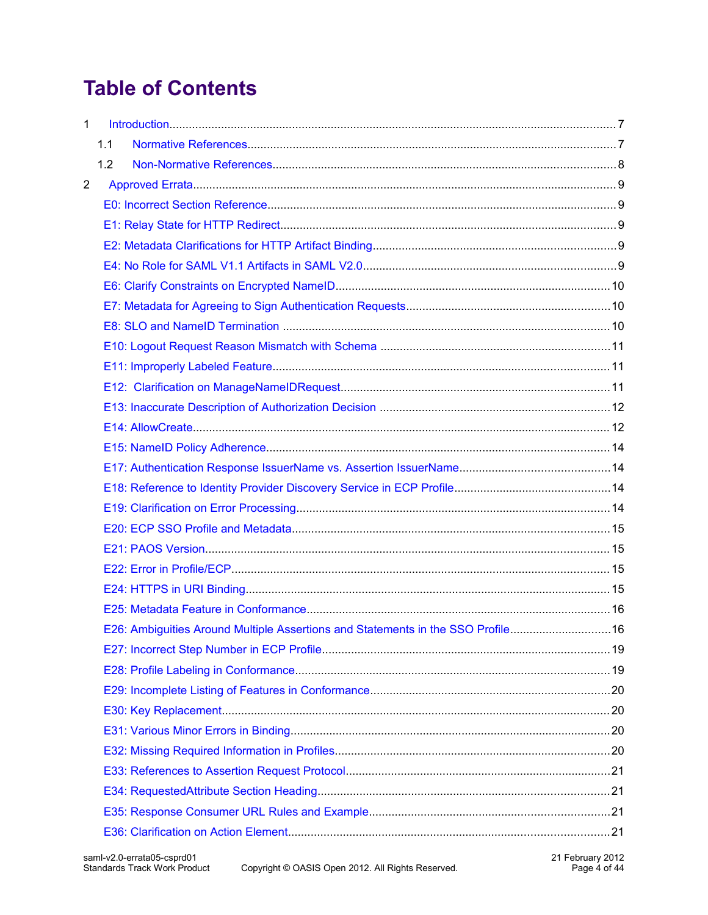# Table of Contents

1 Introduction........................................................................................................................................7

1.1 Normative References..................................................................................................................7

1.2 Non-Normative References...........................................................................................................8

2 Approved Errata...................................................................................................................................9

E0: Incorrect Section Reference.............................................................................................................9

E1: Relay State for HTTP Redirect.........................................................................................................9

E2: Metadata Clarifications for HTTP Artifact Binding............................................................................9

E4: No Role for SAML V1.1 Artifacts in SAML V2.0...............................................................................9

E6: Clarify Constraints on Encrypted NameID.......................................................................................10

E7: Metadata for Agreeing to Sign Authentication Requests.................................................................10

E8: SLO and NameID Termination .......................................................................................................10

E10: Logout Request Reason Mismatch with Schema .........................................................................11

E11: Improperly Labeled Feature..........................................................................................................11

E12: Clarification on ManageNameIDRequest.....................................................................................11

E13: Inaccurate Description of Authorization Decision .........................................................................12

E14: AllowCreate..................................................................................................................................12

E15: NameID Policy Adherence............................................................................................................14

E17: Authentication Response IssuerName vs. Assertion IssuerName................................................14

E18: Reference to Identity Provider Discovery Service in ECP Profile..................................................14

E19: Clarification on Error Processing...................................................................................................14

E20: ECP SSO Profile and Metadata....................................................................................................15

E21: PAOS Version................................................................................................................................15

E22: Error in Profile/ECP.......................................................................................................................15

E24: HTTPS in URI Binding..................................................................................................................15

E25: Metadata Feature in Conformance...............................................................................................16

E26: Ambiguities Around Multiple Assertions and Statements in the SSO Profile.................................16

E27: Incorrect Step Number in ECP Profile...........................................................................................19

E28: Profile Labeling in Conformance...................................................................................................19

E29: Incomplete Listing of Features in Conformance............................................................................20

E30: Key Replacement.........................................................................................................................20

E31: Various Minor Errors in Binding.....................................................................................................20

E32: Missing Required Information in Profiles.......................................................................................20

E33: References to Assertion Request Protocol....................................................................................21

E34: RequestedAttribute Section Heading............................................................................................21

E35: Response Consumer URL Rules and Example............................................................................21

E36: Clarification on Action Element.....................................................................................................21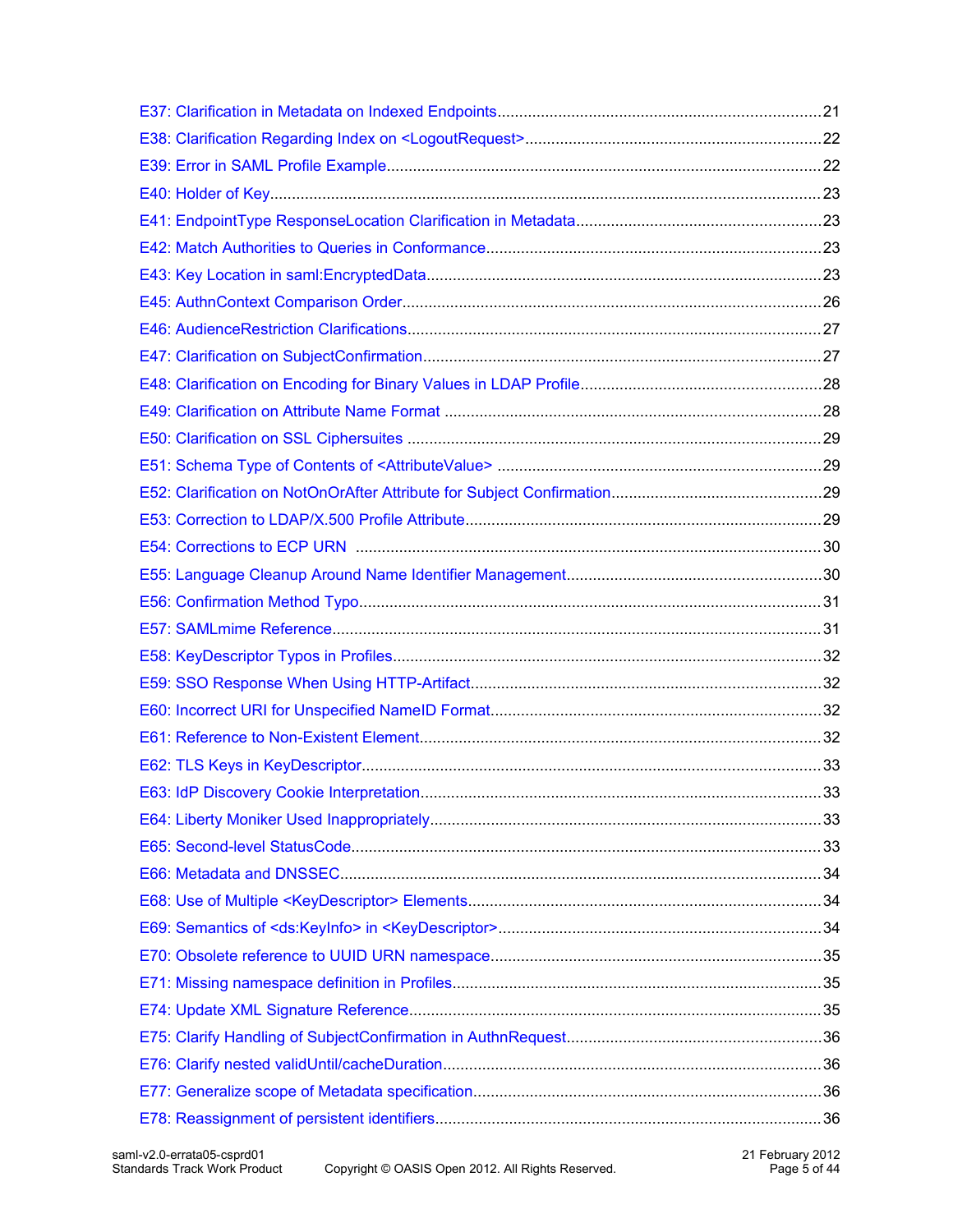E37: Clarification in Metadata on Indexed Endpoints........................................................................21
E38: Clarification Regarding Index on <LogoutRequest>..................................................................22
E39: Error in SAML Profile Example..................................................................................................22
E40: Holder of Key............................................................................................................................23
E41: EndpointType ResponseLocation Clarification in Metadata.......................................................23
E42: Match Authorities to Queries in Conformance...........................................................................23
E43: Key Location in saml:EncryptedData.........................................................................................23
E45: AuthnContext Comparison Order...............................................................................................26
E46: AudienceRestriction Clarifications..............................................................................................27
E47: Clarification on SubjectConfirmation..........................................................................................27
E48: Clarification on Encoding for Binary Values in LDAP Profile......................................................28
E49: Clarification on Attribute Name Format .....................................................................................28
E50: Clarification on SSL Ciphersuites .............................................................................................29
E51: Schema Type of Contents of <AttributeValue> .........................................................................29
E52: Clarification on NotOnOrAfter Attribute for Subject Confirmation...............................................29
E53: Correction to LDAP/X.500 Profile Attribute................................................................................29
E54: Corrections to ECP URN .........................................................................................................30
E55: Language Cleanup Around Name Identifier Management..........................................................30
E56: Confirmation Method Typo........................................................................................................31
E57: SAMLmime Reference..............................................................................................................31
E58: KeyDescriptor Typos in Profiles................................................................................................32
E59: SSO Response When Using HTTP-Artifact...............................................................................32
E60: Incorrect URI for Unspecified NameID Format..........................................................................32
E61: Reference to Non-Existent Element..........................................................................................32
E62: TLS Keys in KeyDescriptor........................................................................................................33
E63: IdP Discovery Cookie Interpretation..........................................................................................33
E64: Liberty Moniker Used Inappropriately........................................................................................33
E65: Second-level StatusCode..........................................................................................................33
E66: Metadata and DNSSEC.............................................................................................................34
E68: Use of Multiple <KeyDescriptor> Elements................................................................................34
E69: Semantics of <ds:KeyInfo> in <KeyDescriptor>.........................................................................34
E70: Obsolete reference to UUID URN namespace..........................................................................35
E71: Missing namespace definition in Profiles...................................................................................35
E74: Update XML Signature Reference.............................................................................................35
E75: Clarify Handling of SubjectConfirmation in AuthnRequest..........................................................36
E76: Clarify nested validUntil/cacheDuration.....................................................................................36
E77: Generalize scope of Metadata specification...............................................................................36
E78: Reassignment of persistent identifiers.......................................................................................36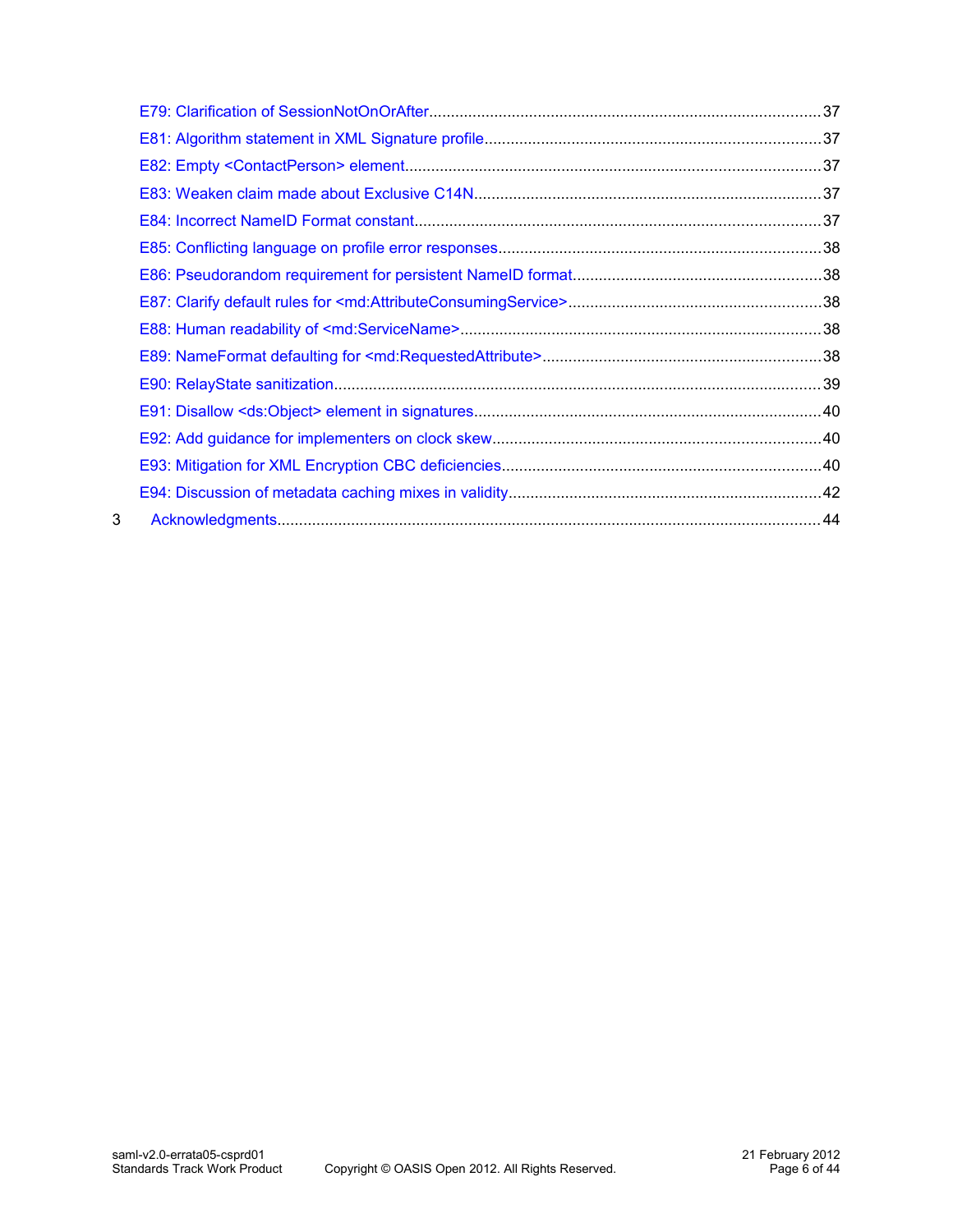E79: Clarification of SessionNotOnOrAfter....37
E81: Algorithm statement in XML Signature profile....37
E82: Empty <ContactPerson> element....37
E83: Weaken claim made about Exclusive C14N....37
E84: Incorrect NameID Format constant....37
E85: Conflicting language on profile error responses....38
E86: Pseudorandom requirement for persistent NameID format....38
E87: Clarify default rules for <md:AttributeConsumingService>....38
E88: Human readability of <md:ServiceName>....38
E89: NameFormat defaulting for <md:RequestedAttribute>....38
E90: RelayState sanitization....39
E91: Disallow <ds:Object> element in signatures....40
E92: Add guidance for implementers on clock skew....40
E93: Mitigation for XML Encryption CBC deficiencies....40
E94: Discussion of metadata caching mixes in validity....42

3 Acknowledgments....44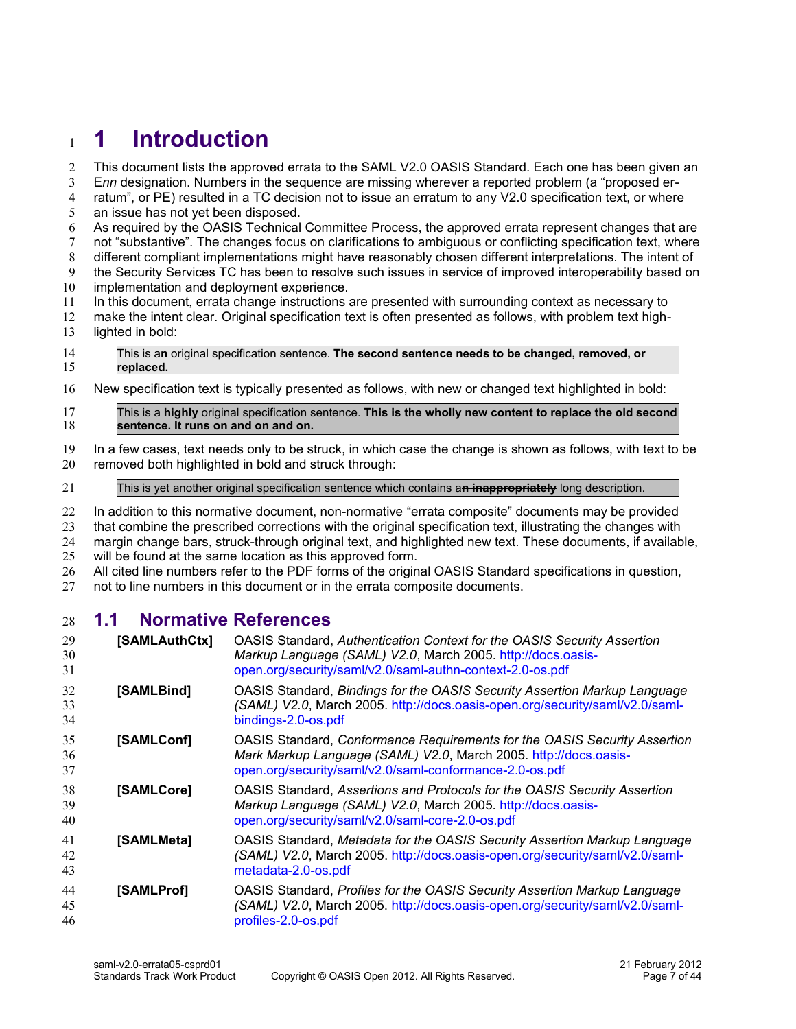# 1 Introduction

This document lists the approved errata to the SAML V2.0 OASIS Standard. Each one has been given an E*nn* designation. Numbers in the sequence are missing wherever a reported problem (a “proposed erratum”, or PE) resulted in a TC decision not to issue an erratum to any V2.0 specification text, or where an issue has not yet been disposed.

As required by the OASIS Technical Committee Process, the approved errata represent changes that are not “substantive”. The changes focus on clarifications to ambiguous or conflicting specification text, where different compliant implementations might have reasonably chosen different interpretations. The intent of the Security Services TC has been to resolve such issues in service of improved interoperability based on implementation and deployment experience.

In this document, errata change instructions are presented with surrounding context as necessary to make the intent clear. Original specification text is often presented as follows, with problem text highlighted in bold:

> This is a**n** original specification sentence. **The second sentence needs to be changed, removed, or replaced.**

New specification text is typically presented as follows, with new or changed text highlighted in bold:

> This is a **highly** original specification sentence. **This is the wholly new content to replace the old second sentence. It runs on and on and on.**

In a few cases, text needs only to be struck, in which case the change is shown as follows, with text to be removed both highlighted in bold and struck through:

> This is yet another original specification sentence which contains a~~**n inappropriately**~~ long description.

In addition to this normative document, non-normative “errata composite” documents may be provided that combine the prescribed corrections with the original specification text, illustrating the changes with margin change bars, struck-through original text, and highlighted new text. These documents, if available, will be found at the same location as this approved form.

All cited line numbers refer to the PDF forms of the original OASIS Standard specifications in question, not to line numbers in this document or in the errata composite documents.

## 1.1 Normative References

**[SAMLAuthCtx]** OASIS Standard, *Authentication Context for the OASIS Security Assertion Markup Language (SAML) V2.0*, March 2005. http://docs.oasis-open.org/security/saml/v2.0/saml-authn-context-2.0-os.pdf

**[SAMLBind]** OASIS Standard, *Bindings for the OASIS Security Assertion Markup Language (SAML) V2.0*, March 2005. http://docs.oasis-open.org/security/saml/v2.0/saml-bindings-2.0-os.pdf

**[SAMLConf]** OASIS Standard, *Conformance Requirements for the OASIS Security Assertion Mark Markup Language (SAML) V2.0*, March 2005. http://docs.oasis-open.org/security/saml/v2.0/saml-conformance-2.0-os.pdf

**[SAMLCore]** OASIS Standard, *Assertions and Protocols for the OASIS Security Assertion Markup Language (SAML) V2.0*, March 2005. http://docs.oasis-open.org/security/saml/v2.0/saml-core-2.0-os.pdf

**[SAMLMeta]** OASIS Standard, *Metadata for the OASIS Security Assertion Markup Language (SAML) V2.0*, March 2005. http://docs.oasis-open.org/security/saml/v2.0/saml-metadata-2.0-os.pdf

**[SAMLProf]** OASIS Standard, *Profiles for the OASIS Security Assertion Markup Language (SAML) V2.0*, March 2005. http://docs.oasis-open.org/security/saml/v2.0/saml-profiles-2.0-os.pdf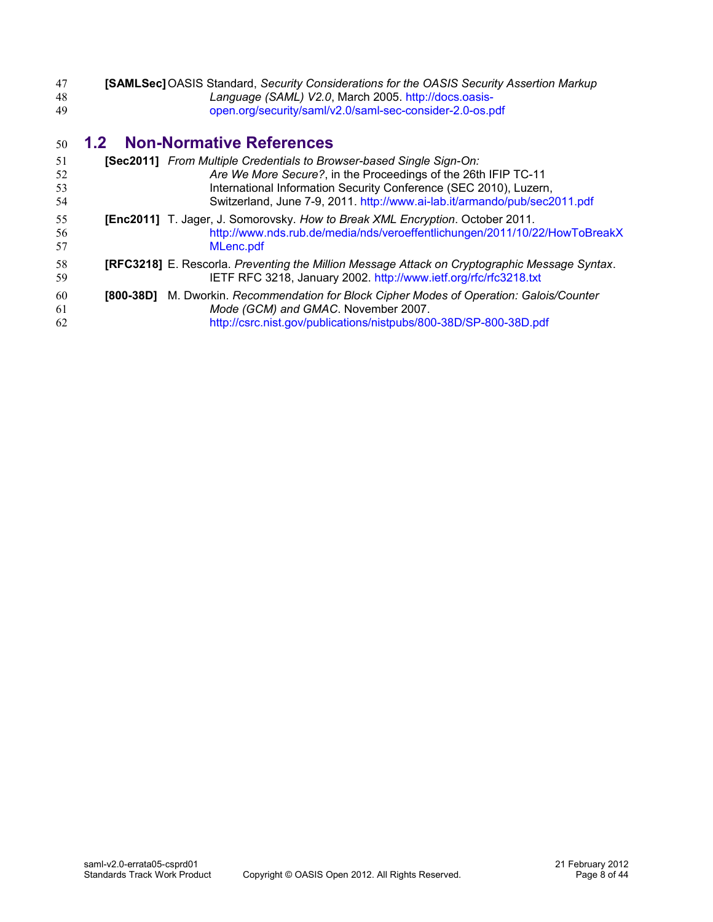**[SAMLSec]** OASIS Standard, *Security Considerations for the OASIS Security Assertion Markup Language (SAML) V2.0*, March 2005. http://docs.oasis-open.org/security/saml/v2.0/saml-sec-consider-2.0-os.pdf

## 1.2 Non-Normative References

**[Sec2011]** *From Multiple Credentials to Browser-based Single Sign-On: Are We More Secure?*, in the Proceedings of the 26th IFIP TC-11 International Information Security Conference (SEC 2010), Luzern, Switzerland, June 7-9, 2011. http://www.ai-lab.it/armando/pub/sec2011.pdf

**[Enc2011]** T. Jager, J. Somorovsky. *How to Break XML Encryption*. October 2011. http://www.nds.rub.de/media/nds/veroeffentlichungen/2011/10/22/HowToBreakXMLenc.pdf

**[RFC3218]** E. Rescorla. *Preventing the Million Message Attack on Cryptographic Message Syntax*. IETF RFC 3218, January 2002. http://www.ietf.org/rfc/rfc3218.txt

**[800-38D]** M. Dworkin. *Recommendation for Block Cipher Modes of Operation: Galois/Counter Mode (GCM) and GMAC*. November 2007. http://csrc.nist.gov/publications/nistpubs/800-38D/SP-800-38D.pdf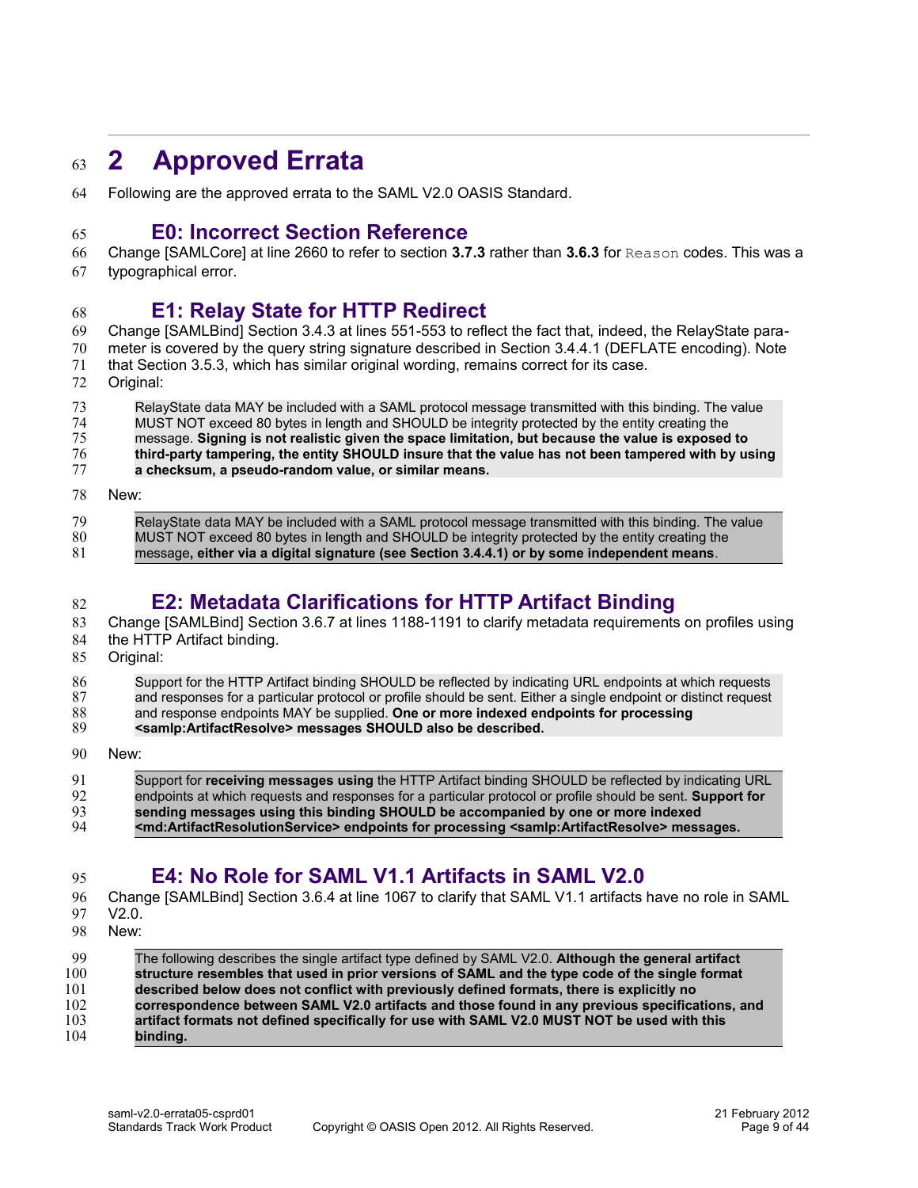# 2 Approved Errata

Following are the approved errata to the SAML V2.0 OASIS Standard.

## E0: Incorrect Section Reference

Change [SAMLCore] at line 2660 to refer to section **3.7.3** rather than **3.6.3** for `Reason` codes. This was a typographical error.

## E1: Relay State for HTTP Redirect

Change [SAMLBind] Section 3.4.3 at lines 551-553 to reflect the fact that, indeed, the RelayState parameter is covered by the query string signature described in Section 3.4.4.1 (DEFLATE encoding). Note that Section 3.5.3, which has similar original wording, remains correct for its case.

Original:

> RelayState data MAY be included with a SAML protocol message transmitted with this binding. The value MUST NOT exceed 80 bytes in length and SHOULD be integrity protected by the entity creating the message. **Signing is not realistic given the space limitation, but because the value is exposed to third-party tampering, the entity SHOULD insure that the value has not been tampered with by using a checksum, a pseudo-random value, or similar means.**

New:

> RelayState data MAY be included with a SAML protocol message transmitted with this binding. The value MUST NOT exceed 80 bytes in length and SHOULD be integrity protected by the entity creating the message**, either via a digital signature (see Section 3.4.4.1) or by some independent means**.

## E2: Metadata Clarifications for HTTP Artifact Binding

Change [SAMLBind] Section 3.6.7 at lines 1188-1191 to clarify metadata requirements on profiles using the HTTP Artifact binding.

Original:

> Support for the HTTP Artifact binding SHOULD be reflected by indicating URL endpoints at which requests and responses for a particular protocol or profile should be sent. Either a single endpoint or distinct request and response endpoints MAY be supplied. **One or more indexed endpoints for processing <samlp:ArtifactResolve> messages SHOULD also be described.**

New:

> Support for **receiving messages using** the HTTP Artifact binding SHOULD be reflected by indicating URL endpoints at which requests and responses for a particular protocol or profile should be sent. **Support for sending messages using this binding SHOULD be accompanied by one or more indexed <md:ArtifactResolutionService> endpoints for processing <samlp:ArtifactResolve> messages.**

## E4: No Role for SAML V1.1 Artifacts in SAML V2.0

Change [SAMLBind] Section 3.6.4 at line 1067 to clarify that SAML V1.1 artifacts have no role in SAML V2.0.

New:

> The following describes the single artifact type defined by SAML V2.0. **Although the general artifact structure resembles that used in prior versions of SAML and the type code of the single format described below does not conflict with previously defined formats, there is explicitly no correspondence between SAML V2.0 artifacts and those found in any previous specifications, and artifact formats not defined specifically for use with SAML V2.0 MUST NOT be used with this binding.**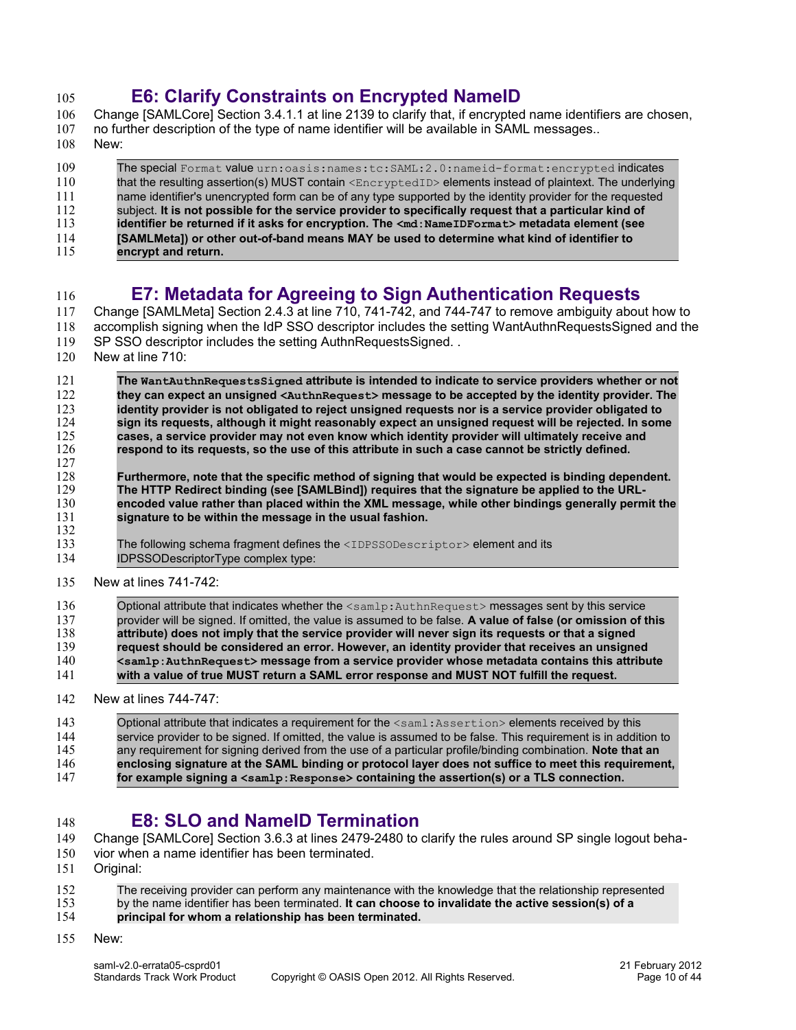## E6: Clarify Constraints on Encrypted NameID

Change [SAMLCore] Section 3.4.1.1 at line 2139 to clarify that, if encrypted name identifiers are chosen, no further description of the type of name identifier will be available in SAML messages..

New:

> The special `Format` value `urn:oasis:names:tc:SAML:2.0:nameid-format:encrypted` indicates that the resulting assertion(s) MUST contain `<EncryptedID>` elements instead of plaintext. The underlying name identifier's unencrypted form can be of any type supported by the identity provider for the requested subject. **It is not possible for the service provider to specifically request that a particular kind of identifier be returned if it asks for encryption. The `<md:NameIDFormat>` metadata element (see [SAMLMeta]) or other out-of-band means MAY be used to determine what kind of identifier to encrypt and return.**

## E7: Metadata for Agreeing to Sign Authentication Requests

Change [SAMLMeta] Section 2.4.3 at line 710, 741-742, and 744-747 to remove ambiguity about how to accomplish signing when the IdP SSO descriptor includes the setting WantAuthnRequestsSigned and the SP SSO descriptor includes the setting AuthnRequestsSigned. .

New at line 710:

> **The `WantAuthnRequestsSigned` attribute is intended to indicate to service providers whether or not they can expect an unsigned `<AuthnRequest>` message to be accepted by the identity provider. The identity provider is not obligated to reject unsigned requests nor is a service provider obligated to sign its requests, although it might reasonably expect an unsigned request will be rejected. In some cases, a service provider may not even know which identity provider will ultimately receive and respond to its requests, so the use of this attribute in such a case cannot be strictly defined.**
>
> **Furthermore, note that the specific method of signing that would be expected is binding dependent. The HTTP Redirect binding (see [SAMLBind]) requires that the signature be applied to the URL-encoded value rather than placed within the XML message, while other bindings generally permit the signature to be within the message in the usual fashion.**
>
> The following schema fragment defines the `<IDPSSODescriptor>` element and its IDPSSODescriptorType complex type:

New at lines 741-742:

> Optional attribute that indicates whether the `<samlp:AuthnRequest>` messages sent by this service provider will be signed. If omitted, the value is assumed to be false. **A value of false (or omission of this attribute) does not imply that the service provider will never sign its requests or that a signed request should be considered an error. However, an identity provider that receives an unsigned `<samlp:AuthnRequest>` message from a service provider whose metadata contains this attribute with a value of true MUST return a SAML error response and MUST NOT fulfill the request.**

New at lines 744-747:

> Optional attribute that indicates a requirement for the `<saml:Assertion>` elements received by this service provider to be signed. If omitted, the value is assumed to be false. This requirement is in addition to any requirement for signing derived from the use of a particular profile/binding combination. **Note that an enclosing signature at the SAML binding or protocol layer does not suffice to meet this requirement, for example signing a `<samlp:Response>` containing the assertion(s) or a TLS connection.**

## E8: SLO and NameID Termination

Change [SAMLCore] Section 3.6.3 at lines 2479-2480 to clarify the rules around SP single logout behavior when a name identifier has been terminated.

Original:

> The receiving provider can perform any maintenance with the knowledge that the relationship represented by the name identifier has been terminated. **It can choose to invalidate the active session(s) of a principal for whom a relationship has been terminated.**

New: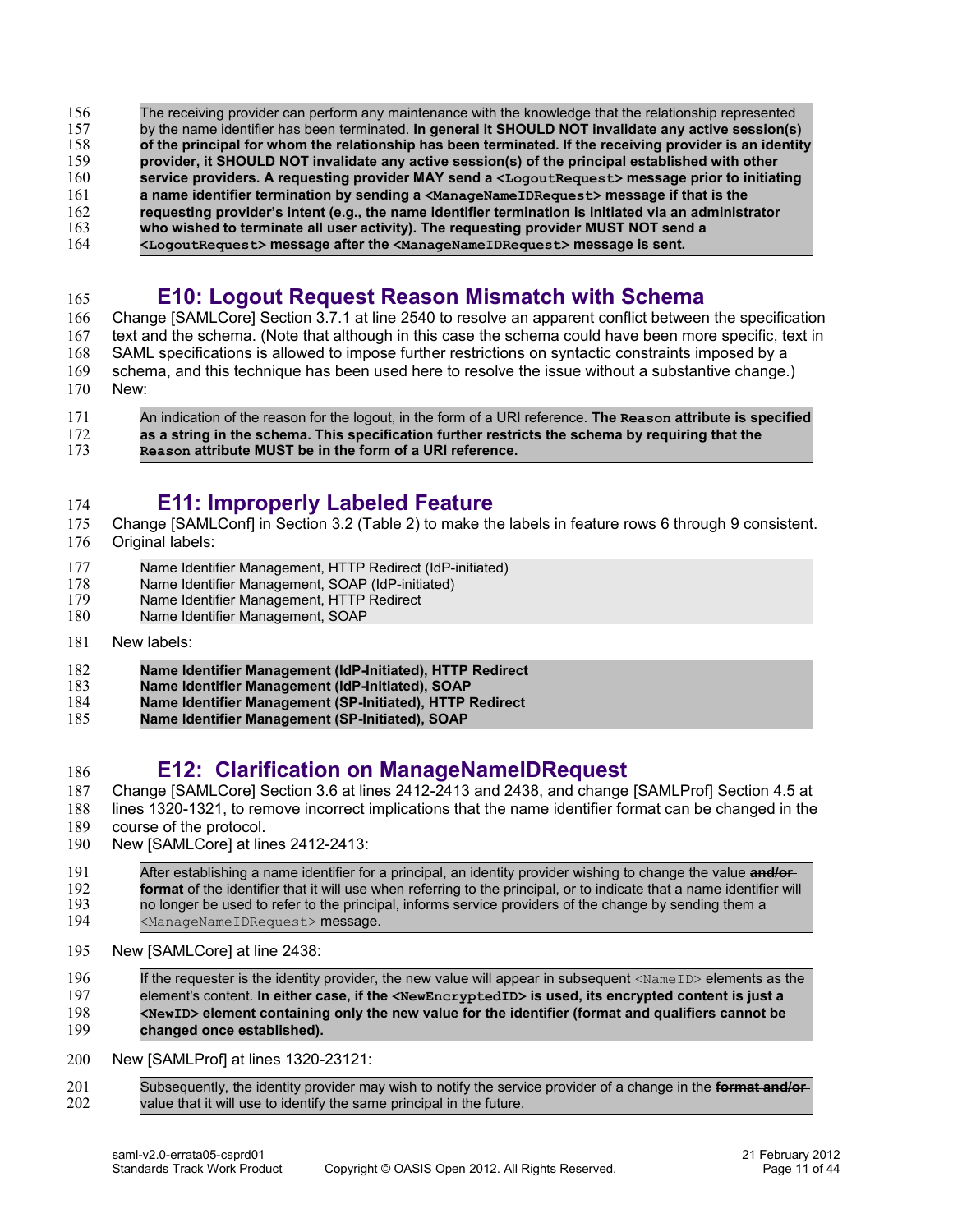The receiving provider can perform any maintenance with the knowledge that the relationship represented by the name identifier has been terminated. **In general it SHOULD NOT invalidate any active session(s) of the principal for whom the relationship has been terminated. If the receiving provider is an identity provider, it SHOULD NOT invalidate any active session(s) of the principal established with other service providers. A requesting provider MAY send a `<LogoutRequest>` message prior to initiating a name identifier termination by sending a `<ManageNameIDRequest>` message if that is the requesting provider's intent (e.g., the name identifier termination is initiated via an administrator who wished to terminate all user activity). The requesting provider MUST NOT send a `<LogoutRequest>` message after the `<ManageNameIDRequest>` message is sent.**

## E10: Logout Request Reason Mismatch with Schema

Change [SAMLCore] Section 3.7.1 at line 2540 to resolve an apparent conflict between the specification text and the schema. (Note that although in this case the schema could have been more specific, text in SAML specifications is allowed to impose further restrictions on syntactic constraints imposed by a schema, and this technique has been used here to resolve the issue without a substantive change.)
New:

An indication of the reason for the logout, in the form of a URI reference. **The `Reason` attribute is specified as a string in the schema. This specification further restricts the schema by requiring that the `Reason` attribute MUST be in the form of a URI reference.**

## E11: Improperly Labeled Feature

Change [SAMLConf] in Section 3.2 (Table 2) to make the labels in feature rows 6 through 9 consistent.
Original labels:

Name Identifier Management, HTTP Redirect (IdP-initiated)
Name Identifier Management, SOAP (IdP-initiated)
Name Identifier Management, HTTP Redirect
Name Identifier Management, SOAP

New labels:

**Name Identifier Management (IdP-Initiated), HTTP Redirect**
**Name Identifier Management (IdP-Initiated), SOAP**
**Name Identifier Management (SP-Initiated), HTTP Redirect**
**Name Identifier Management (SP-Initiated), SOAP**

## E12: Clarification on ManageNameIDRequest

Change [SAMLCore] Section 3.6 at lines 2412-2413 and 2438, and change [SAMLProf] Section 4.5 at lines 1320-1321, to remove incorrect implications that the name identifier format can be changed in the course of the protocol.
New [SAMLCore] at lines 2412-2413:

After establishing a name identifier for a principal, an identity provider wishing to change the value ~~**and/or format**~~ of the identifier that it will use when referring to the principal, or to indicate that a name identifier will no longer be used to refer to the principal, informs service providers of the change by sending them a `<ManageNameIDRequest>` message.

New [SAMLCore] at line 2438:

If the requester is the identity provider, the new value will appear in subsequent `<NameID>` elements as the element's content. **In either case, if the `<NewEncryptedID>` is used, its encrypted content is just a `<NewID>` element containing only the new value for the identifier (format and qualifiers cannot be changed once established).**

New [SAMLProf] at lines 1320-23121:

Subsequently, the identity provider may wish to notify the service provider of a change in the ~~**format and/or**~~ value that it will use to identify the same principal in the future.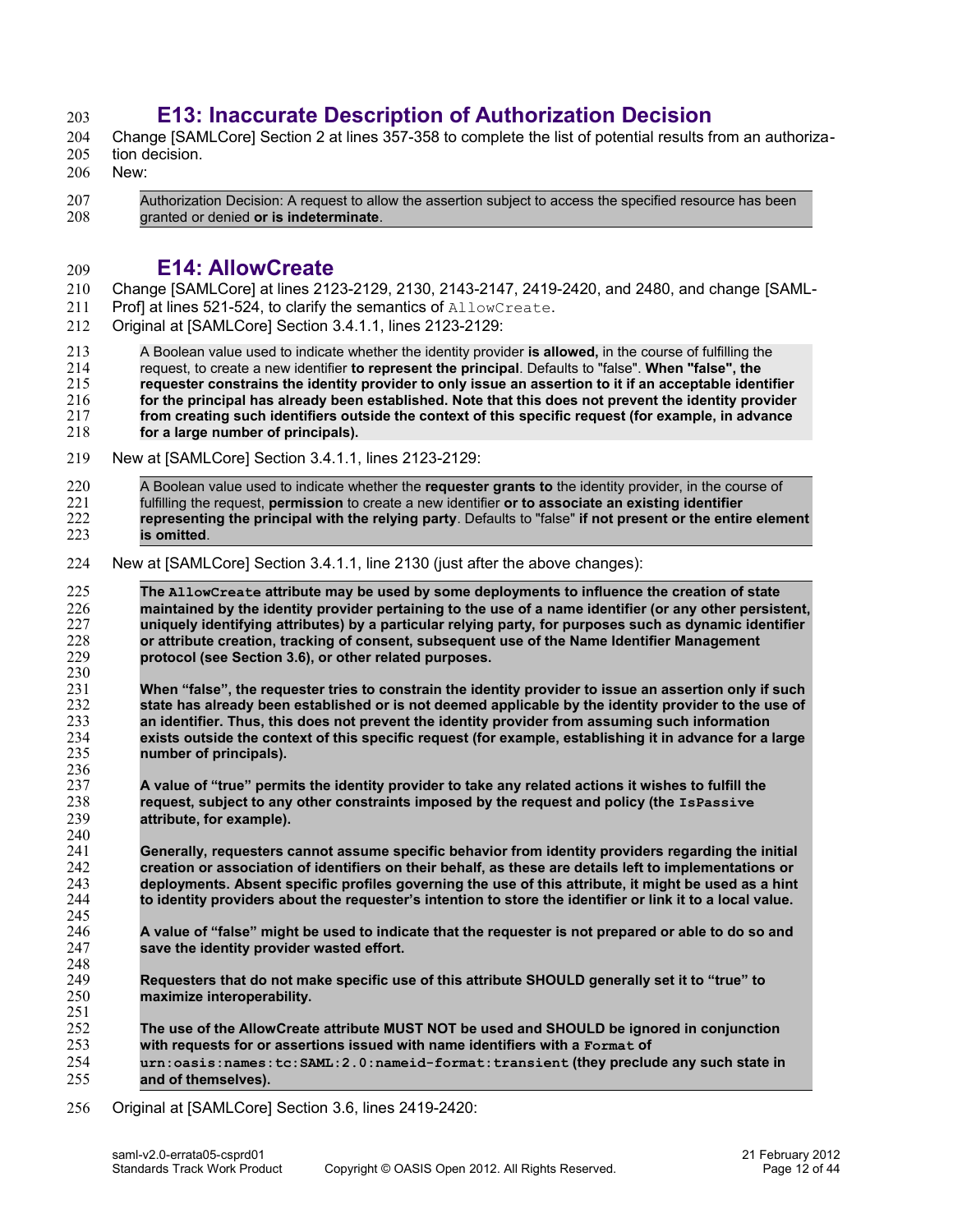## E13: Inaccurate Description of Authorization Decision

Change [SAMLCore] Section 2 at lines 357-358 to complete the list of potential results from an authorization decision.

New:

> Authorization Decision: A request to allow the assertion subject to access the specified resource has been granted or denied **or is indeterminate**.

## E14: AllowCreate

Change [SAMLCore] at lines 2123-2129, 2130, 2143-2147, 2419-2420, and 2480, and change [SAML-Prof] at lines 521-524, to clarify the semantics of `AllowCreate`.

Original at [SAMLCore] Section 3.4.1.1, lines 2123-2129:

> A Boolean value used to indicate whether the identity provider **is allowed,** in the course of fulfilling the request, to create a new identifier **to represent the principal**. Defaults to "false". **When "false", the requester constrains the identity provider to only issue an assertion to it if an acceptable identifier for the principal has already been established. Note that this does not prevent the identity provider from creating such identifiers outside the context of this specific request (for example, in advance for a large number of principals).**

New at [SAMLCore] Section 3.4.1.1, lines 2123-2129:

> A Boolean value used to indicate whether the **requester grants to** the identity provider, in the course of fulfilling the request, **permission** to create a new identifier **or to associate an existing identifier representing the principal with the relying party**. Defaults to "false" **if not present or the entire element is omitted**.

New at [SAMLCore] Section 3.4.1.1, line 2130 (just after the above changes):

> **The `AllowCreate` attribute may be used by some deployments to influence the creation of state maintained by the identity provider pertaining to the use of a name identifier (or any other persistent, uniquely identifying attributes) by a particular relying party, for purposes such as dynamic identifier or attribute creation, tracking of consent, subsequent use of the Name Identifier Management protocol (see Section 3.6), or other related purposes.**
>
> **When "false", the requester tries to constrain the identity provider to issue an assertion only if such state has already been established or is not deemed applicable by the identity provider to the use of an identifier. Thus, this does not prevent the identity provider from assuming such information exists outside the context of this specific request (for example, establishing it in advance for a large number of principals).**
>
> **A value of "true" permits the identity provider to take any related actions it wishes to fulfill the request, subject to any other constraints imposed by the request and policy (the `IsPassive` attribute, for example).**
>
> **Generally, requesters cannot assume specific behavior from identity providers regarding the initial creation or association of identifiers on their behalf, as these are details left to implementations or deployments. Absent specific profiles governing the use of this attribute, it might be used as a hint to identity providers about the requester's intention to store the identifier or link it to a local value.**
>
> **A value of "false" might be used to indicate that the requester is not prepared or able to do so and save the identity provider wasted effort.**
>
> **Requesters that do not make specific use of this attribute SHOULD generally set it to "true" to maximize interoperability.**
>
> **The use of the AllowCreate attribute MUST NOT be used and SHOULD be ignored in conjunction with requests for or assertions issued with name identifiers with a `Format` of `urn:oasis:names:tc:SAML:2.0:nameid-format:transient` (they preclude any such state in and of themselves).**

Original at [SAMLCore] Section 3.6, lines 2419-2420: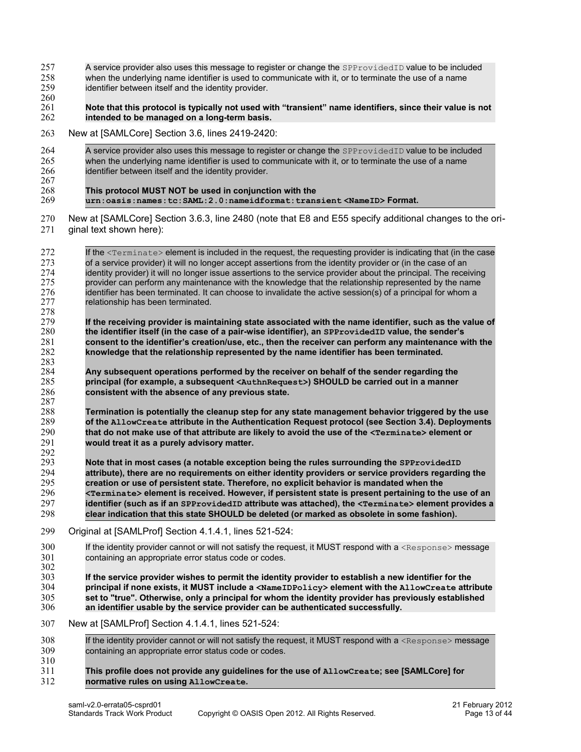> A service provider also uses this message to register or change the `SPProvidedID` value to be included when the underlying name identifier is used to communicate with it, or to terminate the use of a name identifier between itself and the identity provider.
>
> **Note that this protocol is typically not used with "transient" name identifiers, since their value is not intended to be managed on a long-term basis.**

New at [SAMLCore] Section 3.6, lines 2419-2420:

> A service provider also uses this message to register or change the `SPProvidedID` value to be included when the underlying name identifier is used to communicate with it, or to terminate the use of a name identifier between itself and the identity provider.
>
> **This protocol MUST NOT be used in conjunction with the `urn:oasis:names:tc:SAML:2.0:nameidformat:transient` `<NameID>` Format.**

New at [SAMLCore] Section 3.6.3, line 2480 (note that E8 and E55 specify additional changes to the original text shown here):

> If the `<Terminate>` element is included in the request, the requesting provider is indicating that (in the case of a service provider) it will no longer accept assertions from the identity provider or (in the case of an identity provider) it will no longer issue assertions to the service provider about the principal. The receiving provider can perform any maintenance with the knowledge that the relationship represented by the name identifier has been terminated. It can choose to invalidate the active session(s) of a principal for whom a relationship has been terminated.
>
> **If the receiving provider is maintaining state associated with the name identifier, such as the value of the identifier itself (in the case of a pair-wise identifier), an `SPProvidedID` value, the sender's consent to the identifier's creation/use, etc., then the receiver can perform any maintenance with the knowledge that the relationship represented by the name identifier has been terminated.**
>
> **Any subsequent operations performed by the receiver on behalf of the sender regarding the principal (for example, a subsequent `<AuthnRequest>`) SHOULD be carried out in a manner consistent with the absence of any previous state.**
>
> **Termination is potentially the cleanup step for any state management behavior triggered by the use of the `AllowCreate` attribute in the Authentication Request protocol (see Section 3.4). Deployments that do not make use of that attribute are likely to avoid the use of the `<Terminate>` element or would treat it as a purely advisory matter.**
>
> **Note that in most cases (a notable exception being the rules surrounding the `SPProvidedID` attribute), there are no requirements on either identity providers or service providers regarding the creation or use of persistent state. Therefore, no explicit behavior is mandated when the `<Terminate>` element is received. However, if persistent state is present pertaining to the use of an identifier (such as if an `SPProvidedID` attribute was attached), the `<Terminate>` element provides a clear indication that this state SHOULD be deleted (or marked as obsolete in some fashion).**

Original at [SAMLProf] Section 4.1.4.1, lines 521-524:

> If the identity provider cannot or will not satisfy the request, it MUST respond with a `<Response>` message containing an appropriate error status code or codes.
>
> **If the service provider wishes to permit the identity provider to establish a new identifier for the principal if none exists, it MUST include a `<NameIDPolicy>` element with the `AllowCreate` attribute set to "true". Otherwise, only a principal for whom the identity provider has previously established an identifier usable by the service provider can be authenticated successfully.**

New at [SAMLProf] Section 4.1.4.1, lines 521-524:

> If the identity provider cannot or will not satisfy the request, it MUST respond with a `<Response>` message containing an appropriate error status code or codes.
>
> **This profile does not provide any guidelines for the use of `AllowCreate`; see [SAMLCore] for normative rules on using `AllowCreate`.**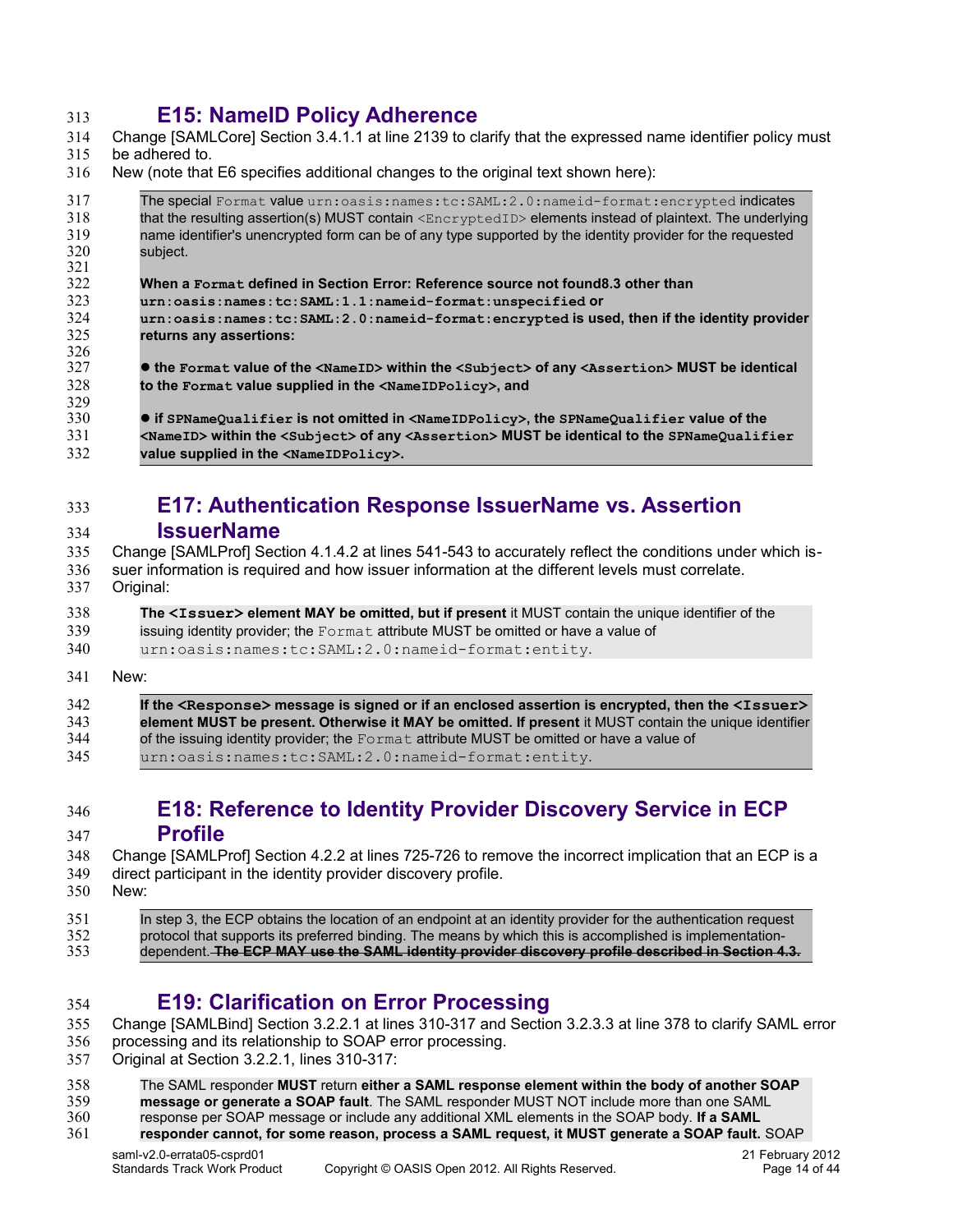## E15: NameID Policy Adherence

Change [SAMLCore] Section 3.4.1.1 at line 2139 to clarify that the expressed name identifier policy must be adhered to.

New (note that E6 specifies additional changes to the original text shown here):

> The special `Format` value `urn:oasis:names:tc:SAML:2.0:nameid-format:encrypted` indicates that the resulting assertion(s) MUST contain `<EncryptedID>` elements instead of plaintext. The underlying name identifier's unencrypted form can be of any type supported by the identity provider for the requested subject.
>
> **When a `Format` defined in Section Error: Reference source not found8.3 other than `urn:oasis:names:tc:SAML:1.1:nameid-format:unspecified` or `urn:oasis:names:tc:SAML:2.0:nameid-format:encrypted` is used, then if the identity provider returns any assertions:**
>
> - **the `Format` value of the `<NameID>` within the `<Subject>` of any `<Assertion>` MUST be identical to the `Format` value supplied in the `<NameIDPolicy>`, and**
> - **if `SPNameQualifier` is not omitted in `<NameIDPolicy>`, the `SPNameQualifier` value of the `<NameID>` within the `<Subject>` of any `<Assertion>` MUST be identical to the `SPNameQualifier` value supplied in the `<NameIDPolicy>`.**

## E17: Authentication Response IssuerName vs. Assertion IssuerName

Change [SAMLProf] Section 4.1.4.2 at lines 541-543 to accurately reflect the conditions under which issuer information is required and how issuer information at the different levels must correlate.

Original:

> **The `<Issuer>` element MAY be omitted, but if present** it MUST contain the unique identifier of the issuing identity provider; the `Format` attribute MUST be omitted or have a value of `urn:oasis:names:tc:SAML:2.0:nameid-format:entity`.

New:

> **If the `<Response>` message is signed or if an enclosed assertion is encrypted, then the `<Issuer>` element MUST be present. Otherwise it MAY be omitted. If present** it MUST contain the unique identifier of the issuing identity provider; the `Format` attribute MUST be omitted or have a value of `urn:oasis:names:tc:SAML:2.0:nameid-format:entity`.

## E18: Reference to Identity Provider Discovery Service in ECP Profile

Change [SAMLProf] Section 4.2.2 at lines 725-726 to remove the incorrect implication that an ECP is a direct participant in the identity provider discovery profile.

New:

> In step 3, the ECP obtains the location of an endpoint at an identity provider for the authentication request protocol that supports its preferred binding. The means by which this is accomplished is implementation-dependent. ~~**The ECP MAY use the SAML identity provider discovery profile described in Section 4.3.**~~

## E19: Clarification on Error Processing

Change [SAMLBind] Section 3.2.2.1 at lines 310-317 and Section 3.2.3.3 at line 378 to clarify SAML error processing and its relationship to SOAP error processing.

Original at Section 3.2.2.1, lines 310-317:

> The SAML responder **MUST** return **either a SAML response element within the body of another SOAP message or generate a SOAP fault**. The SAML responder MUST NOT include more than one SAML response per SOAP message or include any additional XML elements in the SOAP body. **If a SAML responder cannot, for some reason, process a SAML request, it MUST generate a SOAP fault.** SOAP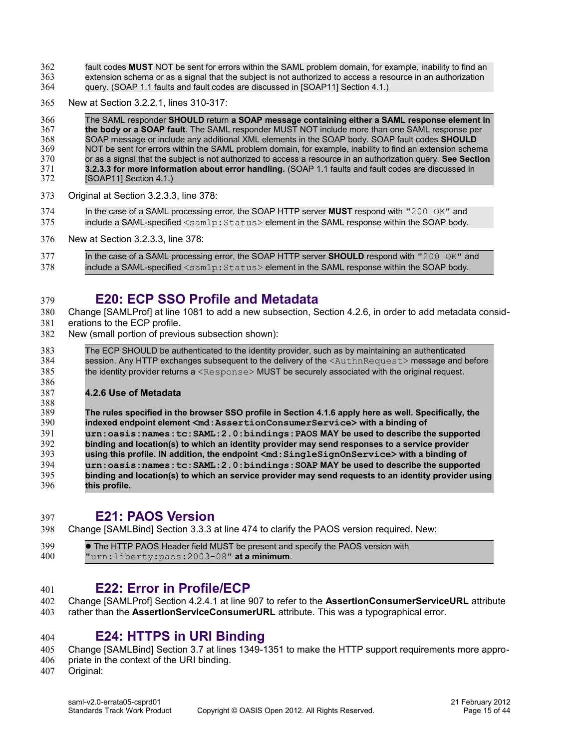fault codes **MUST** NOT be sent for errors within the SAML problem domain, for example, inability to find an extension schema or as a signal that the subject is not authorized to access a resource in an authorization query. (SOAP 1.1 faults and fault codes are discussed in [SOAP11] Section 4.1.)

New at Section 3.2.2.1, lines 310-317:

> The SAML responder **SHOULD** return **a SOAP message containing either a SAML response element in the body or a SOAP fault**. The SAML responder MUST NOT include more than one SAML response per SOAP message or include any additional XML elements in the SOAP body. SOAP fault codes **SHOULD** NOT be sent for errors within the SAML problem domain, for example, inability to find an extension schema or as a signal that the subject is not authorized to access a resource in an authorization query. **See Section 3.2.3.3 for more information about error handling.** (SOAP 1.1 faults and fault codes are discussed in [SOAP11] Section 4.1.)

Original at Section 3.2.3.3, line 378:

> In the case of a SAML processing error, the SOAP HTTP server **MUST** respond with `"200 OK"` and include a SAML-specified `<samlp:Status>` element in the SAML response within the SOAP body.

New at Section 3.2.3.3, line 378:

> In the case of a SAML processing error, the SOAP HTTP server **SHOULD** respond with `"200 OK"` and include a SAML-specified `<samlp:Status>` element in the SAML response within the SOAP body.

## E20: ECP SSO Profile and Metadata

Change [SAMLProf] at line 1081 to add a new subsection, Section 4.2.6, in order to add metadata considerations to the ECP profile.

New (small portion of previous subsection shown):

> The ECP SHOULD be authenticated to the identity provider, such as by maintaining an authenticated session. Any HTTP exchanges subsequent to the delivery of the `<AuthnRequest>` message and before the identity provider returns a `<Response>` MUST be securely associated with the original request.
>
> **4.2.6 Use of Metadata**
>
> **The rules specified in the browser SSO profile in Section 4.1.6 apply here as well. Specifically, the indexed endpoint element `<md:AssertionConsumerService>` with a binding of `urn:oasis:names:tc:SAML:2.0:bindings:PAOS` MAY be used to describe the supported binding and location(s) to which an identity provider may send responses to a service provider using this profile. IN addition, the endpoint `<md:SingleSignOnService>` with a binding of `urn:oasis:names:tc:SAML:2.0:bindings:SOAP` MAY be used to describe the supported binding and location(s) to which an service provider may send requests to an identity provider using this profile.**

## E21: PAOS Version

Change [SAMLBind] Section 3.3.3 at line 474 to clarify the PAOS version required. New:

> - The HTTP PAOS Header field MUST be present and specify the PAOS version with `"urn:liberty:paos:2003-08"` ~~at a minimum~~.

## E22: Error in Profile/ECP

Change [SAMLProf] Section 4.2.4.1 at line 907 to refer to the **AssertionConsumerServiceURL** attribute rather than the **AssertionServiceConsumerURL** attribute. This was a typographical error.

## E24: HTTPS in URI Binding

Change [SAMLBind] Section 3.7 at lines 1349-1351 to make the HTTP support requirements more appropriate in the context of the URI binding.

Original: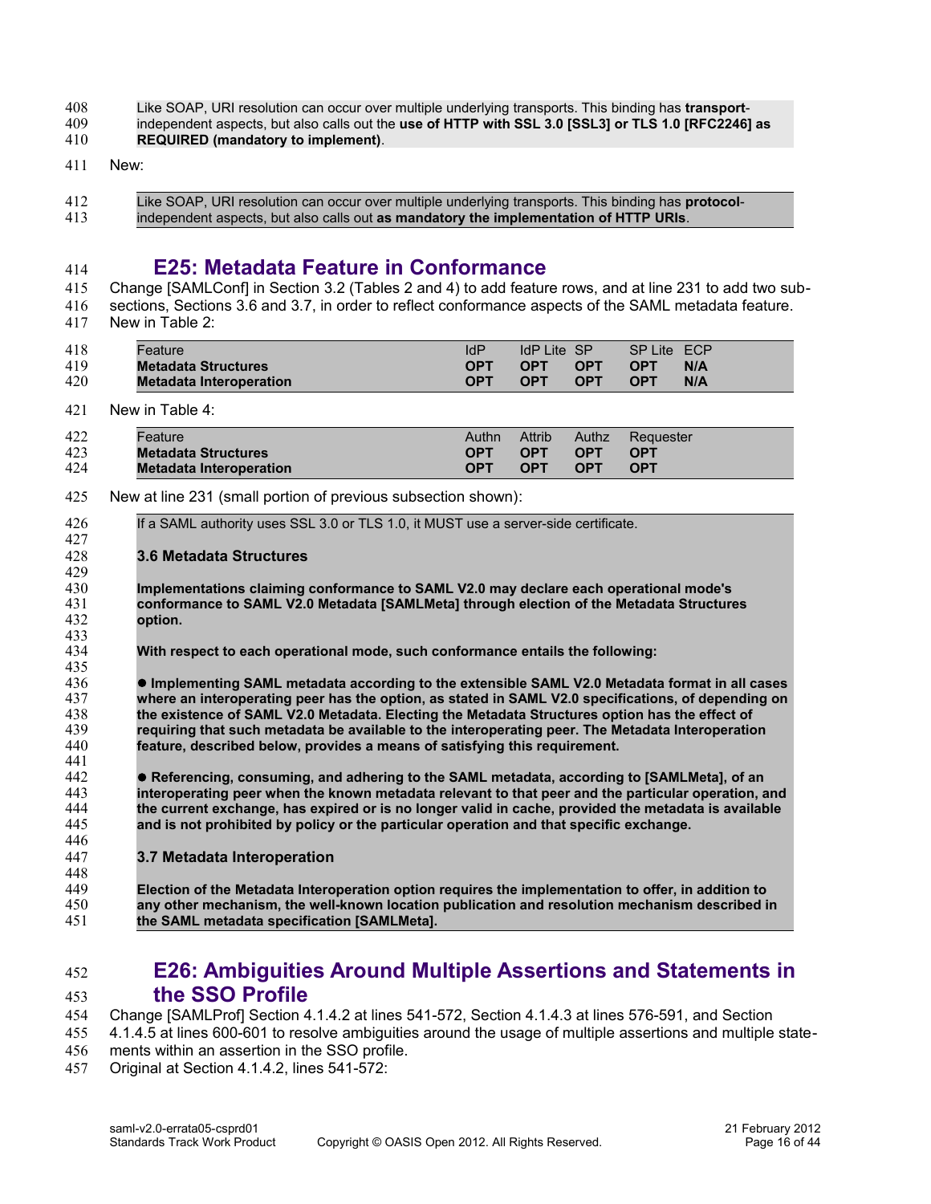Like SOAP, URI resolution can occur over multiple underlying transports. This binding has **transport**-independent aspects, but also calls out the **use of HTTP with SSL 3.0 [SSL3] or TLS 1.0 [RFC2246] as REQUIRED (mandatory to implement)**.

New:

Like SOAP, URI resolution can occur over multiple underlying transports. This binding has **protocol**-independent aspects, but also calls out **as mandatory the implementation of HTTP URIs**.

## E25: Metadata Feature in Conformance

Change [SAMLConf] in Section 3.2 (Tables 2 and 4) to add feature rows, and at line 231 to add two sub-sections, Sections 3.6 and 3.7, in order to reflect conformance aspects of the SAML metadata feature.

New in Table 2:

| Feature | IdP | IdP Lite | SP | SP Lite | ECP |
|---|---|---|---|---|---|
| **Metadata Structures** | **OPT** | **OPT** | **OPT** | **OPT** | **N/A** |
| **Metadata Interoperation** | **OPT** | **OPT** | **OPT** | **OPT** | **N/A** |

New in Table 4:

| Feature | Authn | Attrib | Authz | Requester |
|---|---|---|---|---|
| **Metadata Structures** | **OPT** | **OPT** | **OPT** | **OPT** |
| **Metadata Interoperation** | **OPT** | **OPT** | **OPT** | **OPT** |

New at line 231 (small portion of previous subsection shown):

If a SAML authority uses SSL 3.0 or TLS 1.0, it MUST use a server-side certificate.

**3.6 Metadata Structures**

**Implementations claiming conformance to SAML V2.0 may declare each operational mode's conformance to SAML V2.0 Metadata [SAMLMeta] through election of the Metadata Structures option.**

**With respect to each operational mode, such conformance entails the following:**

- **Implementing SAML metadata according to the extensible SAML V2.0 Metadata format in all cases where an interoperating peer has the option, as stated in SAML V2.0 specifications, of depending on the existence of SAML V2.0 Metadata. Electing the Metadata Structures option has the effect of requiring that such metadata be available to the interoperating peer. The Metadata Interoperation feature, described below, provides a means of satisfying this requirement.**

- **Referencing, consuming, and adhering to the SAML metadata, according to [SAMLMeta], of an interoperating peer when the known metadata relevant to that peer and the particular operation, and the current exchange, has expired or is no longer valid in cache, provided the metadata is available and is not prohibited by policy or the particular operation and that specific exchange.**

**3.7 Metadata Interoperation**

**Election of the Metadata Interoperation option requires the implementation to offer, in addition to any other mechanism, the well-known location publication and resolution mechanism described in the SAML metadata specification [SAMLMeta].**

## E26: Ambiguities Around Multiple Assertions and Statements in the SSO Profile

Change [SAMLProf] Section 4.1.4.2 at lines 541-572, Section 4.1.4.3 at lines 576-591, and Section 4.1.4.5 at lines 600-601 to resolve ambiguities around the usage of multiple assertions and multiple statements within an assertion in the SSO profile.

Original at Section 4.1.4.2, lines 541-572: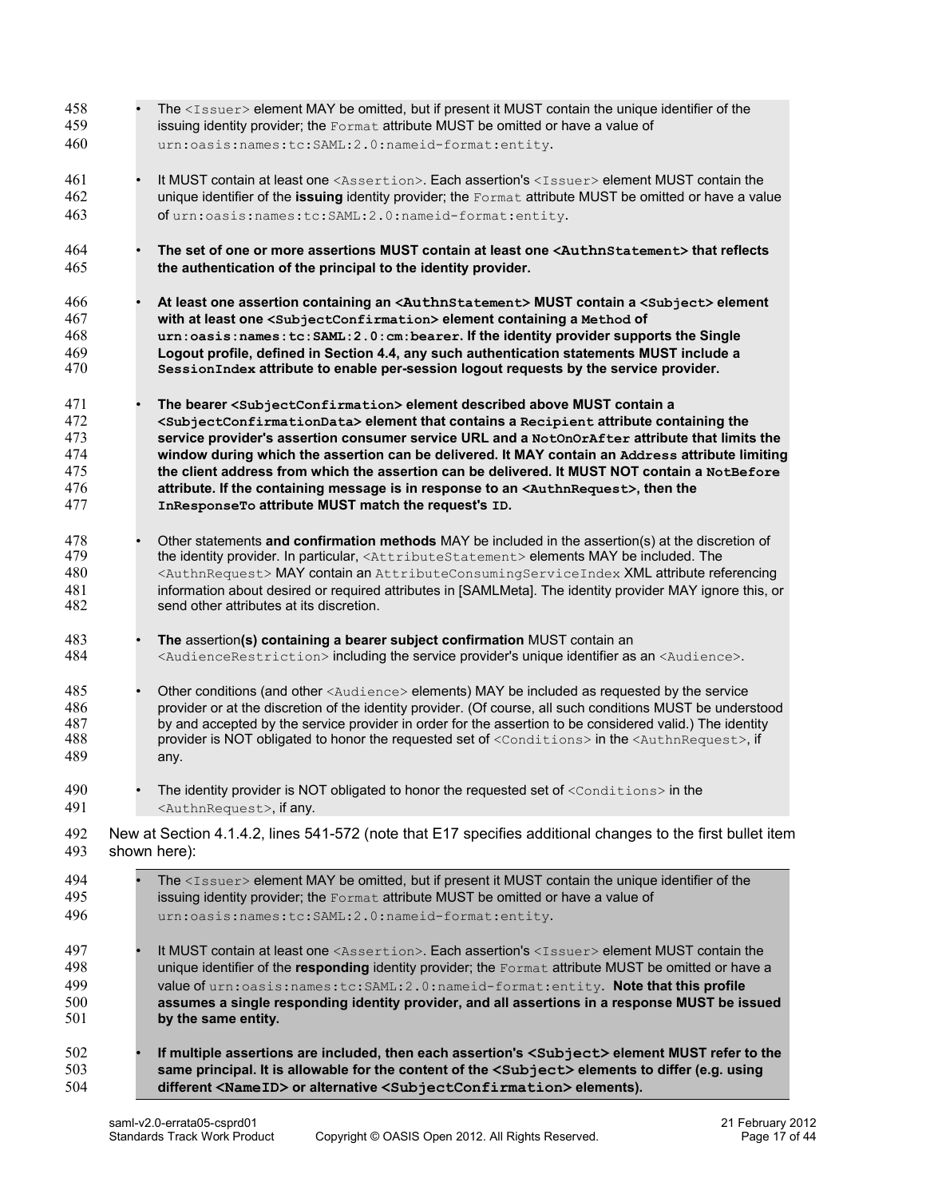- The `<Issuer>` element MAY be omitted, but if present it MUST contain the unique identifier of the issuing identity provider; the `Format` attribute MUST be omitted or have a value of `urn:oasis:names:tc:SAML:2.0:nameid-format:entity`.

- It MUST contain at least one `<Assertion>`. Each assertion's `<Issuer>` element MUST contain the unique identifier of the **issuing** identity provider; the `Format` attribute MUST be omitted or have a value of `urn:oasis:names:tc:SAML:2.0:nameid-format:entity`.

- **The set of one or more assertions MUST contain at least one `<AuthnStatement>` that reflects the authentication of the principal to the identity provider.**

- **At least one assertion containing an `<AuthnStatement>` MUST contain a `<Subject>` element with at least one `<SubjectConfirmation>` element containing a `Method` of `urn:oasis:names:tc:SAML:2.0:cm:bearer`. If the identity provider supports the Single Logout profile, defined in Section 4.4, any such authentication statements MUST include a `SessionIndex` attribute to enable per-session logout requests by the service provider.**

- **The bearer `<SubjectConfirmation>` element described above MUST contain a `<SubjectConfirmationData>` element that contains a `Recipient` attribute containing the service provider's assertion consumer service URL and a `NotOnOrAfter` attribute that limits the window during which the assertion can be delivered. It MAY contain an `Address` attribute limiting the client address from which the assertion can be delivered. It MUST NOT contain a `NotBefore` attribute. If the containing message is in response to an `<AuthnRequest>`, then the `InResponseTo` attribute MUST match the request's `ID`.**

- Other statements **and confirmation methods** MAY be included in the assertion(s) at the discretion of the identity provider. In particular, `<AttributeStatement>` elements MAY be included. The `<AuthnRequest>` MAY contain an `AttributeConsumingServiceIndex` XML attribute referencing information about desired or required attributes in [SAMLMeta]. The identity provider MAY ignore this, or send other attributes at its discretion.

- **The** assertion**(s) containing a bearer subject confirmation** MUST contain an `<AudienceRestriction>` including the service provider's unique identifier as an `<Audience>`.

- Other conditions (and other `<Audience>` elements) MAY be included as requested by the service provider or at the discretion of the identity provider. (Of course, all such conditions MUST be understood by and accepted by the service provider in order for the assertion to be considered valid.) The identity provider is NOT obligated to honor the requested set of `<Conditions>` in the `<AuthnRequest>`, if any.

- The identity provider is NOT obligated to honor the requested set of `<Conditions>` in the `<AuthnRequest>`, if any.

New at Section 4.1.4.2, lines 541-572 (note that E17 specifies additional changes to the first bullet item shown here):

- The `<Issuer>` element MAY be omitted, but if present it MUST contain the unique identifier of the issuing identity provider; the `Format` attribute MUST be omitted or have a value of `urn:oasis:names:tc:SAML:2.0:nameid-format:entity`.

- It MUST contain at least one `<Assertion>`. Each assertion's `<Issuer>` element MUST contain the unique identifier of the **responding** identity provider; the `Format` attribute MUST be omitted or have a value of `urn:oasis:names:tc:SAML:2.0:nameid-format:entity`. **Note that this profile assumes a single responding identity provider, and all assertions in a response MUST be issued by the same entity.**

- **If multiple assertions are included, then each assertion's `<Subject>` element MUST refer to the same principal. It is allowable for the content of the `<Subject>` elements to differ (e.g. using different `<NameID>` or alternative `<SubjectConfirmation>` elements).**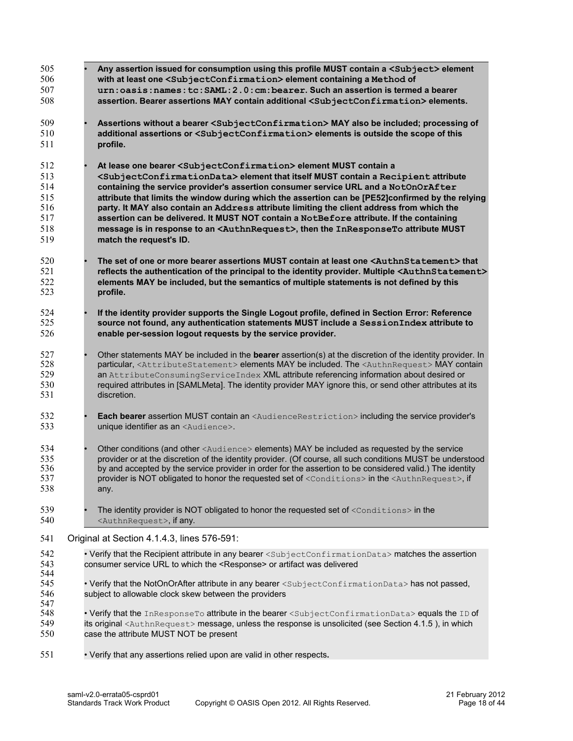- **Any assertion issued for consumption using this profile MUST contain a `<Subject>` element with at least one `<SubjectConfirmation>` element containing a `Method` of `urn:oasis:names:tc:SAML:2.0:cm:bearer`. Such an assertion is termed a bearer assertion. Bearer assertions MAY contain additional `<SubjectConfirmation>` elements.**

- **Assertions without a bearer `<SubjectConfirmation>` MAY also be included; processing of additional assertions or `<SubjectConfirmation>` elements is outside the scope of this profile.**

- **At lease one bearer `<SubjectConfirmation>` element MUST contain a `<SubjectConfirmationData>` element that itself MUST contain a `Recipient` attribute containing the service provider's assertion consumer service URL and a `NotOnOrAfter` attribute that limits the window during which the assertion can be [PE52]confirmed by the relying party. It MAY also contain an `Address` attribute limiting the client address from which the assertion can be delivered. It MUST NOT contain a `NotBefore` attribute. If the containing message is in response to an `<AuthnRequest>`, then the `InResponseTo` attribute MUST match the request's ID.**

- **The set of one or more bearer assertions MUST contain at least one `<AuthnStatement>` that reflects the authentication of the principal to the identity provider. Multiple `<AuthnStatement>` elements MAY be included, but the semantics of multiple statements is not defined by this profile.**

- **If the identity provider supports the Single Logout profile, defined in Section Error: Reference source not found, any authentication statements MUST include a `SessionIndex` attribute to enable per-session logout requests by the service provider.**

- Other statements MAY be included in the **bearer** assertion(s) at the discretion of the identity provider. In particular, `<AttributeStatement>` elements MAY be included. The `<AuthnRequest>` MAY contain an `AttributeConsumingServiceIndex` XML attribute referencing information about desired or required attributes in [SAMLMeta]. The identity provider MAY ignore this, or send other attributes at its discretion.

- **Each bearer** assertion MUST contain an `<AudienceRestriction>` including the service provider's unique identifier as an `<Audience>`.

- Other conditions (and other `<Audience>` elements) MAY be included as requested by the service provider or at the discretion of the identity provider. (Of course, all such conditions MUST be understood by and accepted by the service provider in order for the assertion to be considered valid.) The identity provider is NOT obligated to honor the requested set of `<Conditions>` in the `<AuthnRequest>`, if any.

- The identity provider is NOT obligated to honor the requested set of `<Conditions>` in the `<AuthnRequest>`, if any.

Original at Section 4.1.4.3, lines 576-591:

• Verify that the Recipient attribute in any bearer `<SubjectConfirmationData>` matches the assertion consumer service URL to which the <Response> or artifact was delivered

• Verify that the NotOnOrAfter attribute in any bearer `<SubjectConfirmationData>` has not passed, subject to allowable clock skew between the providers

• Verify that the `InResponseTo` attribute in the bearer `<SubjectConfirmationData>` equals the `ID` of its original `<AuthnRequest>` message, unless the response is unsolicited (see Section 4.1.5 ), in which case the attribute MUST NOT be present

• Verify that any assertions relied upon are valid in other respects**.**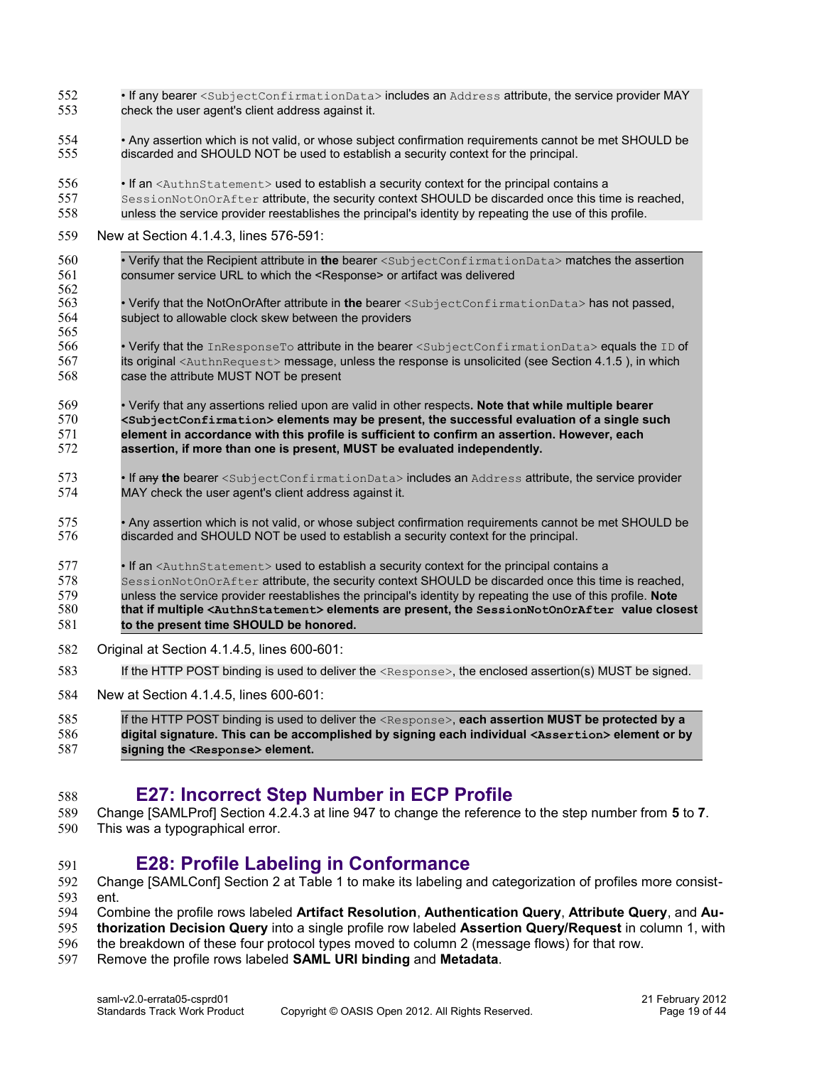• If any bearer `<SubjectConfirmationData>` includes an `Address` attribute, the service provider MAY check the user agent's client address against it.

• Any assertion which is not valid, or whose subject confirmation requirements cannot be met SHOULD be discarded and SHOULD NOT be used to establish a security context for the principal.

• If an `<AuthnStatement>` used to establish a security context for the principal contains a `SessionNotOnOrAfter` attribute, the security context SHOULD be discarded once this time is reached, unless the service provider reestablishes the principal's identity by repeating the use of this profile.

New at Section 4.1.4.3, lines 576-591:

• Verify that the Recipient attribute in **the** bearer `<SubjectConfirmationData>` matches the assertion consumer service URL to which the <Response> or artifact was delivered

• Verify that the NotOnOrAfter attribute in **the** bearer `<SubjectConfirmationData>` has not passed, subject to allowable clock skew between the providers

• Verify that the `InResponseTo` attribute in the bearer `<SubjectConfirmationData>` equals the `ID` of its original `<AuthnRequest>` message, unless the response is unsolicited (see Section 4.1.5 ), in which case the attribute MUST NOT be present

• Verify that any assertions relied upon are valid in other respects**. Note that while multiple bearer `<SubjectConfirmation>` elements may be present, the successful evaluation of a single such element in accordance with this profile is sufficient to confirm an assertion. However, each assertion, if more than one is present, MUST be evaluated independently.**

• If ~~any~~ **the** bearer `<SubjectConfirmationData>` includes an `Address` attribute, the service provider MAY check the user agent's client address against it.

• Any assertion which is not valid, or whose subject confirmation requirements cannot be met SHOULD be discarded and SHOULD NOT be used to establish a security context for the principal.

• If an `<AuthnStatement>` used to establish a security context for the principal contains a `SessionNotOnOrAfter` attribute, the security context SHOULD be discarded once this time is reached, unless the service provider reestablishes the principal's identity by repeating the use of this profile. **Note that if multiple `<AuthnStatement>` elements are present, the `SessionNotOnOrAfter` value closest to the present time SHOULD be honored.**

Original at Section 4.1.4.5, lines 600-601:

If the HTTP POST binding is used to deliver the `<Response>`, the enclosed assertion(s) MUST be signed.

New at Section 4.1.4.5, lines 600-601:

If the HTTP POST binding is used to deliver the `<Response>`, **each assertion MUST be protected by a digital signature. This can be accomplished by signing each individual `<Assertion>` element or by signing the `<Response>` element.**

## E27: Incorrect Step Number in ECP Profile

Change [SAMLProf] Section 4.2.4.3 at line 947 to change the reference to the step number from **5** to **7**. This was a typographical error.

## E28: Profile Labeling in Conformance

Change [SAMLConf] Section 2 at Table 1 to make its labeling and categorization of profiles more consistent.

Combine the profile rows labeled **Artifact Resolution**, **Authentication Query**, **Attribute Query**, and **Authorization Decision Query** into a single profile row labeled **Assertion Query/Request** in column 1, with the breakdown of these four protocol types moved to column 2 (message flows) for that row.

Remove the profile rows labeled **SAML URI binding** and **Metadata**.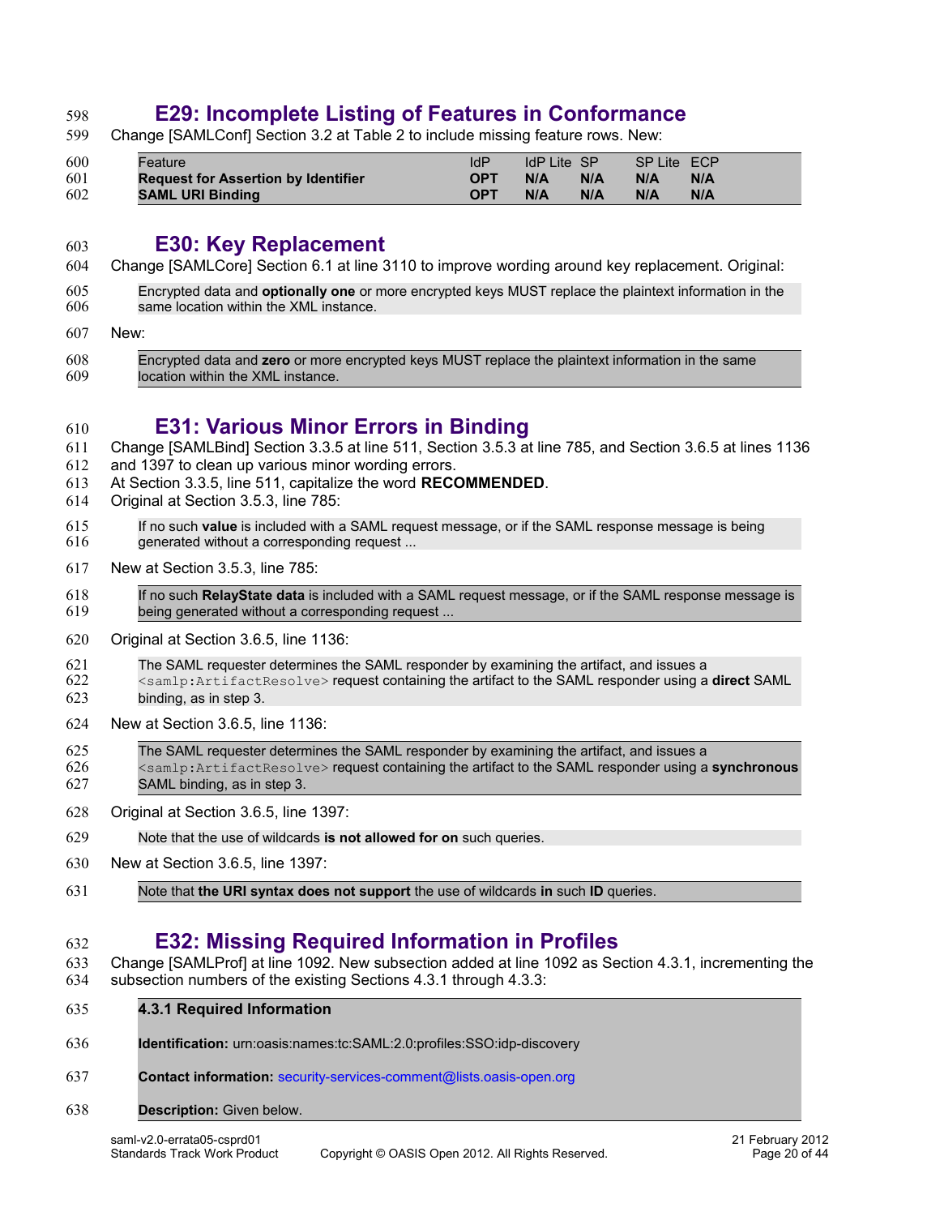## E29: Incomplete Listing of Features in Conformance

Change [SAMLConf] Section 3.2 at Table 2 to include missing feature rows. New:

| Feature | IdP | IdP Lite | SP | SP Lite | ECP |
|---|---|---|---|---|---|
| **Request for Assertion by Identifier** | **OPT** | **N/A** | **N/A** | **N/A** | **N/A** |
| **SAML URI Binding** | **OPT** | **N/A** | **N/A** | **N/A** | **N/A** |

## E30: Key Replacement

Change [SAMLCore] Section 6.1 at line 3110 to improve wording around key replacement. Original:

> Encrypted data and **optionally one** or more encrypted keys MUST replace the plaintext information in the same location within the XML instance.

New:

> Encrypted data and **zero** or more encrypted keys MUST replace the plaintext information in the same location within the XML instance.

## E31: Various Minor Errors in Binding

Change [SAMLBind] Section 3.3.5 at line 511, Section 3.5.3 at line 785, and Section 3.6.5 at lines 1136 and 1397 to clean up various minor wording errors.
At Section 3.3.5, line 511, capitalize the word **RECOMMENDED**.
Original at Section 3.5.3, line 785:

> If no such **value** is included with a SAML request message, or if the SAML response message is being generated without a corresponding request ...

New at Section 3.5.3, line 785:

> If no such **RelayState data** is included with a SAML request message, or if the SAML response message is being generated without a corresponding request ...

Original at Section 3.6.5, line 1136:

> The SAML requester determines the SAML responder by examining the artifact, and issues a `<samlp:ArtifactResolve>` request containing the artifact to the SAML responder using a **direct** SAML binding, as in step 3.

New at Section 3.6.5, line 1136:

> The SAML requester determines the SAML responder by examining the artifact, and issues a `<samlp:ArtifactResolve>` request containing the artifact to the SAML responder using a **synchronous** SAML binding, as in step 3.

Original at Section 3.6.5, line 1397:

> Note that the use of wildcards **is not allowed for on** such queries.

New at Section 3.6.5, line 1397:

> Note that **the URI syntax does not support** the use of wildcards **in** such **ID** queries.

## E32: Missing Required Information in Profiles

Change [SAMLProf] at line 1092. New subsection added at line 1092 as Section 4.3.1, incrementing the subsection numbers of the existing Sections 4.3.1 through 4.3.3:

> **4.3.1 Required Information**
>
> **Identification:** urn:oasis:names:tc:SAML:2.0:profiles:SSO:idp-discovery
>
> **Contact information:** security-services-comment@lists.oasis-open.org
>
> **Description:** Given below.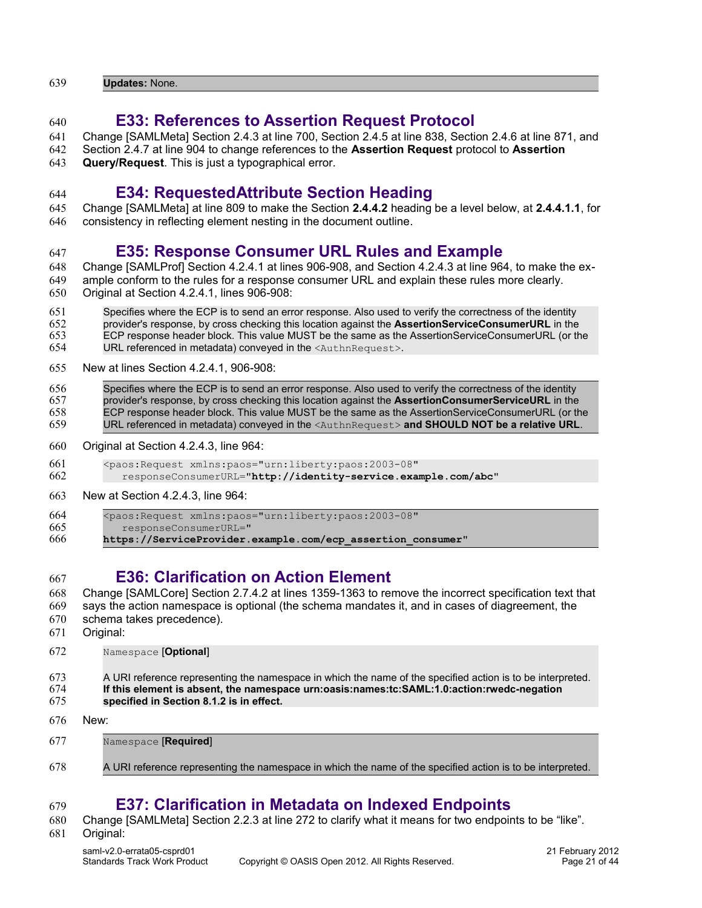**Updates:** None.

## E33: References to Assertion Request Protocol

Change [SAMLMeta] Section 2.4.3 at line 700, Section 2.4.5 at line 838, Section 2.4.6 at line 871, and Section 2.4.7 at line 904 to change references to the **Assertion Request** protocol to **Assertion Query/Request**. This is just a typographical error.

## E34: RequestedAttribute Section Heading

Change [SAMLMeta] at line 809 to make the Section **2.4.4.2** heading be a level below, at **2.4.4.1.1**, for consistency in reflecting element nesting in the document outline.

## E35: Response Consumer URL Rules and Example

Change [SAMLProf] Section 4.2.4.1 at lines 906-908, and Section 4.2.4.3 at line 964, to make the example conform to the rules for a response consumer URL and explain these rules more clearly.

Original at Section 4.2.4.1, lines 906-908:

> Specifies where the ECP is to send an error response. Also used to verify the correctness of the identity provider's response, by cross checking this location against the **AssertionServiceConsumerURL** in the ECP response header block. This value MUST be the same as the AssertionServiceConsumerURL (or the URL referenced in metadata) conveyed in the `<AuthnRequest>`.

New at lines Section 4.2.4.1, 906-908:

> Specifies where the ECP is to send an error response. Also used to verify the correctness of the identity provider's response, by cross checking this location against the **AssertionConsumerServiceURL** in the ECP response header block. This value MUST be the same as the AssertionServiceConsumerURL (or the URL referenced in metadata) conveyed in the `<AuthnRequest>` **and SHOULD NOT be a relative URL**.

Original at Section 4.2.4.3, line 964:

```
<paos:Request xmlns:paos="urn:liberty:paos:2003-08"
   responseConsumerURL="http://identity-service.example.com/abc"
```

New at Section 4.2.4.3, line 964:

```
<paos:Request xmlns:paos="urn:liberty:paos:2003-08"
   responseConsumerURL="
https://ServiceProvider.example.com/ecp_assertion_consumer"
```

## E36: Clarification on Action Element

Change [SAMLCore] Section 2.7.4.2 at lines 1359-1363 to remove the incorrect specification text that says the action namespace is optional (the schema mandates it, and in cases of diagreement, the schema takes precedence).

Original:

> `Namespace` [**Optional**]
>
> A URI reference representing the namespace in which the name of the specified action is to be interpreted. **If this element is absent, the namespace urn:oasis:names:tc:SAML:1.0:action:rwedc-negation specified in Section 8.1.2 is in effect.**

New:

> `Namespace` [**Required**]
>
> A URI reference representing the namespace in which the name of the specified action is to be interpreted.

## E37: Clarification in Metadata on Indexed Endpoints

Change [SAMLMeta] Section 2.2.3 at line 272 to clarify what it means for two endpoints to be “like”.

Original: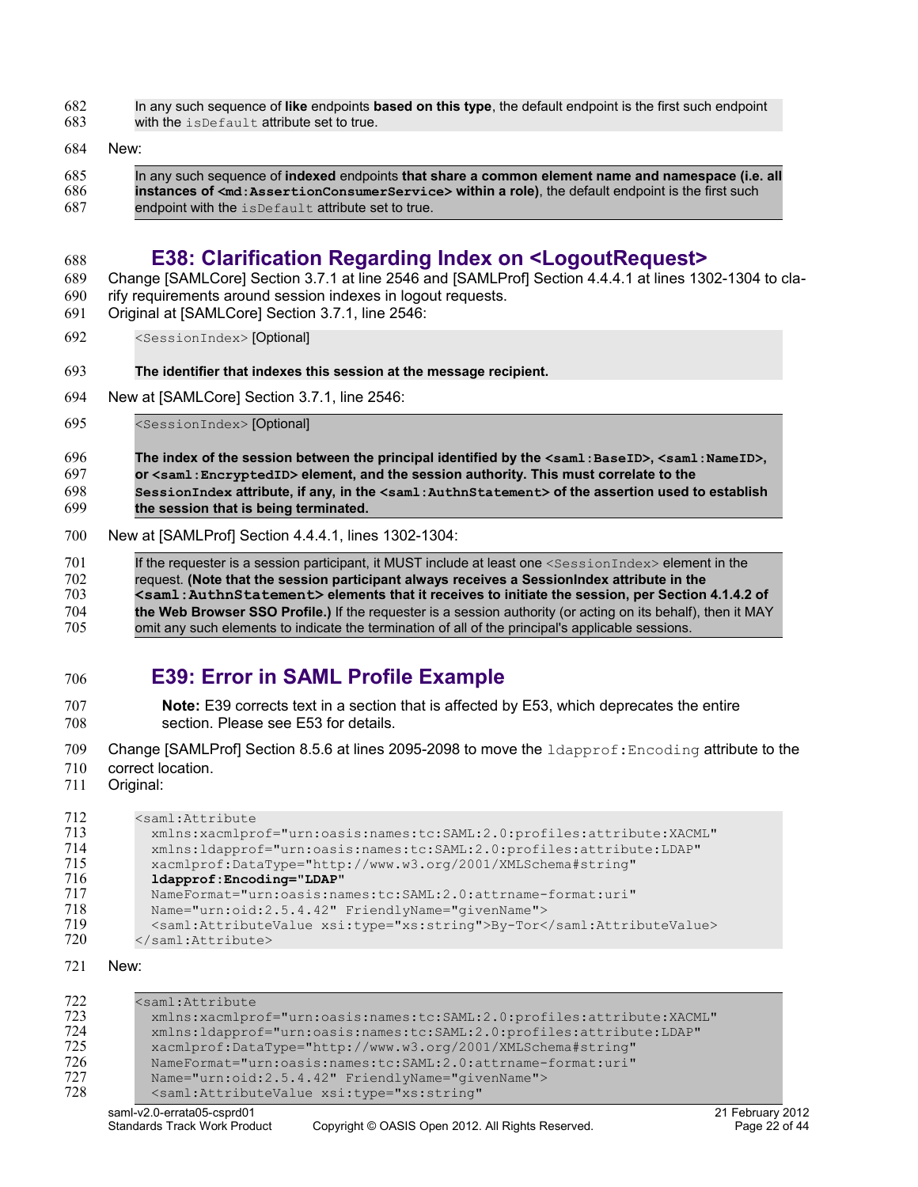> In any such sequence of **like** endpoints **based on this type**, the default endpoint is the first such endpoint with the `isDefault` attribute set to true.

New:

> In any such sequence of **indexed** endpoints **that share a common element name and namespace (i.e. all instances of `<md:AssertionConsumerService>` within a role)**, the default endpoint is the first such endpoint with the `isDefault` attribute set to true.

## E38: Clarification Regarding Index on <LogoutRequest>

Change [SAMLCore] Section 3.7.1 at line 2546 and [SAMLProf] Section 4.4.4.1 at lines 1302-1304 to clarify requirements around session indexes in logout requests.

Original at [SAMLCore] Section 3.7.1, line 2546:

> `<SessionIndex>` [Optional]
>
> **The identifier that indexes this session at the message recipient.**

New at [SAMLCore] Section 3.7.1, line 2546:

> `<SessionIndex>` [Optional]
>
> **The index of the session between the principal identified by the `<saml:BaseID>`, `<saml:NameID>`, or `<saml:EncryptedID>` element, and the session authority. This must correlate to the `SessionIndex` attribute, if any, in the `<saml:AuthnStatement>` of the assertion used to establish the session that is being terminated.**

New at [SAMLProf] Section 4.4.4.1, lines 1302-1304:

> If the requester is a session participant, it MUST include at least one `<SessionIndex>` element in the request. **(Note that the session participant always receives a SessionIndex attribute in the `<saml:AuthnStatement>` elements that it receives to initiate the session, per Section 4.1.4.2 of the Web Browser SSO Profile.)** If the requester is a session authority (or acting on its behalf), then it MAY omit any such elements to indicate the termination of all of the principal's applicable sessions.

## E39: Error in SAML Profile Example

> **Note:** E39 corrects text in a section that is affected by E53, which deprecates the entire section. Please see E53 for details.

Change [SAMLProf] Section 8.5.6 at lines 2095-2098 to move the `ldapprof:Encoding` attribute to the correct location.

Original:

```
<saml:Attribute
  xmlns:xacmlprof="urn:oasis:names:tc:SAML:2.0:profiles:attribute:XACML"
  xmlns:ldapprof="urn:oasis:names:tc:SAML:2.0:profiles:attribute:LDAP"
  xacmlprof:DataType="http://www.w3.org/2001/XMLSchema#string"
  ldapprof:Encoding="LDAP"
  NameFormat="urn:oasis:names:tc:SAML:2.0:attrname-format:uri"
  Name="urn:oid:2.5.4.42" FriendlyName="givenName">
  <saml:AttributeValue xsi:type="xs:string">By-Tor</saml:AttributeValue>
</saml:Attribute>
```

New:

```
<saml:Attribute
  xmlns:xacmlprof="urn:oasis:names:tc:SAML:2.0:profiles:attribute:XACML"
  xmlns:ldapprof="urn:oasis:names:tc:SAML:2.0:profiles:attribute:LDAP"
  xacmlprof:DataType="http://www.w3.org/2001/XMLSchema#string"
  NameFormat="urn:oasis:names:tc:SAML:2.0:attrname-format:uri"
  Name="urn:oid:2.5.4.42" FriendlyName="givenName">
  <saml:AttributeValue xsi:type="xs:string"
```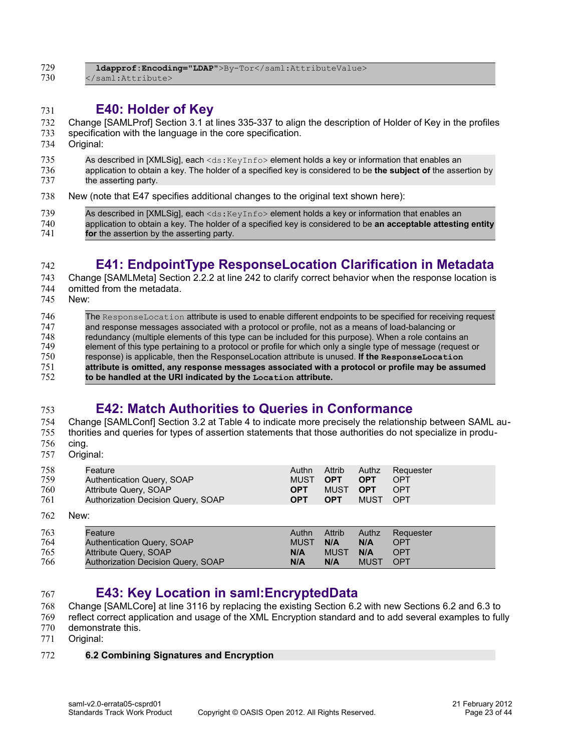```
    ldapprof:Encoding="LDAP">By-Tor</saml:AttributeValue>
</saml:Attribute>
```

## E40: Holder of Key

Change [SAMLProf] Section 3.1 at lines 335-337 to align the description of Holder of Key in the profiles specification with the language in the core specification.

Original:

> As described in [XMLSig], each `<ds:KeyInfo>` element holds a key or information that enables an application to obtain a key. The holder of a specified key is considered to be **the subject of** the assertion by the asserting party.

New (note that E47 specifies additional changes to the original text shown here):

> As described in [XMLSig], each `<ds:KeyInfo>` element holds a key or information that enables an application to obtain a key. The holder of a specified key is considered to be **an acceptable attesting entity for** the assertion by the asserting party.

## E41: EndpointType ResponseLocation Clarification in Metadata

Change [SAMLMeta] Section 2.2.2 at line 242 to clarify correct behavior when the response location is omitted from the metadata.

New:

> The `ResponseLocation` attribute is used to enable different endpoints to be specified for receiving request and response messages associated with a protocol or profile, not as a means of load-balancing or redundancy (multiple elements of this type can be included for this purpose). When a role contains an element of this type pertaining to a protocol or profile for which only a single type of message (request or response) is applicable, then the ResponseLocation attribute is unused. **If the `ResponseLocation` attribute is omitted, any response messages associated with a protocol or profile may be assumed to be handled at the URI indicated by the `Location` attribute.**

## E42: Match Authorities to Queries in Conformance

Change [SAMLConf] Section 3.2 at Table 4 to indicate more precisely the relationship between SAML authorities and queries for types of assertion statements that those authorities do not specialize in producing.

Original:

| Feature | Authn | Attrib | Authz | Requester |
|---|---|---|---|---|
| Authentication Query, SOAP | MUST | **OPT** | **OPT** | OPT |
| Attribute Query, SOAP | **OPT** | MUST | **OPT** | OPT |
| Authorization Decision Query, SOAP | **OPT** | **OPT** | MUST | OPT |

New:

| Feature | Authn | Attrib | Authz | Requester |
|---|---|---|---|---|
| Authentication Query, SOAP | MUST | **N/A** | **N/A** | OPT |
| Attribute Query, SOAP | **N/A** | MUST | **N/A** | OPT |
| Authorization Decision Query, SOAP | **N/A** | **N/A** | MUST | OPT |

## E43: Key Location in saml:EncryptedData

Change [SAMLCore] at line 3116 by replacing the existing Section 6.2 with new Sections 6.2 and 6.3 to reflect correct application and usage of the XML Encryption standard and to add several examples to fully demonstrate this.

Original:

> **6.2 Combining Signatures and Encryption**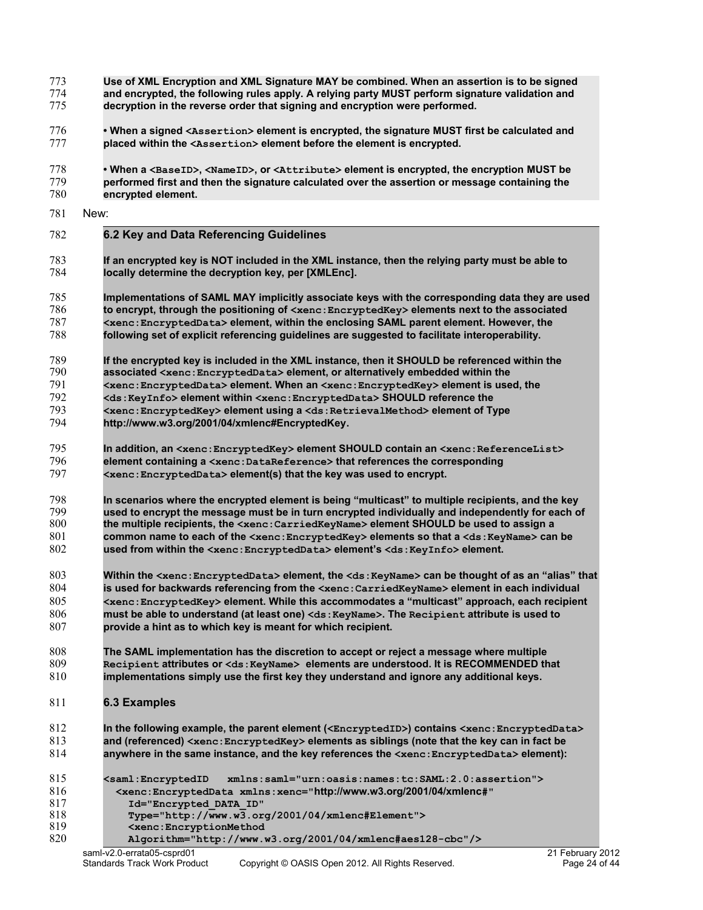**Use of XML Encryption and XML Signature MAY be combined. When an assertion is to be signed and encrypted, the following rules apply. A relying party MUST perform signature validation and decryption in the reverse order that signing and encryption were performed.**

**• When a signed `<Assertion>` element is encrypted, the signature MUST first be calculated and placed within the `<Assertion>` element before the element is encrypted.**

**• When a `<BaseID>`, `<NameID>`, or `<Attribute>` element is encrypted, the encryption MUST be performed first and then the signature calculated over the assertion or message containing the encrypted element.**

New:

### 6.2 Key and Data Referencing Guidelines

**If an encrypted key is NOT included in the XML instance, then the relying party must be able to locally determine the decryption key, per [XMLEnc].**

**Implementations of SAML MAY implicitly associate keys with the corresponding data they are used to encrypt, through the positioning of `<xenc:EncryptedKey>` elements next to the associated `<xenc:EncryptedData>` element, within the enclosing SAML parent element. However, the following set of explicit referencing guidelines are suggested to facilitate interoperability.**

**If the encrypted key is included in the XML instance, then it SHOULD be referenced within the associated `<xenc:EncryptedData>` element, or alternatively embedded within the `<xenc:EncryptedData>` element. When an `<xenc:EncryptedKey>` element is used, the `<ds:KeyInfo>` element within `<xenc:EncryptedData>` SHOULD reference the `<xenc:EncryptedKey>` element using a `<ds:RetrievalMethod>` element of Type http://www.w3.org/2001/04/xmlenc#EncryptedKey.**

**In addition, an `<xenc:EncryptedKey>` element SHOULD contain an `<xenc:ReferenceList>` element containing a `<xenc:DataReference>` that references the corresponding `<xenc:EncryptedData>` element(s) that the key was used to encrypt.**

**In scenarios where the encrypted element is being “multicast” to multiple recipients, and the key used to encrypt the message must be in turn encrypted individually and independently for each of the multiple recipients, the `<xenc:CarriedKeyName>` element SHOULD be used to assign a common name to each of the `<xenc:EncryptedKey>` elements so that a `<ds:KeyName>` can be used from within the `<xenc:EncryptedData>` element’s `<ds:KeyInfo>` element.**

**Within the `<xenc:EncryptedData>` element, the `<ds:KeyName>` can be thought of as an “alias” that is used for backwards referencing from the `<xenc:CarriedKeyName>` element in each individual `<xenc:EncryptedKey>` element. While this accommodates a “multicast” approach, each recipient must be able to understand (at least one) `<ds:KeyName>`. The `Recipient` attribute is used to provide a hint as to which key is meant for which recipient.**

**The SAML implementation has the discretion to accept or reject a message where multiple `Recipient` attributes or `<ds:KeyName>` elements are understood. It is RECOMMENDED that implementations simply use the first key they understand and ignore any additional keys.**

### 6.3 Examples

**In the following example, the parent element (`<EncryptedID>`) contains `<xenc:EncryptedData>` and (referenced) `<xenc:EncryptedKey>` elements as siblings (note that the key can in fact be anywhere in the same instance, and the key references the `<xenc:EncryptedData>` element):**

```
<saml:EncryptedID   xmlns:saml="urn:oasis:names:tc:SAML:2.0:assertion">
  <xenc:EncryptedData xmlns:xenc="http://www.w3.org/2001/04/xmlenc#"
    Id="Encrypted_DATA_ID"
    Type="http://www.w3.org/2001/04/xmlenc#Element">
    <xenc:EncryptionMethod
    Algorithm="http://www.w3.org/2001/04/xmlenc#aes128-cbc"/>
```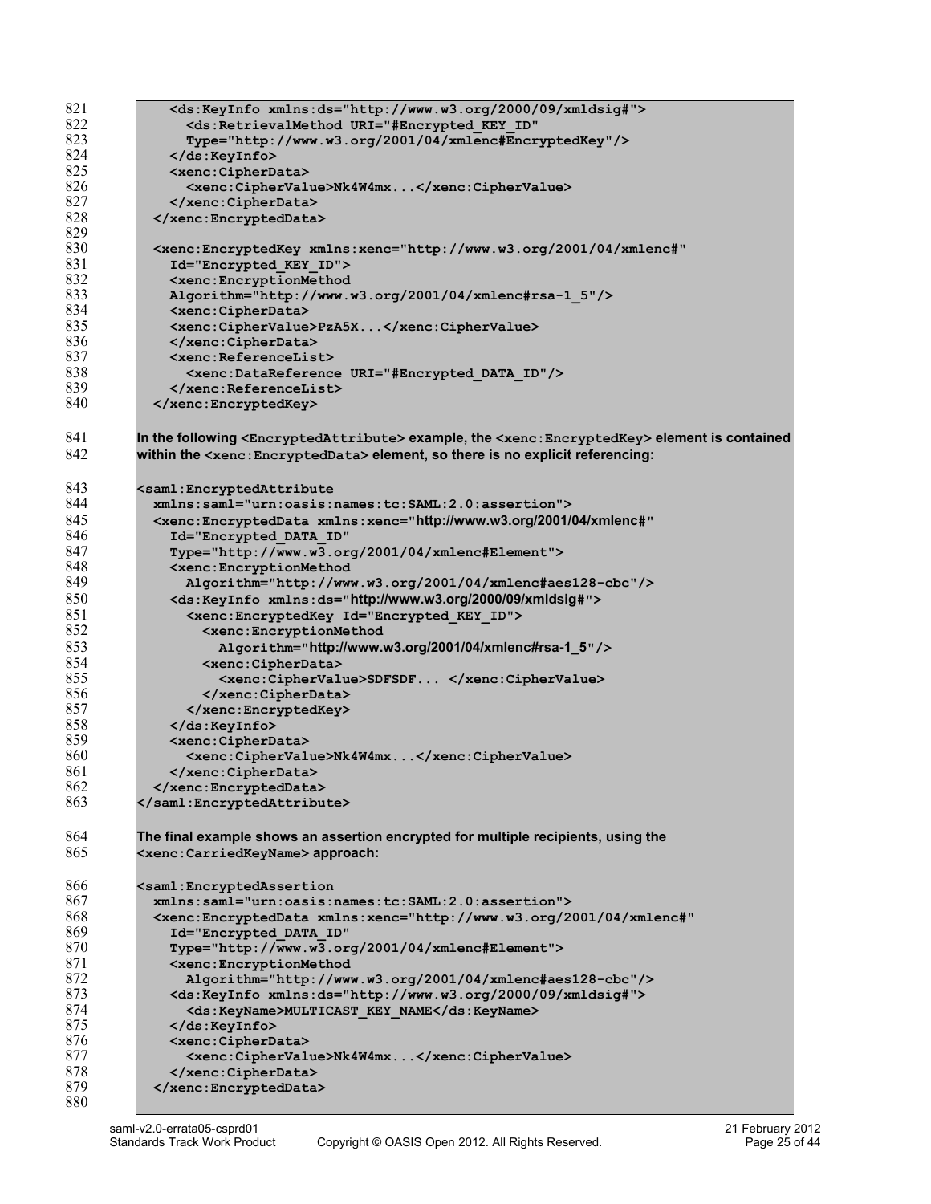```
    <ds:KeyInfo xmlns:ds="http://www.w3.org/2000/09/xmldsig#">
      <ds:RetrievalMethod URI="#Encrypted_KEY_ID"
      Type="http://www.w3.org/2001/04/xmlenc#EncryptedKey"/>
    </ds:KeyInfo>
    <xenc:CipherData>
      <xenc:CipherValue>Nk4W4mx...</xenc:CipherValue>
    </xenc:CipherData>
  </xenc:EncryptedData>

  <xenc:EncryptedKey xmlns:xenc="http://www.w3.org/2001/04/xmlenc#"
    Id="Encrypted_KEY_ID">
    <xenc:EncryptionMethod
    Algorithm="http://www.w3.org/2001/04/xmlenc#rsa-1_5"/>
    <xenc:CipherData>
    <xenc:CipherValue>PzA5X...</xenc:CipherValue>
    </xenc:CipherData>
    <xenc:ReferenceList>
      <xenc:DataReference URI="#Encrypted_DATA_ID"/>
    </xenc:ReferenceList>
  </xenc:EncryptedKey>
```

**In the following `<EncryptedAttribute>` example, the `<xenc:EncryptedKey>` element is contained within the `<xenc:EncryptedData>` element, so there is no explicit referencing:**

```
<saml:EncryptedAttribute
  xmlns:saml="urn:oasis:names:tc:SAML:2.0:assertion">
  <xenc:EncryptedData xmlns:xenc="http://www.w3.org/2001/04/xmlenc#"
    Id="Encrypted_DATA_ID"
    Type="http://www.w3.org/2001/04/xmlenc#Element">
    <xenc:EncryptionMethod
      Algorithm="http://www.w3.org/2001/04/xmlenc#aes128-cbc"/>
    <ds:KeyInfo xmlns:ds="http://www.w3.org/2000/09/xmldsig#">
      <xenc:EncryptedKey Id="Encrypted_KEY_ID">
        <xenc:EncryptionMethod
          Algorithm="http://www.w3.org/2001/04/xmlenc#rsa-1_5"/>
        <xenc:CipherData>
          <xenc:CipherValue>SDFSDF... </xenc:CipherValue>
        </xenc:CipherData>
      </xenc:EncryptedKey>
    </ds:KeyInfo>
    <xenc:CipherData>
      <xenc:CipherValue>Nk4W4mx...</xenc:CipherValue>
    </xenc:CipherData>
  </xenc:EncryptedData>
</saml:EncryptedAttribute>
```

**The final example shows an assertion encrypted for multiple recipients, using the `<xenc:CarriedKeyName>` approach:**

```
<saml:EncryptedAssertion
  xmlns:saml="urn:oasis:names:tc:SAML:2.0:assertion">
  <xenc:EncryptedData xmlns:xenc="http://www.w3.org/2001/04/xmlenc#"
    Id="Encrypted_DATA_ID"
    Type="http://www.w3.org/2001/04/xmlenc#Element">
    <xenc:EncryptionMethod
      Algorithm="http://www.w3.org/2001/04/xmlenc#aes128-cbc"/>
    <ds:KeyInfo xmlns:ds="http://www.w3.org/2000/09/xmldsig#">
      <ds:KeyName>MULTICAST_KEY_NAME</ds:KeyName>
    </ds:KeyInfo>
    <xenc:CipherData>
      <xenc:CipherValue>Nk4W4mx...</xenc:CipherValue>
    </xenc:CipherData>
  </xenc:EncryptedData>

```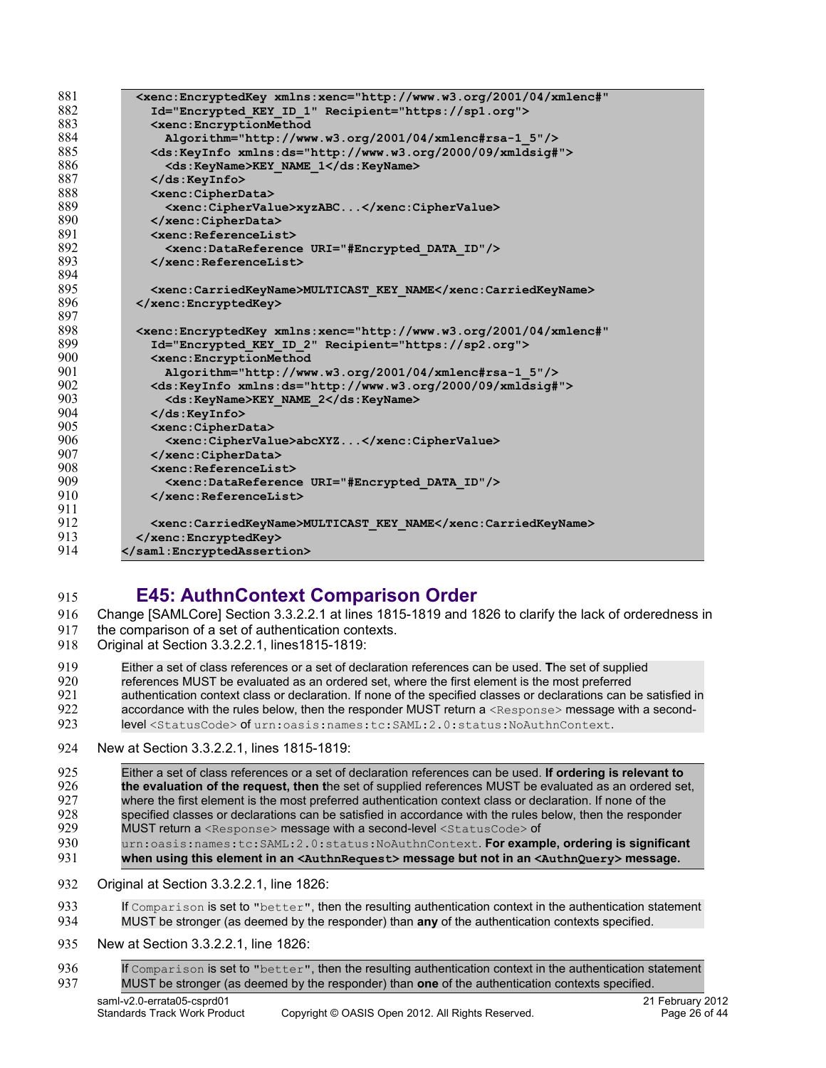```
    <xenc:EncryptedKey xmlns:xenc="http://www.w3.org/2001/04/xmlenc#"
      Id="Encrypted_KEY_ID_1" Recipient="https://sp1.org">
      <xenc:EncryptionMethod
        Algorithm="http://www.w3.org/2001/04/xmlenc#rsa-1_5"/>
      <ds:KeyInfo xmlns:ds="http://www.w3.org/2000/09/xmldsig#">
        <ds:KeyName>KEY_NAME_1</ds:KeyName>
      </ds:KeyInfo>
      <xenc:CipherData>
        <xenc:CipherValue>xyzABC...</xenc:CipherValue>
      </xenc:CipherData>
      <xenc:ReferenceList>
        <xenc:DataReference URI="#Encrypted_DATA_ID"/>
      </xenc:ReferenceList>

      <xenc:CarriedKeyName>MULTICAST_KEY_NAME</xenc:CarriedKeyName>
    </xenc:EncryptedKey>

    <xenc:EncryptedKey xmlns:xenc="http://www.w3.org/2001/04/xmlenc#"
      Id="Encrypted_KEY_ID_2" Recipient="https://sp2.org">
      <xenc:EncryptionMethod
        Algorithm="http://www.w3.org/2001/04/xmlenc#rsa-1_5"/>
      <ds:KeyInfo xmlns:ds="http://www.w3.org/2000/09/xmldsig#">
        <ds:KeyName>KEY_NAME_2</ds:KeyName>
      </ds:KeyInfo>
      <xenc:CipherData>
        <xenc:CipherValue>abcXYZ...</xenc:CipherValue>
      </xenc:CipherData>
      <xenc:ReferenceList>
        <xenc:DataReference URI="#Encrypted_DATA_ID"/>
      </xenc:ReferenceList>

      <xenc:CarriedKeyName>MULTICAST_KEY_NAME</xenc:CarriedKeyName>
    </xenc:EncryptedKey>
  </saml:EncryptedAssertion>
```

## E45: AuthnContext Comparison Order

Change [SAMLCore] Section 3.3.2.2.1 at lines 1815-1819 and 1826 to clarify the lack of orderedness in the comparison of a set of authentication contexts.

Original at Section 3.3.2.2.1, lines1815-1819:

> Either a set of class references or a set of declaration references can be used. **T**he set of supplied references MUST be evaluated as an ordered set, where the first element is the most preferred authentication context class or declaration. If none of the specified classes or declarations can be satisfied in accordance with the rules below, then the responder MUST return a `<Response>` message with a second-level `<StatusCode>` of `urn:oasis:names:tc:SAML:2.0:status:NoAuthnContext`.

New at Section 3.3.2.2.1, lines 1815-1819:

> Either a set of class references or a set of declaration references can be used. **If ordering is relevant to the evaluation of the request, then t**he set of supplied references MUST be evaluated as an ordered set, where the first element is the most preferred authentication context class or declaration. If none of the specified classes or declarations can be satisfied in accordance with the rules below, then the responder MUST return a `<Response>` message with a second-level `<StatusCode>` of `urn:oasis:names:tc:SAML:2.0:status:NoAuthnContext`. **For example, ordering is significant when using this element in an `<AuthnRequest>` message but not in an `<AuthnQuery>` message.**

Original at Section 3.3.2.2.1, line 1826:

> If `Comparison` is set to `"better"`, then the resulting authentication context in the authentication statement MUST be stronger (as deemed by the responder) than **any** of the authentication contexts specified.

New at Section 3.3.2.2.1, line 1826:

> If `Comparison` is set to `"better"`, then the resulting authentication context in the authentication statement MUST be stronger (as deemed by the responder) than **one** of the authentication contexts specified.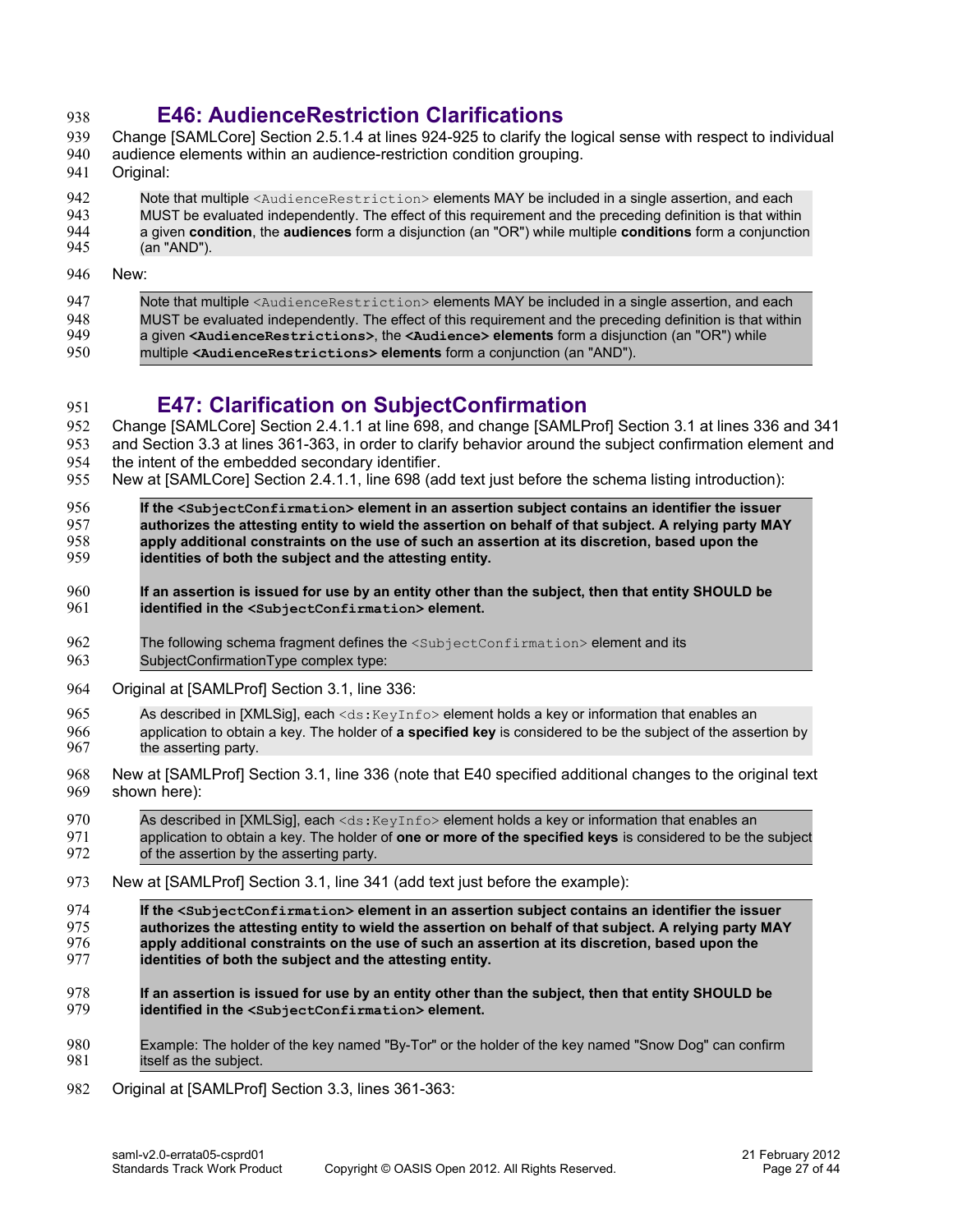## E46: AudienceRestriction Clarifications

Change [SAMLCore] Section 2.5.1.4 at lines 924-925 to clarify the logical sense with respect to individual audience elements within an audience-restriction condition grouping.

Original:

> Note that multiple `<AudienceRestriction>` elements MAY be included in a single assertion, and each MUST be evaluated independently. The effect of this requirement and the preceding definition is that within a given **condition**, the **audiences** form a disjunction (an "OR") while multiple **conditions** form a conjunction (an "AND").

New:

> Note that multiple `<AudienceRestriction>` elements MAY be included in a single assertion, and each MUST be evaluated independently. The effect of this requirement and the preceding definition is that within a given **`<AudienceRestrictions>`**, the **`<Audience>` elements** form a disjunction (an "OR") while multiple **`<AudienceRestrictions>` elements** form a conjunction (an "AND").

## E47: Clarification on SubjectConfirmation

Change [SAMLCore] Section 2.4.1.1 at line 698, and change [SAMLProf] Section 3.1 at lines 336 and 341 and Section 3.3 at lines 361-363, in order to clarify behavior around the subject confirmation element and the intent of the embedded secondary identifier.

New at [SAMLCore] Section 2.4.1.1, line 698 (add text just before the schema listing introduction):

> **If the `<SubjectConfirmation>` element in an assertion subject contains an identifier the issuer authorizes the attesting entity to wield the assertion on behalf of that subject. A relying party MAY apply additional constraints on the use of such an assertion at its discretion, based upon the identities of both the subject and the attesting entity.**
>
> **If an assertion is issued for use by an entity other than the subject, then that entity SHOULD be identified in the `<SubjectConfirmation>` element.**
>
> The following schema fragment defines the `<SubjectConfirmation>` element and its SubjectConfirmationType complex type:

Original at [SAMLProf] Section 3.1, line 336:

> As described in [XMLSig], each `<ds:KeyInfo>` element holds a key or information that enables an application to obtain a key. The holder of **a specified key** is considered to be the subject of the assertion by the asserting party.

New at [SAMLProf] Section 3.1, line 336 (note that E40 specified additional changes to the original text shown here):

> As described in [XMLSig], each `<ds:KeyInfo>` element holds a key or information that enables an application to obtain a key. The holder of **one or more of the specified keys** is considered to be the subject of the assertion by the asserting party.

New at [SAMLProf] Section 3.1, line 341 (add text just before the example):

> **If the `<SubjectConfirmation>` element in an assertion subject contains an identifier the issuer authorizes the attesting entity to wield the assertion on behalf of that subject. A relying party MAY apply additional constraints on the use of such an assertion at its discretion, based upon the identities of both the subject and the attesting entity.**
>
> **If an assertion is issued for use by an entity other than the subject, then that entity SHOULD be identified in the `<SubjectConfirmation>` element.**
>
> Example: The holder of the key named "By-Tor" or the holder of the key named "Snow Dog" can confirm itself as the subject.

Original at [SAMLProf] Section 3.3, lines 361-363: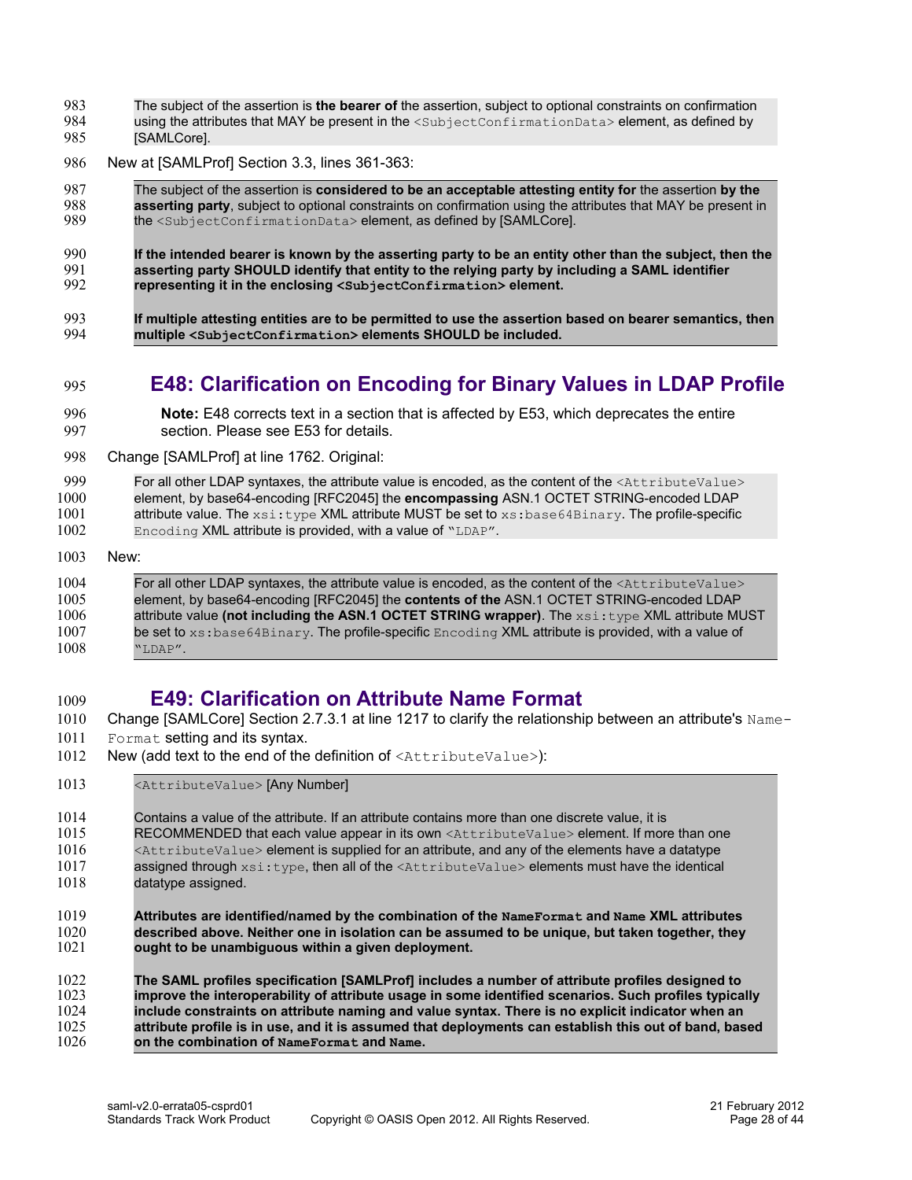The subject of the assertion is **the bearer of** the assertion, subject to optional constraints on confirmation using the attributes that MAY be present in the <SubjectConfirmationData> element, as defined by [SAMLCore].

New at [SAMLProf] Section 3.3, lines 361-363:

> The subject of the assertion is **considered to be an acceptable attesting entity for** the assertion **by the asserting party**, subject to optional constraints on confirmation using the attributes that MAY be present in the <SubjectConfirmationData> element, as defined by [SAMLCore].
>
> **If the intended bearer is known by the asserting party to be an entity other than the subject, then the asserting party SHOULD identify that entity to the relying party by including a SAML identifier representing it in the enclosing <SubjectConfirmation> element.**
>
> **If multiple attesting entities are to be permitted to use the assertion based on bearer semantics, then multiple <SubjectConfirmation> elements SHOULD be included.**

## E48: Clarification on Encoding for Binary Values in LDAP Profile

**Note:** E48 corrects text in a section that is affected by E53, which deprecates the entire section. Please see E53 for details.

Change [SAMLProf] at line 1762. Original:

> For all other LDAP syntaxes, the attribute value is encoded, as the content of the <AttributeValue> element, by base64-encoding [RFC2045] the **encompassing** ASN.1 OCTET STRING-encoded LDAP attribute value. The xsi:type XML attribute MUST be set to xs:base64Binary. The profile-specific Encoding XML attribute is provided, with a value of "LDAP".

New:

> For all other LDAP syntaxes, the attribute value is encoded, as the content of the <AttributeValue> element, by base64-encoding [RFC2045] the **contents of the** ASN.1 OCTET STRING-encoded LDAP attribute value **(not including the ASN.1 OCTET STRING wrapper)**. The xsi:type XML attribute MUST be set to xs:base64Binary. The profile-specific Encoding XML attribute is provided, with a value of "LDAP".

## E49: Clarification on Attribute Name Format

Change [SAMLCore] Section 2.7.3.1 at line 1217 to clarify the relationship between an attribute's NameFormat setting and its syntax.

New (add text to the end of the definition of <AttributeValue>):

> <AttributeValue> [Any Number]
>
> Contains a value of the attribute. If an attribute contains more than one discrete value, it is RECOMMENDED that each value appear in its own <AttributeValue> element. If more than one <AttributeValue> element is supplied for an attribute, and any of the elements have a datatype assigned through xsi:type, then all of the <AttributeValue> elements must have the identical datatype assigned.
>
> **Attributes are identified/named by the combination of the NameFormat and Name XML attributes described above. Neither one in isolation can be assumed to be unique, but taken together, they ought to be unambiguous within a given deployment.**
>
> **The SAML profiles specification [SAMLProf] includes a number of attribute profiles designed to improve the interoperability of attribute usage in some identified scenarios. Such profiles typically include constraints on attribute naming and value syntax. There is no explicit indicator when an attribute profile is in use, and it is assumed that deployments can establish this out of band, based on the combination of NameFormat and Name.**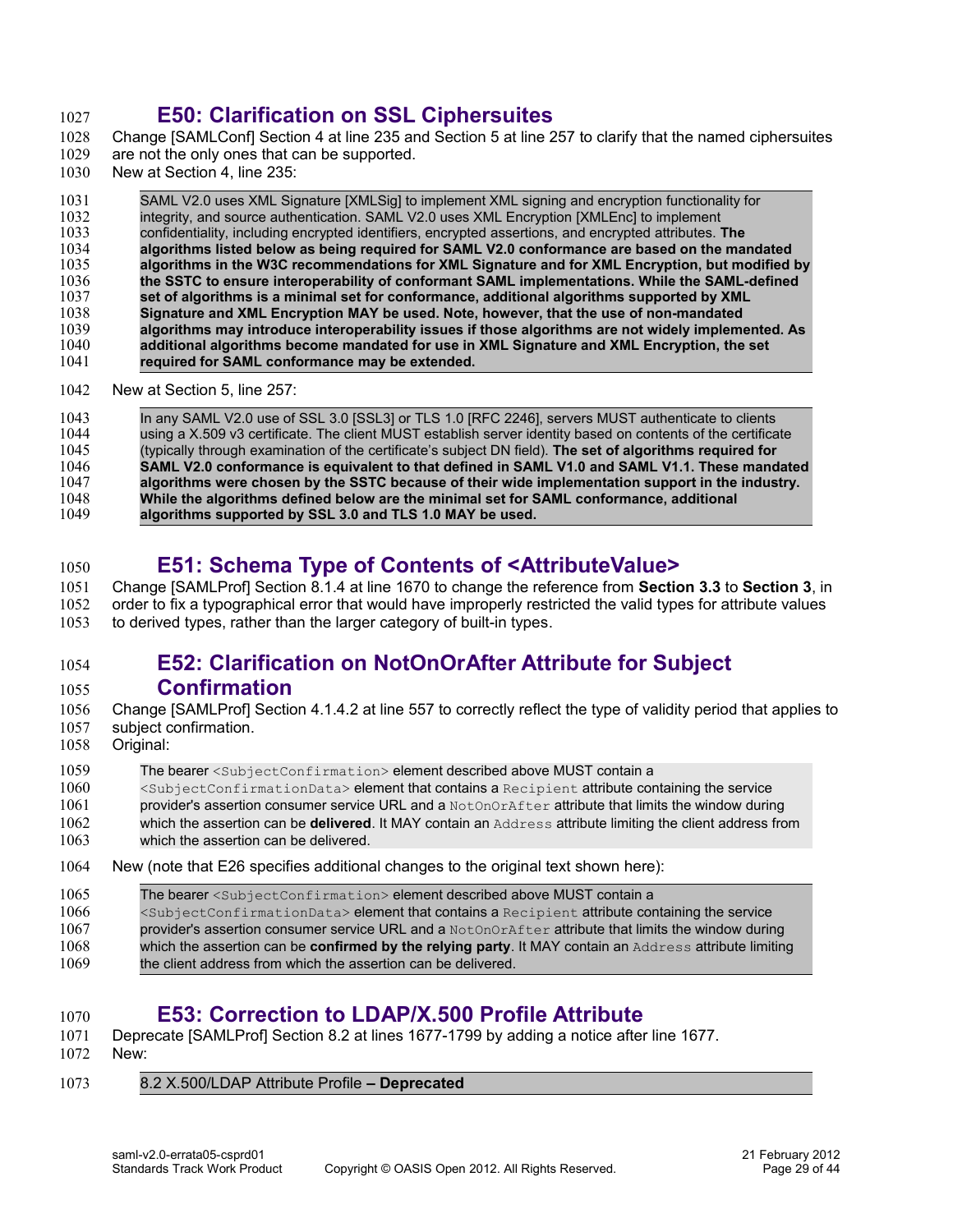## E50: Clarification on SSL Ciphersuites

Change [SAMLConf] Section 4 at line 235 and Section 5 at line 257 to clarify that the named ciphersuites are not the only ones that can be supported.

New at Section 4, line 235:

> SAML V2.0 uses XML Signature [XMLSig] to implement XML signing and encryption functionality for integrity, and source authentication. SAML V2.0 uses XML Encryption [XMLEnc] to implement confidentiality, including encrypted identifiers, encrypted assertions, and encrypted attributes. **The algorithms listed below as being required for SAML V2.0 conformance are based on the mandated algorithms in the W3C recommendations for XML Signature and for XML Encryption, but modified by the SSTC to ensure interoperability of conformant SAML implementations. While the SAML-defined set of algorithms is a minimal set for conformance, additional algorithms supported by XML Signature and XML Encryption MAY be used. Note, however, that the use of non-mandated algorithms may introduce interoperability issues if those algorithms are not widely implemented. As additional algorithms become mandated for use in XML Signature and XML Encryption, the set required for SAML conformance may be extended.**

New at Section 5, line 257:

> In any SAML V2.0 use of SSL 3.0 [SSL3] or TLS 1.0 [RFC 2246], servers MUST authenticate to clients using a X.509 v3 certificate. The client MUST establish server identity based on contents of the certificate (typically through examination of the certificate's subject DN field). **The set of algorithms required for SAML V2.0 conformance is equivalent to that defined in SAML V1.0 and SAML V1.1. These mandated algorithms were chosen by the SSTC because of their wide implementation support in the industry. While the algorithms defined below are the minimal set for SAML conformance, additional algorithms supported by SSL 3.0 and TLS 1.0 MAY be used.**

## E51: Schema Type of Contents of <AttributeValue>

Change [SAMLProf] Section 8.1.4 at line 1670 to change the reference from **Section 3.3** to **Section 3**, in order to fix a typographical error that would have improperly restricted the valid types for attribute values to derived types, rather than the larger category of built-in types.

## E52: Clarification on NotOnOrAfter Attribute for Subject Confirmation

Change [SAMLProf] Section 4.1.4.2 at line 557 to correctly reflect the type of validity period that applies to subject confirmation.

Original:

> The bearer `<SubjectConfirmation>` element described above MUST contain a `<SubjectConfirmationData>` element that contains a `Recipient` attribute containing the service provider's assertion consumer service URL and a `NotOnOrAfter` attribute that limits the window during which the assertion can be **delivered**. It MAY contain an `Address` attribute limiting the client address from which the assertion can be delivered.

New (note that E26 specifies additional changes to the original text shown here):

> The bearer `<SubjectConfirmation>` element described above MUST contain a `<SubjectConfirmationData>` element that contains a `Recipient` attribute containing the service provider's assertion consumer service URL and a `NotOnOrAfter` attribute that limits the window during which the assertion can be **confirmed by the relying party**. It MAY contain an `Address` attribute limiting the client address from which the assertion can be delivered.

## E53: Correction to LDAP/X.500 Profile Attribute

Deprecate [SAMLProf] Section 8.2 at lines 1677-1799 by adding a notice after line 1677.

New:

> 8.2 X.500/LDAP Attribute Profile **– Deprecated**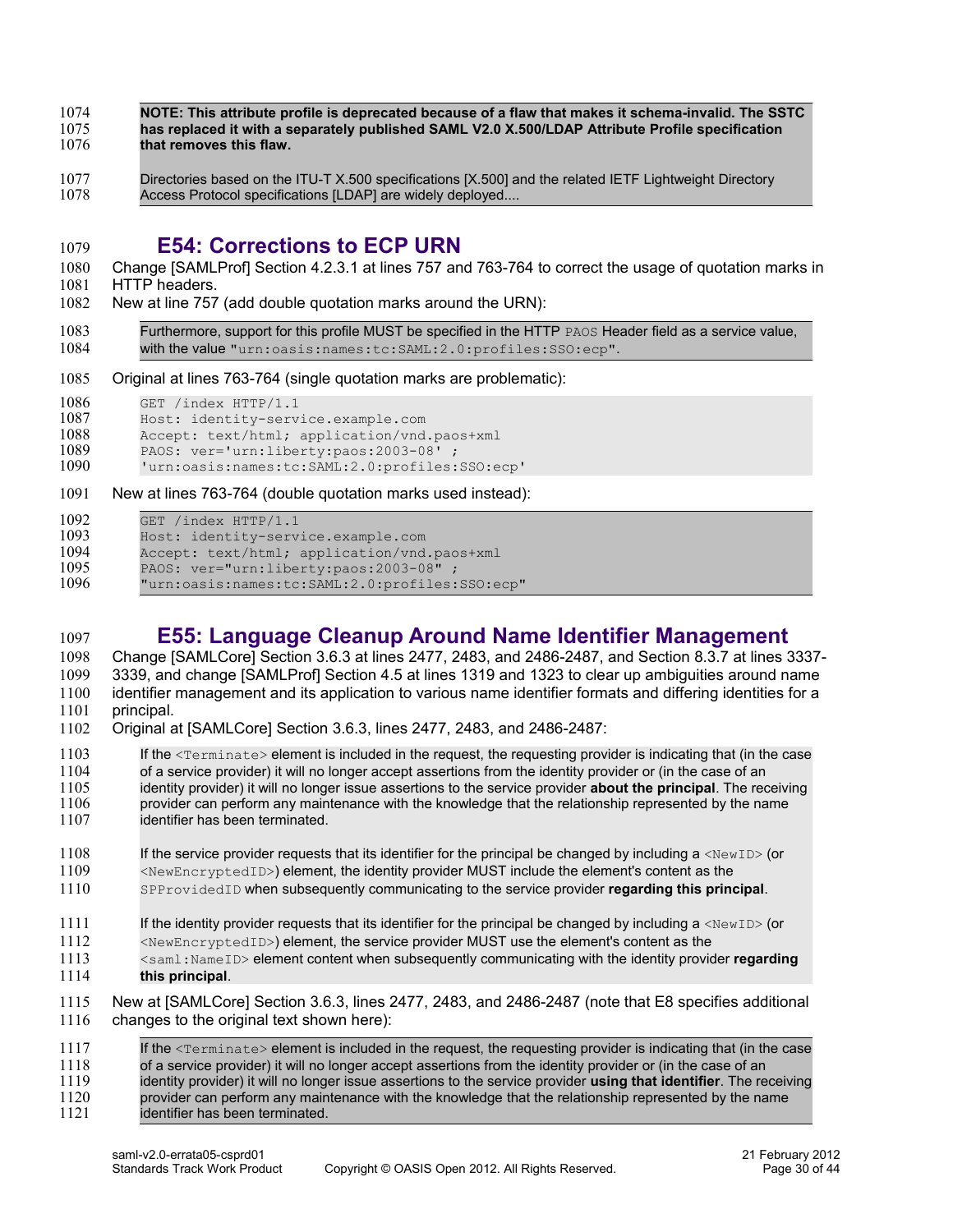**NOTE: This attribute profile is deprecated because of a flaw that makes it schema-invalid. The SSTC has replaced it with a separately published SAML V2.0 X.500/LDAP Attribute Profile specification that removes this flaw.**

Directories based on the ITU-T X.500 specifications [X.500] and the related IETF Lightweight Directory Access Protocol specifications [LDAP] are widely deployed....

# E54: Corrections to ECP URN

Change [SAMLProf] Section 4.2.3.1 at lines 757 and 763-764 to correct the usage of quotation marks in HTTP headers.

New at line 757 (add double quotation marks around the URN):

> Furthermore, support for this profile MUST be specified in the HTTP `PAOS` Header field as a service value, with the value `"urn:oasis:names:tc:SAML:2.0:profiles:SSO:ecp"`.

Original at lines 763-764 (single quotation marks are problematic):

```
GET /index HTTP/1.1
Host: identity-service.example.com
Accept: text/html; application/vnd.paos+xml
PAOS: ver='urn:liberty:paos:2003-08' ;
'urn:oasis:names:tc:SAML:2.0:profiles:SSO:ecp'
```

New at lines 763-764 (double quotation marks used instead):

```
GET /index HTTP/1.1
Host: identity-service.example.com
Accept: text/html; application/vnd.paos+xml
PAOS: ver="urn:liberty:paos:2003-08" ;
"urn:oasis:names:tc:SAML:2.0:profiles:SSO:ecp"
```

# E55: Language Cleanup Around Name Identifier Management

Change [SAMLCore] Section 3.6.3 at lines 2477, 2483, and 2486-2487, and Section 8.3.7 at lines 3337-3339, and change [SAMLProf] Section 4.5 at lines 1319 and 1323 to clear up ambiguities around name identifier management and its application to various name identifier formats and differing identities for a principal.

Original at [SAMLCore] Section 3.6.3, lines 2477, 2483, and 2486-2487:

> If the `<Terminate>` element is included in the request, the requesting provider is indicating that (in the case of a service provider) it will no longer accept assertions from the identity provider or (in the case of an identity provider) it will no longer issue assertions to the service provider **about the principal**. The receiving provider can perform any maintenance with the knowledge that the relationship represented by the name identifier has been terminated.
>
> If the service provider requests that its identifier for the principal be changed by including a `<NewID>` (or `<NewEncryptedID>`) element, the identity provider MUST include the element's content as the `SPProvidedID` when subsequently communicating to the service provider **regarding this principal**.
>
> If the identity provider requests that its identifier for the principal be changed by including a `<NewID>` (or `<NewEncryptedID>`) element, the service provider MUST use the element's content as the `<saml:NameID>` element content when subsequently communicating with the identity provider **regarding this principal**.

New at [SAMLCore] Section 3.6.3, lines 2477, 2483, and 2486-2487 (note that E8 specifies additional changes to the original text shown here):

> If the `<Terminate>` element is included in the request, the requesting provider is indicating that (in the case of a service provider) it will no longer accept assertions from the identity provider or (in the case of an identity provider) it will no longer issue assertions to the service provider **using that identifier**. The receiving provider can perform any maintenance with the knowledge that the relationship represented by the name identifier has been terminated.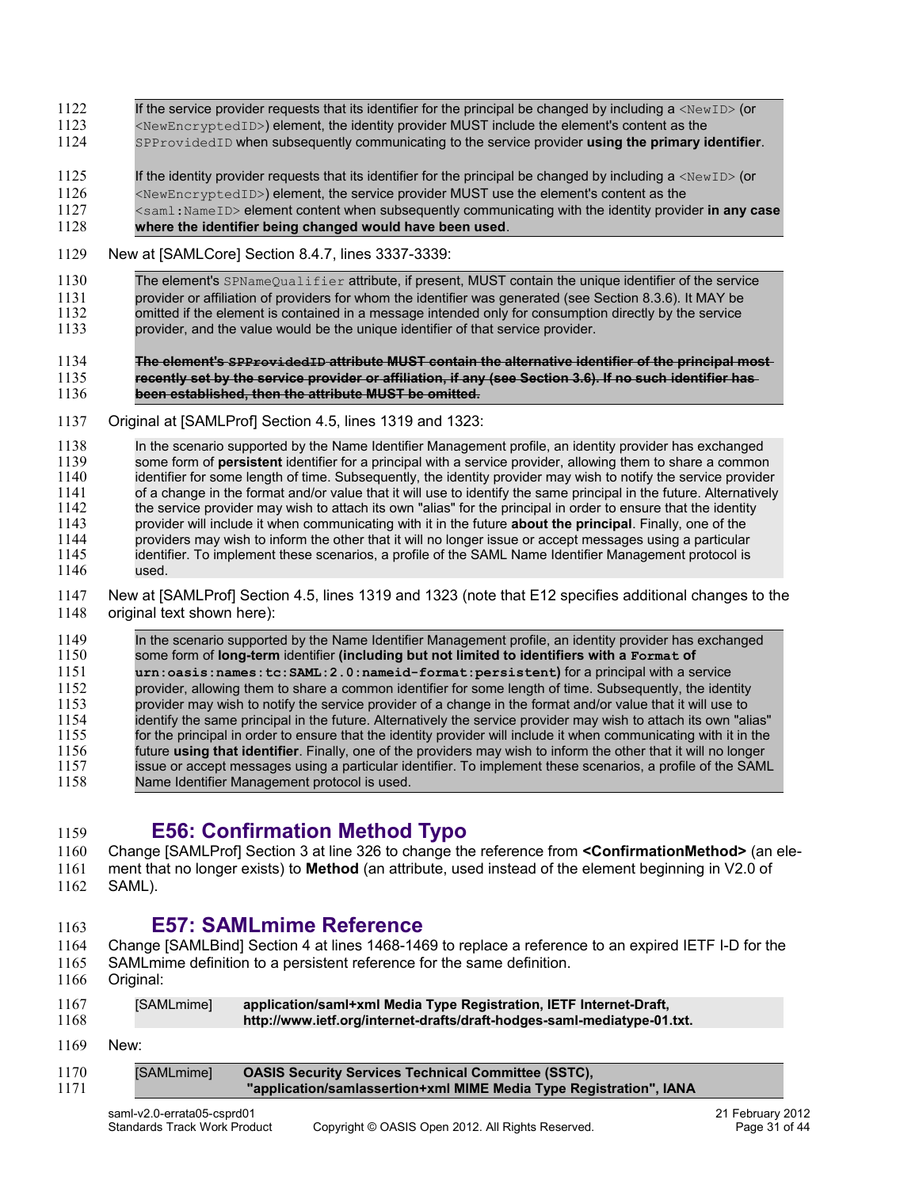If the service provider requests that its identifier for the principal be changed by including a `<NewID>` (or `<NewEncryptedID>`) element, the identity provider MUST include the element's content as the `SPProvidedID` when subsequently communicating to the service provider **using the primary identifier**.

If the identity provider requests that its identifier for the principal be changed by including a `<NewID>` (or `<NewEncryptedID>`) element, the service provider MUST use the element's content as the `<saml:NameID>` element content when subsequently communicating with the identity provider **in any case where the identifier being changed would have been used**.

New at [SAMLCore] Section 8.4.7, lines 3337-3339:

The element's `SPNameQualifier` attribute, if present, MUST contain the unique identifier of the service provider or affiliation of providers for whom the identifier was generated (see Section 8.3.6). It MAY be omitted if the element is contained in a message intended only for consumption directly by the service provider, and the value would be the unique identifier of that service provider.

~~**The element's `SPProvidedID` attribute MUST contain the alternative identifier of the principal most recently set by the service provider or affiliation, if any (see Section 3.6). If no such identifier has been established, then the attribute MUST be omitted.**~~

Original at [SAMLProf] Section 4.5, lines 1319 and 1323:

In the scenario supported by the Name Identifier Management profile, an identity provider has exchanged some form of **persistent** identifier for a principal with a service provider, allowing them to share a common identifier for some length of time. Subsequently, the identity provider may wish to notify the service provider of a change in the format and/or value that it will use to identify the same principal in the future. Alternatively the service provider may wish to attach its own "alias" for the principal in order to ensure that the identity provider will include it when communicating with it in the future **about the principal**. Finally, one of the providers may wish to inform the other that it will no longer issue or accept messages using a particular identifier. To implement these scenarios, a profile of the SAML Name Identifier Management protocol is used.

New at [SAMLProf] Section 4.5, lines 1319 and 1323 (note that E12 specifies additional changes to the original text shown here):

In the scenario supported by the Name Identifier Management profile, an identity provider has exchanged some form of **long-term** identifier **(including but not limited to identifiers with a `Format` of `urn:oasis:names:tc:SAML:2.0:nameid-format:persistent`)** for a principal with a service provider, allowing them to share a common identifier for some length of time. Subsequently, the identity provider may wish to notify the service provider of a change in the format and/or value that it will use to identify the same principal in the future. Alternatively the service provider may wish to attach its own "alias" for the principal in order to ensure that the identity provider will include it when communicating with it in the future **using that identifier**. Finally, one of the providers may wish to inform the other that it will no longer issue or accept messages using a particular identifier. To implement these scenarios, a profile of the SAML Name Identifier Management protocol is used.

## E56: Confirmation Method Typo

Change [SAMLProf] Section 3 at line 326 to change the reference from **<ConfirmationMethod>** (an element that no longer exists) to **Method** (an attribute, used instead of the element beginning in V2.0 of SAML).

## E57: SAMLmime Reference

Change [SAMLBind] Section 4 at lines 1468-1469 to replace a reference to an expired IETF I-D for the SAMLmime definition to a persistent reference for the same definition.

Original:

| | |
|---|---|
| [SAMLmime] | **application/saml+xml Media Type Registration, IETF Internet-Draft, http://www.ietf.org/internet-drafts/draft-hodges-saml-mediatype-01.txt.** |

New:

| | |
|---|---|
| [SAMLmime] | **OASIS Security Services Technical Committee (SSTC), "application/samlassertion+xml MIME Media Type Registration", IANA** |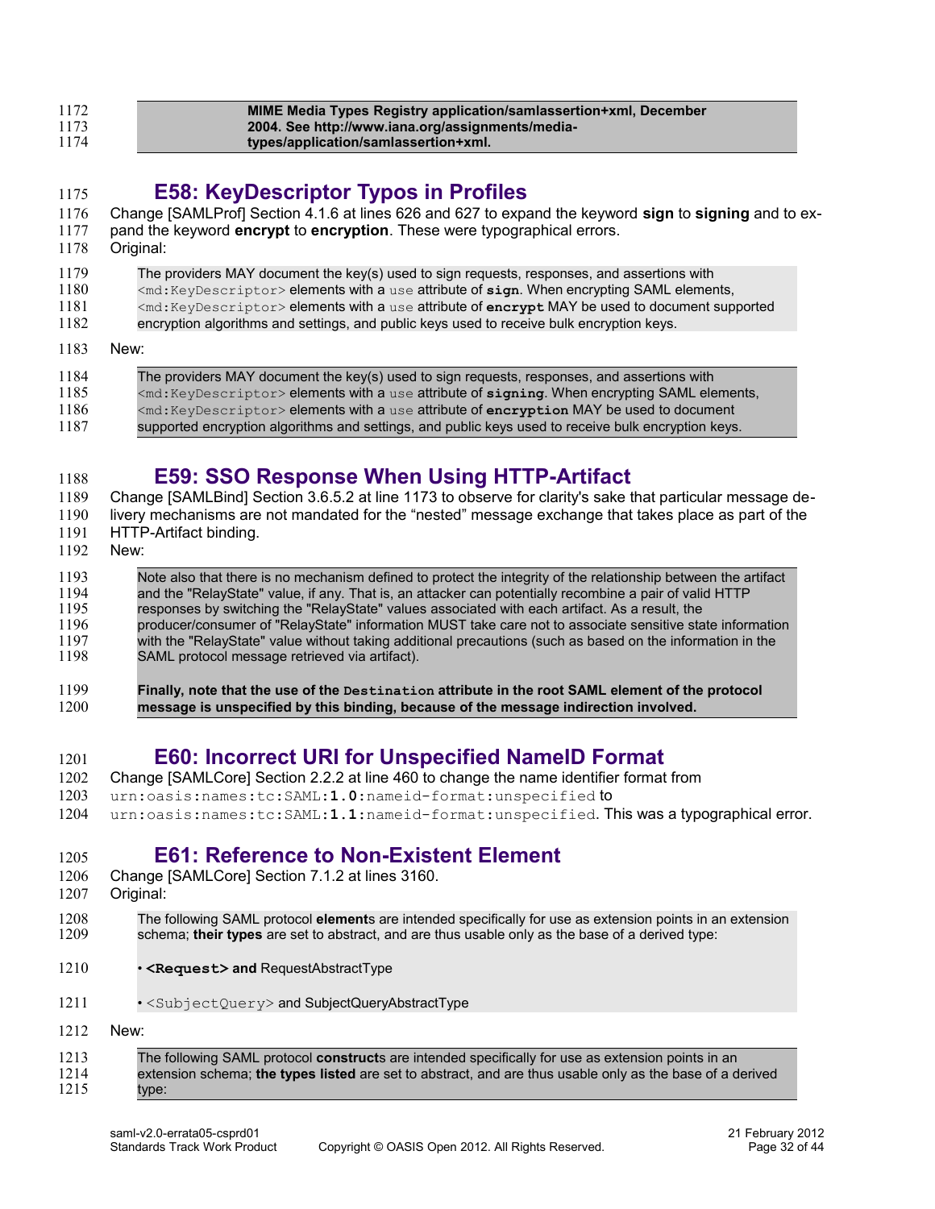**MIME Media Types Registry application/samlassertion+xml, December 2004. See http://www.iana.org/assignments/media-types/application/samlassertion+xml.**

## E58: KeyDescriptor Typos in Profiles

Change [SAMLProf] Section 4.1.6 at lines 626 and 627 to expand the keyword **sign** to **signing** and to expand the keyword **encrypt** to **encryption**. These were typographical errors.

Original:

> The providers MAY document the key(s) used to sign requests, responses, and assertions with `<md:KeyDescriptor>` elements with a `use` attribute of **`sign`**. When encrypting SAML elements, `<md:KeyDescriptor>` elements with a `use` attribute of **`encrypt`** MAY be used to document supported encryption algorithms and settings, and public keys used to receive bulk encryption keys.

New:

> The providers MAY document the key(s) used to sign requests, responses, and assertions with `<md:KeyDescriptor>` elements with a `use` attribute of **`signing`**. When encrypting SAML elements, `<md:KeyDescriptor>` elements with a `use` attribute of **`encryption`** MAY be used to document supported encryption algorithms and settings, and public keys used to receive bulk encryption keys.

## E59: SSO Response When Using HTTP-Artifact

Change [SAMLBind] Section 3.6.5.2 at line 1173 to observe for clarity's sake that particular message delivery mechanisms are not mandated for the “nested” message exchange that takes place as part of the HTTP-Artifact binding.

New:

> Note also that there is no mechanism defined to protect the integrity of the relationship between the artifact and the "RelayState" value, if any. That is, an attacker can potentially recombine a pair of valid HTTP responses by switching the "RelayState" values associated with each artifact. As a result, the producer/consumer of "RelayState" information MUST take care not to associate sensitive state information with the "RelayState" value without taking additional precautions (such as based on the information in the SAML protocol message retrieved via artifact).
>
> **Finally, note that the use of the `Destination` attribute in the root SAML element of the protocol message is unspecified by this binding, because of the message indirection involved.**

## E60: Incorrect URI for Unspecified NameID Format

Change [SAMLCore] Section 2.2.2 at line 460 to change the name identifier format from `urn:oasis:names:tc:SAML:`**`1.0`**`:nameid-format:unspecified` to `urn:oasis:names:tc:SAML:`**`1.1`**`:nameid-format:unspecified`. This was a typographical error.

## E61: Reference to Non-Existent Element

Change [SAMLCore] Section 7.1.2 at lines 3160.

Original:

> The following SAML protocol **element**s are intended specifically for use as extension points in an extension schema; **their types** are set to abstract, and are thus usable only as the base of a derived type:
>
> - **`<Request>` and** RequestAbstractType
> - `<SubjectQuery>` and SubjectQueryAbstractType

New:

> The following SAML protocol **construct**s are intended specifically for use as extension points in an extension schema; **the types listed** are set to abstract, and are thus usable only as the base of a derived type: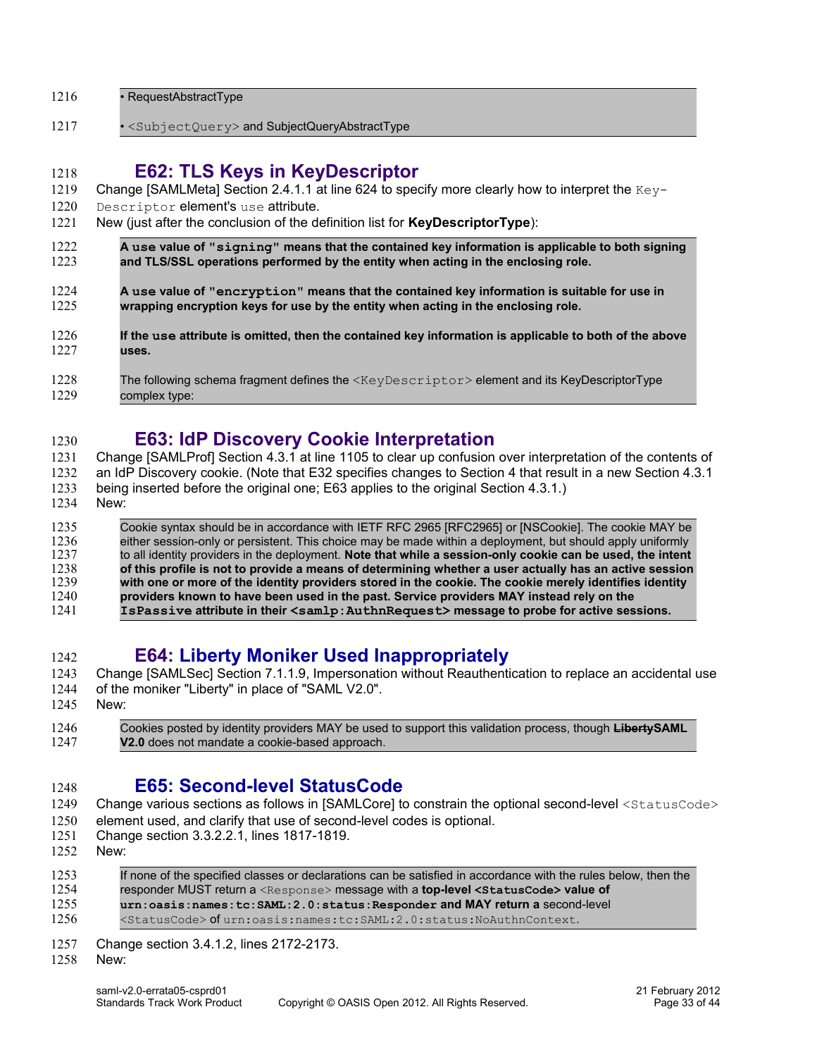• RequestAbstractType

• `<SubjectQuery>` and SubjectQueryAbstractType

## E62: TLS Keys in KeyDescriptor

Change [SAMLMeta] Section 2.4.1.1 at line 624 to specify more clearly how to interpret the `KeyDescriptor` element's `use` attribute.

New (just after the conclusion of the definition list for **KeyDescriptorType**):

> **A `use` value of `"signing"` means that the contained key information is applicable to both signing and TLS/SSL operations performed by the entity when acting in the enclosing role.**
>
> **A `use` value of `"encryption"` means that the contained key information is suitable for use in wrapping encryption keys for use by the entity when acting in the enclosing role.**
>
> **If the `use` attribute is omitted, then the contained key information is applicable to both of the above uses.**
>
> The following schema fragment defines the `<KeyDescriptor>` element and its KeyDescriptorType complex type:

## E63: IdP Discovery Cookie Interpretation

Change [SAMLProf] Section 4.3.1 at line 1105 to clear up confusion over interpretation of the contents of an IdP Discovery cookie. (Note that E32 specifies changes to Section 4 that result in a new Section 4.3.1 being inserted before the original one; E63 applies to the original Section 4.3.1.)

New:

> Cookie syntax should be in accordance with IETF RFC 2965 [RFC2965] or [NSCookie]. The cookie MAY be either session-only or persistent. This choice may be made within a deployment, but should apply uniformly to all identity providers in the deployment. **Note that while a session-only cookie can be used, the intent of this profile is not to provide a means of determining whether a user actually has an active session with one or more of the identity providers stored in the cookie. The cookie merely identifies identity providers known to have been used in the past. Service providers MAY instead rely on the `IsPassive` attribute in their `<samlp:AuthnRequest>` message to probe for active sessions.**

## E64: Liberty Moniker Used Inappropriately

Change [SAMLSec] Section 7.1.1.9, Impersonation without Reauthentication to replace an accidental use of the moniker "Liberty" in place of "SAML V2.0".

New:

> Cookies posted by identity providers MAY be used to support this validation process, though ~~**Liberty**~~**SAML V2.0** does not mandate a cookie-based approach.

## E65: Second-level StatusCode

Change various sections as follows in [SAMLCore] to constrain the optional second-level `<StatusCode>` element used, and clarify that use of second-level codes is optional.

Change section 3.3.2.2.1, lines 1817-1819.

New:

> If none of the specified classes or declarations can be satisfied in accordance with the rules below, then the responder MUST return a `<Response>` message with a **top-level `<StatusCode>` value of `urn:oasis:names:tc:SAML:2.0:status:Responder` and MAY return a** second-level `<StatusCode>` of `urn:oasis:names:tc:SAML:2.0:status:NoAuthnContext`.

Change section 3.4.1.2, lines 2172-2173.

New: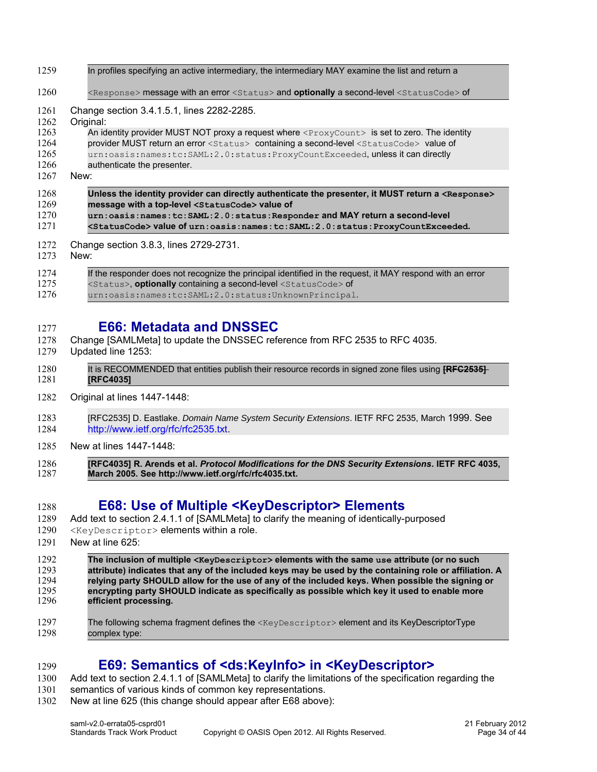In profiles specifying an active intermediary, the intermediary MAY examine the list and return a `<Response>` message with an error `<Status>` and **optionally** a second-level `<StatusCode>` of

Change section 3.4.1.5.1, lines 2282-2285.

Original:

> An identity provider MUST NOT proxy a request where `<ProxyCount>` is set to zero. The identity provider MUST return an error `<Status>` containing a second-level `<StatusCode>` value of `urn:oasis:names:tc:SAML:2.0:status:ProxyCountExceeded`, unless it can directly authenticate the presenter.

New:

> **Unless the identity provider can directly authenticate the presenter, it MUST return a `<Response>` message with a top-level `<StatusCode>` value of `urn:oasis:names:tc:SAML:2.0:status:Responder` and MAY return a second-level `<StatusCode>` value of `urn:oasis:names:tc:SAML:2.0:status:ProxyCountExceeded`.**

Change section 3.8.3, lines 2729-2731.

New:

> If the responder does not recognize the principal identified in the request, it MAY respond with an error `<Status>`, **optionally** containing a second-level `<StatusCode>` of `urn:oasis:names:tc:SAML:2.0:status:UnknownPrincipal`.

## E66: Metadata and DNSSEC

Change [SAMLMeta] to update the DNSSEC reference from RFC 2535 to RFC 4035.

Updated line 1253:

> It is RECOMMENDED that entities publish their resource records in signed zone files using ~~**[RFC2535]**~~ **[RFC4035]**

Original at lines 1447-1448:

> [RFC2535] D. Eastlake. *Domain Name System Security Extensions*. IETF RFC 2535, March 1999. See http://www.ietf.org/rfc/rfc2535.txt.

New at lines 1447-1448:

> **[RFC4035] R. Arends et al. *Protocol Modifications for the DNS Security Extensions*. IETF RFC 4035, March 2005. See http://www.ietf.org/rfc/rfc4035.txt.**

## E68: Use of Multiple <KeyDescriptor> Elements

Add text to section 2.4.1.1 of [SAMLMeta] to clarify the meaning of identically-purposed `<KeyDescriptor>` elements within a role.

New at line 625:

> **The inclusion of multiple `<KeyDescriptor>` elements with the same `use` attribute (or no such attribute) indicates that any of the included keys may be used by the containing role or affiliation. A relying party SHOULD allow for the use of any of the included keys. When possible the signing or encrypting party SHOULD indicate as specifically as possible which key it used to enable more efficient processing.**
>
> The following schema fragment defines the `<KeyDescriptor>` element and its KeyDescriptorType complex type:

## E69: Semantics of <ds:KeyInfo> in <KeyDescriptor>

Add text to section 2.4.1.1 of [SAMLMeta] to clarify the limitations of the specification regarding the semantics of various kinds of common key representations.

New at line 625 (this change should appear after E68 above):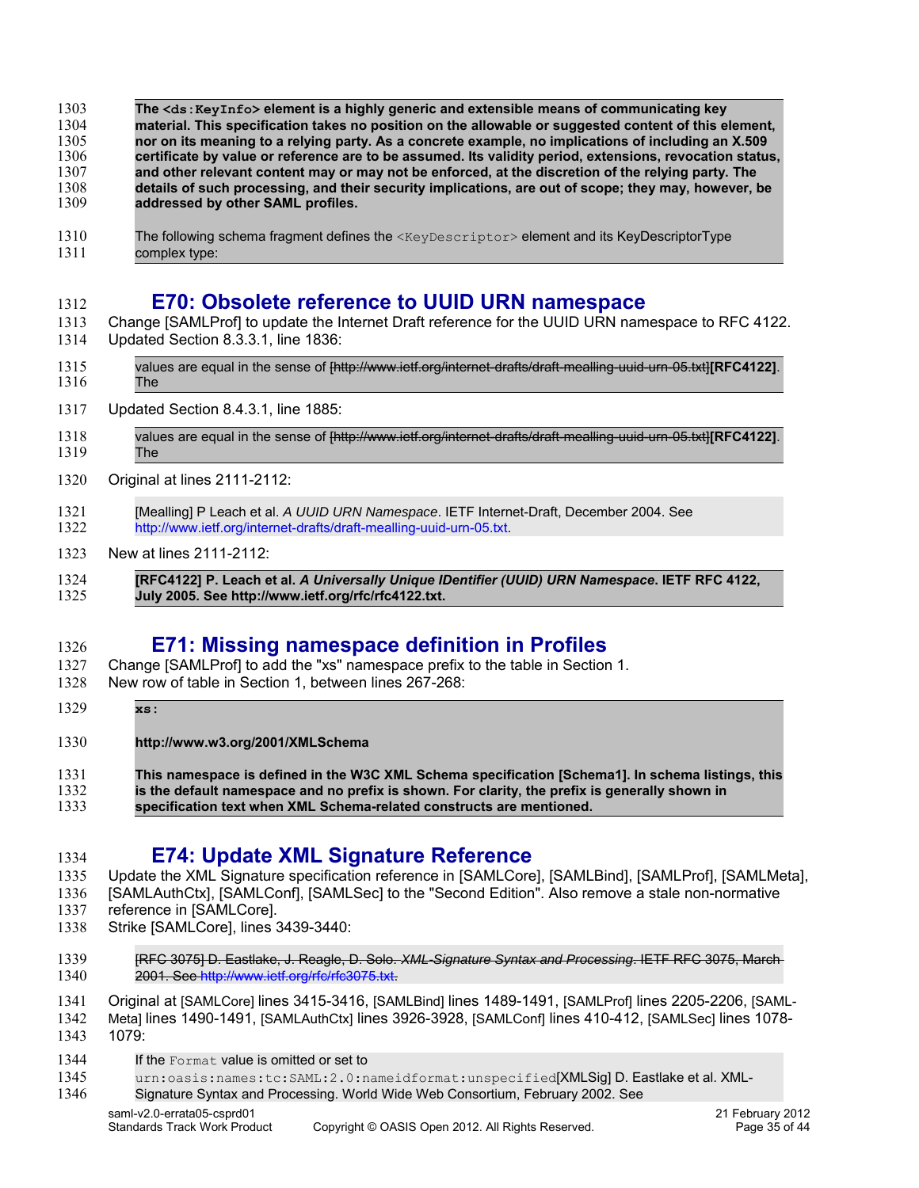**The `<ds:KeyInfo>` element is a highly generic and extensible means of communicating key material. This specification takes no position on the allowable or suggested content of this element, nor on its meaning to a relying party. As a concrete example, no implications of including an X.509 certificate by value or reference are to be assumed. Its validity period, extensions, revocation status, and other relevant content may or may not be enforced, at the discretion of the relying party. The details of such processing, and their security implications, are out of scope; they may, however, be addressed by other SAML profiles.**

The following schema fragment defines the `<KeyDescriptor>` element and its KeyDescriptorType complex type:

## E70: Obsolete reference to UUID URN namespace

Change [SAMLProf] to update the Internet Draft reference for the UUID URN namespace to RFC 4122.
Updated Section 8.3.3.1, line 1836:

> values are equal in the sense of ~~[http://www.ietf.org/internet-drafts/draft-mealling-uuid-urn-05.txt]~~**[RFC4122]**. The

Updated Section 8.4.3.1, line 1885:

> values are equal in the sense of ~~[http://www.ietf.org/internet-drafts/draft-mealling-uuid-urn-05.txt]~~**[RFC4122]**. The

Original at lines 2111-2112:

> [Mealling] P Leach et al. *A UUID URN Namespace*. IETF Internet-Draft, December 2004. See http://www.ietf.org/internet-drafts/draft-mealling-uuid-urn-05.txt.

New at lines 2111-2112:

> **[RFC4122] P. Leach et al. *A Universally Unique IDentifier (UUID) URN Namespace*. IETF RFC 4122, July 2005. See http://www.ietf.org/rfc/rfc4122.txt.**

## E71: Missing namespace definition in Profiles

Change [SAMLProf] to add the "xs" namespace prefix to the table in Section 1.
New row of table in Section 1, between lines 267-268:

> **`xs:`**
>
> **http://www.w3.org/2001/XMLSchema**
>
> **This namespace is defined in the W3C XML Schema specification [Schema1]. In schema listings, this is the default namespace and no prefix is shown. For clarity, the prefix is generally shown in specification text when XML Schema-related constructs are mentioned.**

## E74: Update XML Signature Reference

Update the XML Signature specification reference in [SAMLCore], [SAMLBind], [SAMLProf], [SAMLMeta], [SAMLAuthCtx], [SAMLConf], [SAMLSec] to the "Second Edition". Also remove a stale non-normative reference in [SAMLCore].
Strike [SAMLCore], lines 3439-3440:

> ~~[RFC 3075] D. Eastlake, J. Reagle, D. Solo. *XML-Signature Syntax and Processing*. IETF RFC 3075, March 2001. See http://www.ietf.org/rfc/rfc3075.txt.~~

Original at [SAMLCore] lines 3415-3416, [SAMLBind] lines 1489-1491, [SAMLProf] lines 2205-2206, [SAML-Meta] lines 1490-1491, [SAMLAuthCtx] lines 3926-3928, [SAMLConf] lines 410-412, [SAMLSec] lines 1078-1079:

> If the `Format` value is omitted or set to `urn:oasis:names:tc:SAML:2.0:nameidformat:unspecified`[XMLSig] D. Eastlake et al. XML-Signature Syntax and Processing. World Wide Web Consortium, February 2002. See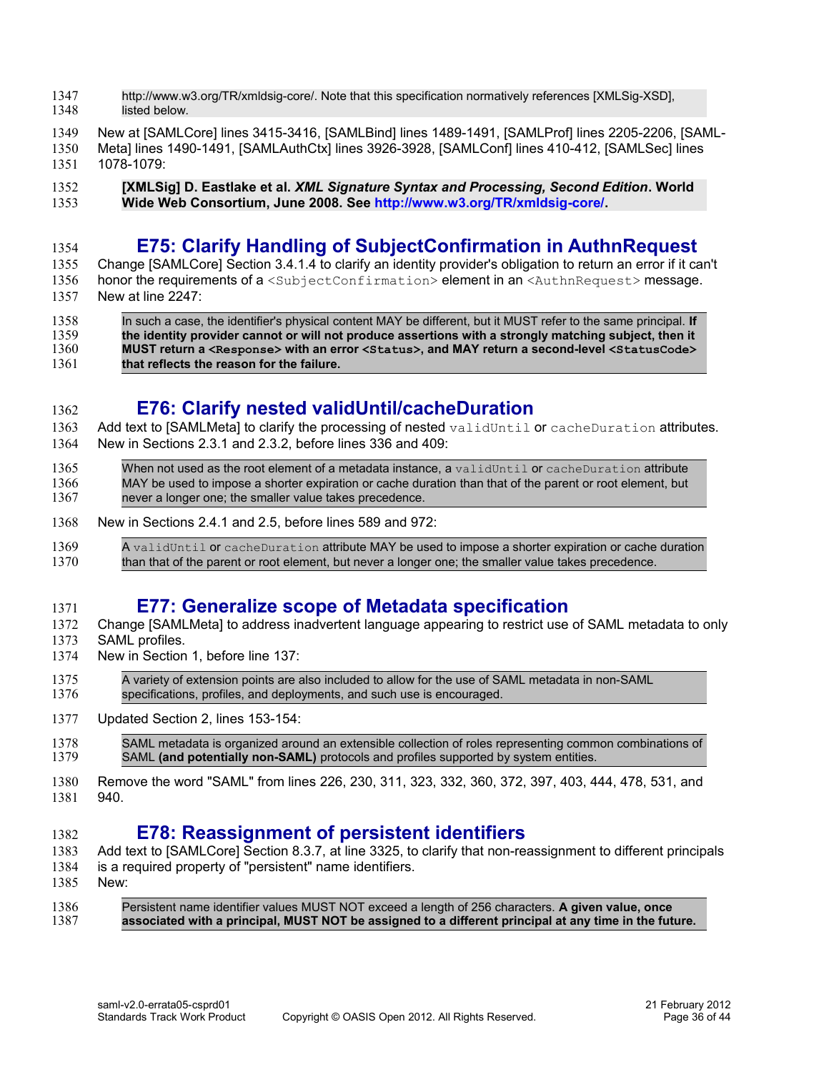http://www.w3.org/TR/xmldsig-core/. Note that this specification normatively references [XMLSig-XSD], listed below.

New at [SAMLCore] lines 3415-3416, [SAMLBind] lines 1489-1491, [SAMLProf] lines 2205-2206, [SAML-Meta] lines 1490-1491, [SAMLAuthCtx] lines 3926-3928, [SAMLConf] lines 410-412, [SAMLSec] lines 1078-1079:

> **[XMLSig] D. Eastlake et al. *XML Signature Syntax and Processing, Second Edition*. World Wide Web Consortium, June 2008. See http://www.w3.org/TR/xmldsig-core/.**

## E75: Clarify Handling of SubjectConfirmation in AuthnRequest

Change [SAMLCore] Section 3.4.1.4 to clarify an identity provider's obligation to return an error if it can't honor the requirements of a `<SubjectConfirmation>` element in an `<AuthnRequest>` message.
New at line 2247:

> In such a case, the identifier's physical content MAY be different, but it MUST refer to the same principal. **If the identity provider cannot or will not produce assertions with a strongly matching subject, then it MUST return a `<Response>` with an error `<Status>`, and MAY return a second-level `<StatusCode>` that reflects the reason for the failure.**

## E76: Clarify nested validUntil/cacheDuration

Add text to [SAMLMeta] to clarify the processing of nested `validUntil` or `cacheDuration` attributes.
New in Sections 2.3.1 and 2.3.2, before lines 336 and 409:

> When not used as the root element of a metadata instance, a `validUntil` or `cacheDuration` attribute MAY be used to impose a shorter expiration or cache duration than that of the parent or root element, but never a longer one; the smaller value takes precedence.

New in Sections 2.4.1 and 2.5, before lines 589 and 972:

> A `validUntil` or `cacheDuration` attribute MAY be used to impose a shorter expiration or cache duration than that of the parent or root element, but never a longer one; the smaller value takes precedence.

## E77: Generalize scope of Metadata specification

Change [SAMLMeta] to address inadvertent language appearing to restrict use of SAML metadata to only SAML profiles.
New in Section 1, before line 137:

> A variety of extension points are also included to allow for the use of SAML metadata in non-SAML specifications, profiles, and deployments, and such use is encouraged.

Updated Section 2, lines 153-154:

> SAML metadata is organized around an extensible collection of roles representing common combinations of SAML **(and potentially non-SAML)** protocols and profiles supported by system entities.

Remove the word "SAML" from lines 226, 230, 311, 323, 332, 360, 372, 397, 403, 444, 478, 531, and 940.

## E78: Reassignment of persistent identifiers

Add text to [SAMLCore] Section 8.3.7, at line 3325, to clarify that non-reassignment to different principals is a required property of "persistent" name identifiers.
New:

> Persistent name identifier values MUST NOT exceed a length of 256 characters. **A given value, once associated with a principal, MUST NOT be assigned to a different principal at any time in the future.**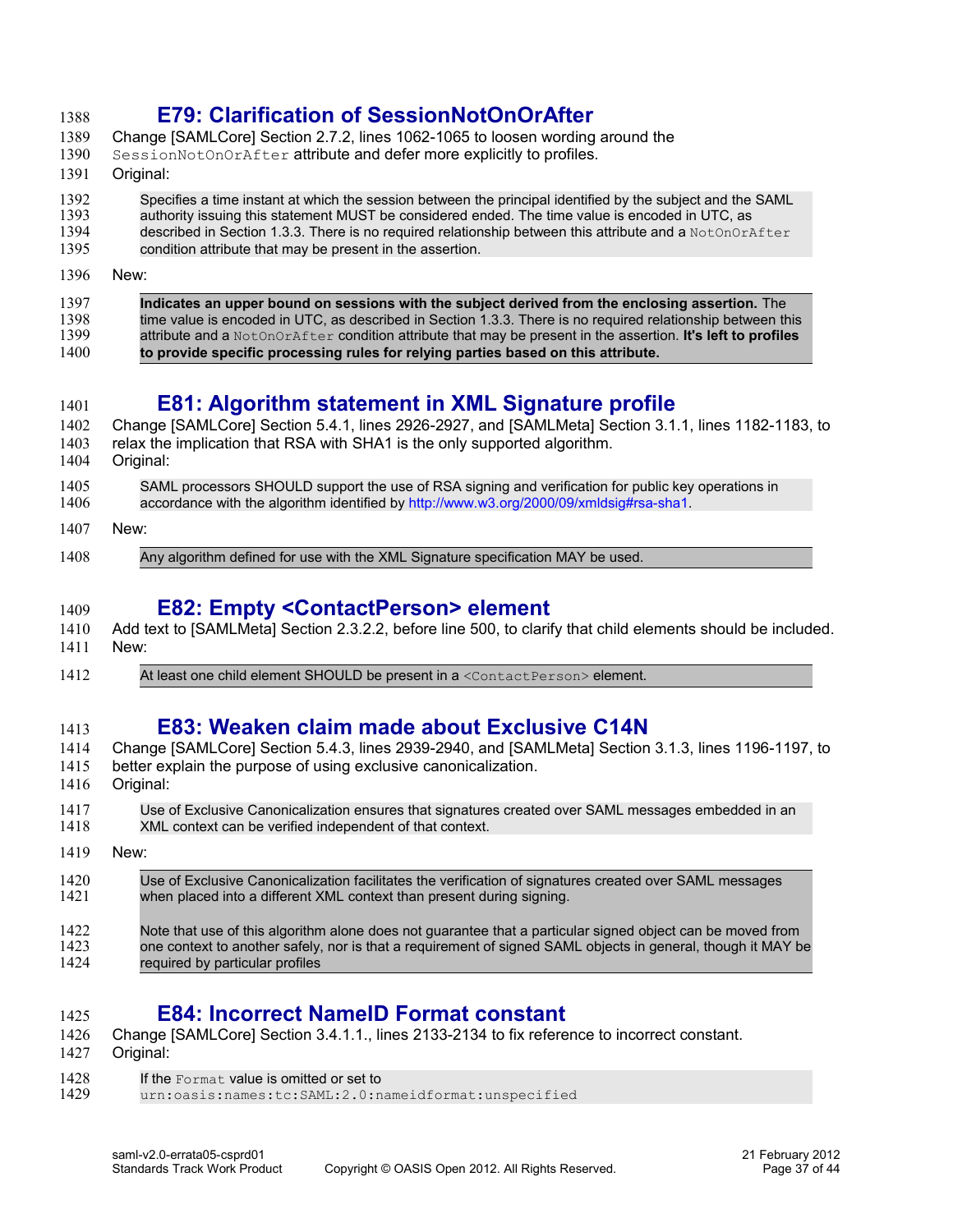## E79: Clarification of SessionNotOnOrAfter

Change [SAMLCore] Section 2.7.2, lines 1062-1065 to loosen wording around the `SessionNotOnOrAfter` attribute and defer more explicitly to profiles.

Original:

> Specifies a time instant at which the session between the principal identified by the subject and the SAML authority issuing this statement MUST be considered ended. The time value is encoded in UTC, as described in Section 1.3.3. There is no required relationship between this attribute and a `NotOnOrAfter` condition attribute that may be present in the assertion.

New:

> **Indicates an upper bound on sessions with the subject derived from the enclosing assertion.** The time value is encoded in UTC, as described in Section 1.3.3. There is no required relationship between this attribute and a `NotOnOrAfter` condition attribute that may be present in the assertion. **It's left to profiles to provide specific processing rules for relying parties based on this attribute.**

## E81: Algorithm statement in XML Signature profile

Change [SAMLCore] Section 5.4.1, lines 2926-2927, and [SAMLMeta] Section 3.1.1, lines 1182-1183, to relax the implication that RSA with SHA1 is the only supported algorithm.

Original:

> SAML processors SHOULD support the use of RSA signing and verification for public key operations in accordance with the algorithm identified by http://www.w3.org/2000/09/xmldsig#rsa-sha1.

New:

> Any algorithm defined for use with the XML Signature specification MAY be used.

## E82: Empty <ContactPerson> element

Add text to [SAMLMeta] Section 2.3.2.2, before line 500, to clarify that child elements should be included.

New:

> At least one child element SHOULD be present in a `<ContactPerson>` element.

## E83: Weaken claim made about Exclusive C14N

Change [SAMLCore] Section 5.4.3, lines 2939-2940, and [SAMLMeta] Section 3.1.3, lines 1196-1197, to better explain the purpose of using exclusive canonicalization.

Original:

> Use of Exclusive Canonicalization ensures that signatures created over SAML messages embedded in an XML context can be verified independent of that context.

New:

> Use of Exclusive Canonicalization facilitates the verification of signatures created over SAML messages when placed into a different XML context than present during signing.
>
> Note that use of this algorithm alone does not guarantee that a particular signed object can be moved from one context to another safely, nor is that a requirement of signed SAML objects in general, though it MAY be required by particular profiles

## E84: Incorrect NameID Format constant

Change [SAMLCore] Section 3.4.1.1., lines 2133-2134 to fix reference to incorrect constant.

Original:

> If the `Format` value is omitted or set to
> `urn:oasis:names:tc:SAML:2.0:nameidformat:unspecified`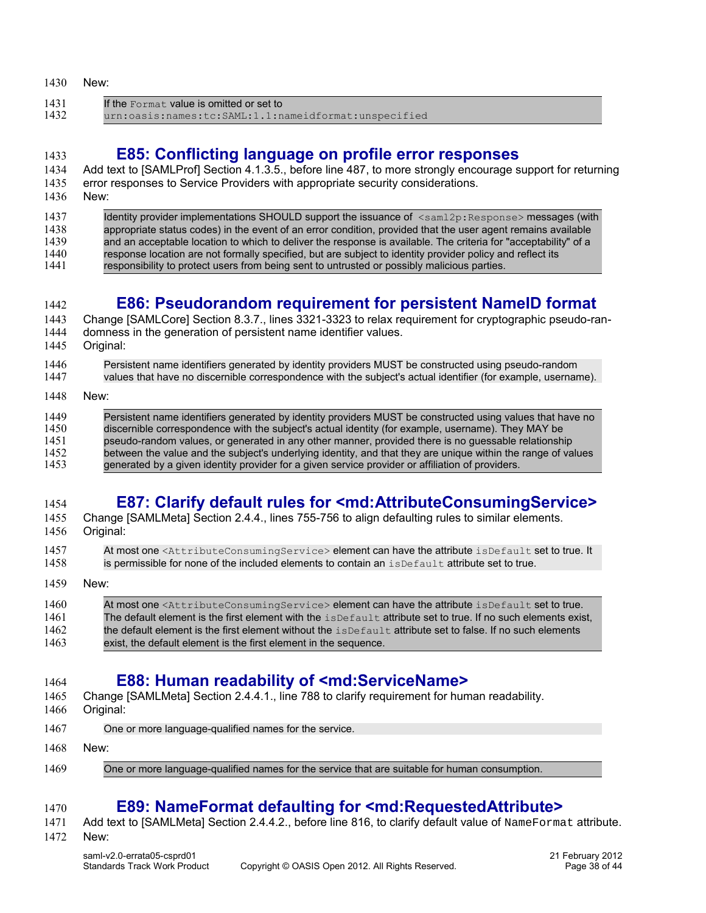New:

> If the `Format` value is omitted or set to `urn:oasis:names:tc:SAML:1.1:nameidformat:unspecified`

## E85: Conflicting language on profile error responses

Add text to [SAMLProf] Section 4.1.3.5., before line 487, to more strongly encourage support for returning error responses to Service Providers with appropriate security considerations.

New:

> Identity provider implementations SHOULD support the issuance of `<saml2p:Response>` messages (with appropriate status codes) in the event of an error condition, provided that the user agent remains available and an acceptable location to which to deliver the response is available. The criteria for "acceptability" of a response location are not formally specified, but are subject to identity provider policy and reflect its responsibility to protect users from being sent to untrusted or possibly malicious parties.

## E86: Pseudorandom requirement for persistent NameID format

Change [SAMLCore] Section 8.3.7., lines 3321-3323 to relax requirement for cryptographic pseudo-randomness in the generation of persistent name identifier values.

Original:

> Persistent name identifiers generated by identity providers MUST be constructed using pseudo-random values that have no discernible correspondence with the subject's actual identifier (for example, username).

New:

> Persistent name identifiers generated by identity providers MUST be constructed using values that have no discernible correspondence with the subject's actual identity (for example, username). They MAY be pseudo-random values, or generated in any other manner, provided there is no guessable relationship between the value and the subject's underlying identity, and that they are unique within the range of values generated by a given identity provider for a given service provider or affiliation of providers.

## E87: Clarify default rules for <md:AttributeConsumingService>

Change [SAMLMeta] Section 2.4.4., lines 755-756 to align defaulting rules to similar elements.

Original:

> At most one `<AttributeConsumingService>` element can have the attribute `isDefault` set to true. It is permissible for none of the included elements to contain an `isDefault` attribute set to true.

New:

> At most one `<AttributeConsumingService>` element can have the attribute `isDefault` set to true. The default element is the first element with the `isDefault` attribute set to true. If no such elements exist, the default element is the first element without the `isDefault` attribute set to false. If no such elements exist, the default element is the first element in the sequence.

## E88: Human readability of <md:ServiceName>

Change [SAMLMeta] Section 2.4.4.1., line 788 to clarify requirement for human readability.

Original:

> One or more language-qualified names for the service.

New:

> One or more language-qualified names for the service that are suitable for human consumption.

## E89: NameFormat defaulting for <md:RequestedAttribute>

Add text to [SAMLMeta] Section 2.4.4.2., before line 816, to clarify default value of `NameFormat` attribute.

New: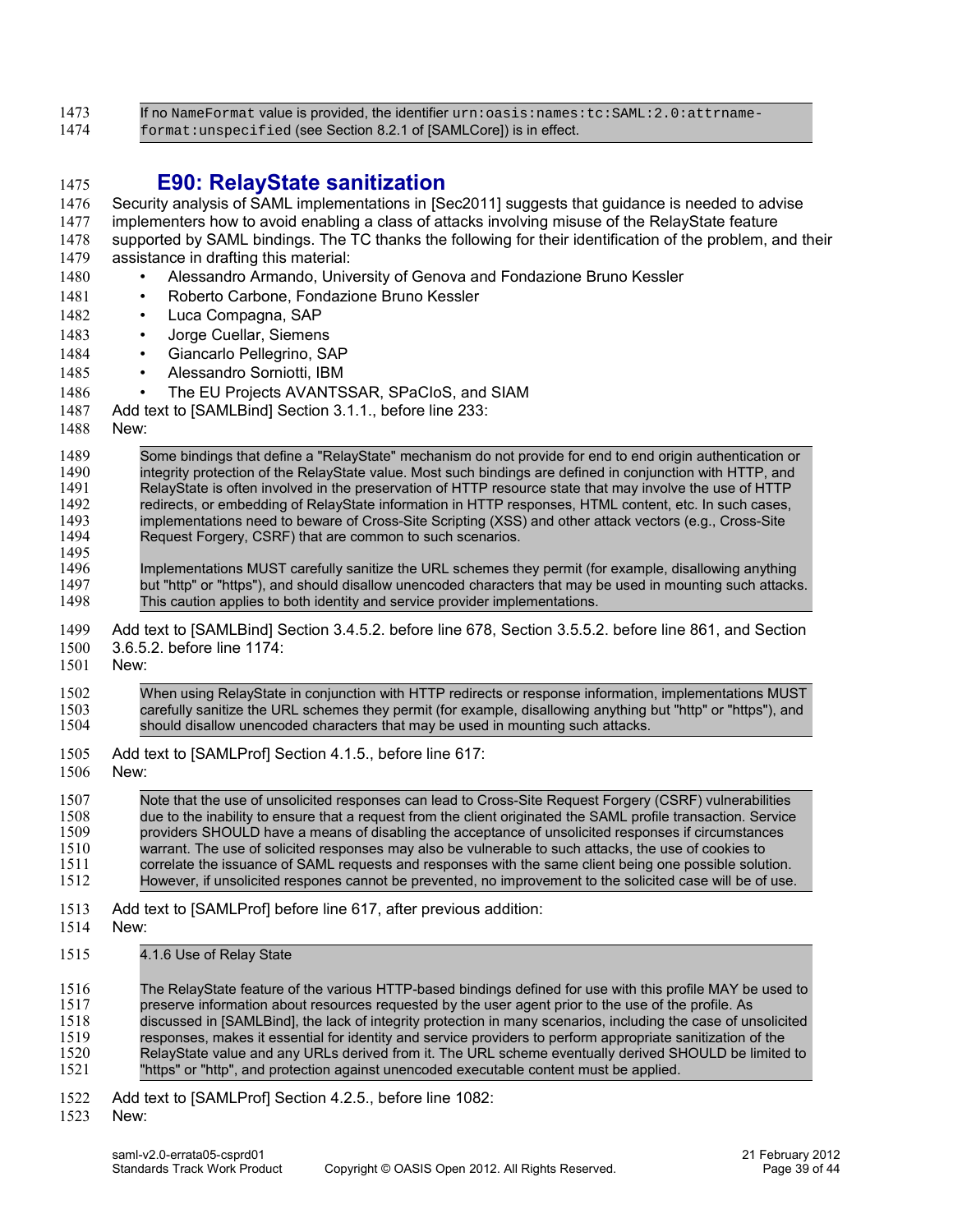> If no `NameFormat` value is provided, the identifier `urn:oasis:names:tc:SAML:2.0:attrname-format:unspecified` (see Section 8.2.1 of [SAMLCore]) is in effect.

## E90: RelayState sanitization

Security analysis of SAML implementations in [Sec2011] suggests that guidance is needed to advise implementers how to avoid enabling a class of attacks involving misuse of the RelayState feature supported by SAML bindings. The TC thanks the following for their identification of the problem, and their assistance in drafting this material:

- Alessandro Armando, University of Genova and Fondazione Bruno Kessler
- Roberto Carbone, Fondazione Bruno Kessler
- Luca Compagna, SAP
- Jorge Cuellar, Siemens
- Giancarlo Pellegrino, SAP
- Alessandro Sorniotti, IBM
- The EU Projects AVANTSSAR, SPaCIoS, and SIAM

Add text to [SAMLBind] Section 3.1.1., before line 233:

New:

> Some bindings that define a "RelayState" mechanism do not provide for end to end origin authentication or integrity protection of the RelayState value. Most such bindings are defined in conjunction with HTTP, and RelayState is often involved in the preservation of HTTP resource state that may involve the use of HTTP redirects, or embedding of RelayState information in HTTP responses, HTML content, etc. In such cases, implementations need to beware of Cross-Site Scripting (XSS) and other attack vectors (e.g., Cross-Site Request Forgery, CSRF) that are common to such scenarios.
>
> Implementations MUST carefully sanitize the URL schemes they permit (for example, disallowing anything but "http" or "https"), and should disallow unencoded characters that may be used in mounting such attacks. This caution applies to both identity and service provider implementations.

Add text to [SAMLBind] Section 3.4.5.2. before line 678, Section 3.5.5.2. before line 861, and Section 3.6.5.2. before line 1174:

New:

> When using RelayState in conjunction with HTTP redirects or response information, implementations MUST carefully sanitize the URL schemes they permit (for example, disallowing anything but "http" or "https"), and should disallow unencoded characters that may be used in mounting such attacks.

Add text to [SAMLProf] Section 4.1.5., before line 617:

New:

> Note that the use of unsolicited responses can lead to Cross-Site Request Forgery (CSRF) vulnerabilities due to the inability to ensure that a request from the client originated the SAML profile transaction. Service providers SHOULD have a means of disabling the acceptance of unsolicited responses if circumstances warrant. The use of solicited responses may also be vulnerable to such attacks, the use of cookies to correlate the issuance of SAML requests and responses with the same client being one possible solution. However, if unsolicited respones cannot be prevented, no improvement to the solicited case will be of use.

Add text to [SAMLProf] before line 617, after previous addition:

New:

> 4.1.6 Use of Relay State
>
> The RelayState feature of the various HTTP-based bindings defined for use with this profile MAY be used to preserve information about resources requested by the user agent prior to the use of the profile. As discussed in [SAMLBind], the lack of integrity protection in many scenarios, including the case of unsolicited responses, makes it essential for identity and service providers to perform appropriate sanitization of the RelayState value and any URLs derived from it. The URL scheme eventually derived SHOULD be limited to "https" or "http", and protection against unencoded executable content must be applied.

Add text to [SAMLProf] Section 4.2.5., before line 1082:

New: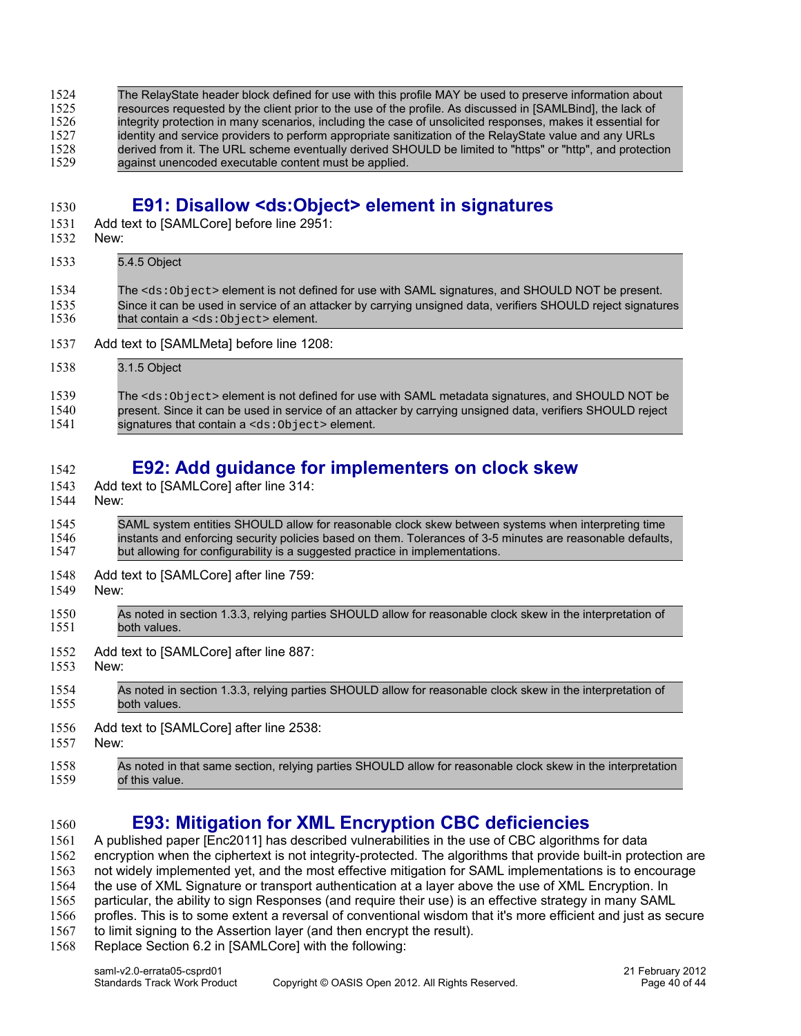The RelayState header block defined for use with this profile MAY be used to preserve information about resources requested by the client prior to the use of the profile. As discussed in [SAMLBind], the lack of integrity protection in many scenarios, including the case of unsolicited responses, makes it essential for identity and service providers to perform appropriate sanitization of the RelayState value and any URLs derived from it. The URL scheme eventually derived SHOULD be limited to "https" or "http", and protection against unencoded executable content must be applied.

## E91: Disallow <ds:Object> element in signatures

Add text to [SAMLCore] before line 2951:

New:

> 5.4.5 Object
>
> The `<ds:Object>` element is not defined for use with SAML signatures, and SHOULD NOT be present. Since it can be used in service of an attacker by carrying unsigned data, verifiers SHOULD reject signatures that contain a `<ds:Object>` element.

Add text to [SAMLMeta] before line 1208:

> 3.1.5 Object
>
> The `<ds:Object>` element is not defined for use with SAML metadata signatures, and SHOULD NOT be present. Since it can be used in service of an attacker by carrying unsigned data, verifiers SHOULD reject signatures that contain a `<ds:Object>` element.

## E92: Add guidance for implementers on clock skew

Add text to [SAMLCore] after line 314:

New:

> SAML system entities SHOULD allow for reasonable clock skew between systems when interpreting time instants and enforcing security policies based on them. Tolerances of 3-5 minutes are reasonable defaults, but allowing for configurability is a suggested practice in implementations.

Add text to [SAMLCore] after line 759:

New:

> As noted in section 1.3.3, relying parties SHOULD allow for reasonable clock skew in the interpretation of both values.

Add text to [SAMLCore] after line 887:

New:

> As noted in section 1.3.3, relying parties SHOULD allow for reasonable clock skew in the interpretation of both values.

Add text to [SAMLCore] after line 2538:

New:

> As noted in that same section, relying parties SHOULD allow for reasonable clock skew in the interpretation of this value.

## E93: Mitigation for XML Encryption CBC deficiencies

A published paper [Enc2011] has described vulnerabilities in the use of CBC algorithms for data encryption when the ciphertext is not integrity-protected. The algorithms that provide built-in protection are not widely implemented yet, and the most effective mitigation for SAML implementations is to encourage the use of XML Signature or transport authentication at a layer above the use of XML Encryption. In particular, the ability to sign Responses (and require their use) is an effective strategy in many SAML profles. This is to some extent a reversal of conventional wisdom that it's more efficient and just as secure to limit signing to the Assertion layer (and then encrypt the result).

Replace Section 6.2 in [SAMLCore] with the following: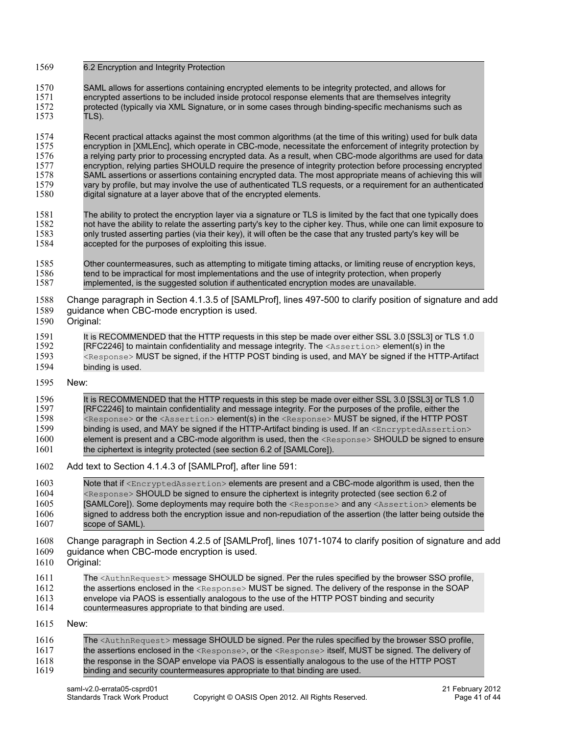6.2 Encryption and Integrity Protection

SAML allows for assertions containing encrypted elements to be integrity protected, and allows for encrypted assertions to be included inside protocol response elements that are themselves integrity protected (typically via XML Signature, or in some cases through binding-specific mechanisms such as TLS).

Recent practical attacks against the most common algorithms (at the time of this writing) used for bulk data encryption in [XMLEnc], which operate in CBC-mode, necessitate the enforcement of integrity protection by a relying party prior to processing encrypted data. As a result, when CBC-mode algorithms are used for data encryption, relying parties SHOULD require the presence of integrity protection before processing encrypted SAML assertions or assertions containing encrypted data. The most appropriate means of achieving this will vary by profile, but may involve the use of authenticated TLS requests, or a requirement for an authenticated digital signature at a layer above that of the encrypted elements.

The ability to protect the encryption layer via a signature or TLS is limited by the fact that one typically does not have the ability to relate the asserting party's key to the cipher key. Thus, while one can limit exposure to only trusted asserting parties (via their key), it will often be the case that any trusted party's key will be accepted for the purposes of exploiting this issue.

Other countermeasures, such as attempting to mitigate timing attacks, or limiting reuse of encryption keys, tend to be impractical for most implementations and the use of integrity protection, when properly implemented, is the suggested solution if authenticated encryption modes are unavailable.

Change paragraph in Section 4.1.3.5 of [SAMLProf], lines 497-500 to clarify position of signature and add guidance when CBC-mode encryption is used.

Original:

> It is RECOMMENDED that the HTTP requests in this step be made over either SSL 3.0 [SSL3] or TLS 1.0 [RFC2246] to maintain confidentiality and message integrity. The `<Assertion>` element(s) in the `<Response>` MUST be signed, if the HTTP POST binding is used, and MAY be signed if the HTTP-Artifact binding is used.

New:

> It is RECOMMENDED that the HTTP requests in this step be made over either SSL 3.0 [SSL3] or TLS 1.0 [RFC2246] to maintain confidentiality and message integrity. For the purposes of the profile, either the `<Response>` or the `<Assertion>` element(s) in the `<Response>` MUST be signed, if the HTTP POST binding is used, and MAY be signed if the HTTP-Artifact binding is used. If an `<EncryptedAssertion>` element is present and a CBC-mode algorithm is used, then the `<Response>` SHOULD be signed to ensure the ciphertext is integrity protected (see section 6.2 of [SAMLCore]).

Add text to Section 4.1.4.3 of [SAMLProf], after line 591:

> Note that if `<EncryptedAssertion>` elements are present and a CBC-mode algorithm is used, then the `<Response>` SHOULD be signed to ensure the ciphertext is integrity protected (see section 6.2 of [SAMLCore]). Some deployments may require both the `<Response>` and any `<Assertion>` elements be signed to address both the encryption issue and non-repudiation of the assertion (the latter being outside the scope of SAML).

Change paragraph in Section 4.2.5 of [SAMLProf], lines 1071-1074 to clarify position of signature and add guidance when CBC-mode encryption is used.

Original:

> The `<AuthnRequest>` message SHOULD be signed. Per the rules specified by the browser SSO profile, the assertions enclosed in the `<Response>` MUST be signed. The delivery of the response in the SOAP envelope via PAOS is essentially analogous to the use of the HTTP POST binding and security countermeasures appropriate to that binding are used.

New:

> The `<AuthnRequest>` message SHOULD be signed. Per the rules specified by the browser SSO profile, the assertions enclosed in the `<Response>`, or the `<Response>` itself, MUST be signed. The delivery of the response in the SOAP envelope via PAOS is essentially analogous to the use of the HTTP POST binding and security countermeasures appropriate to that binding are used.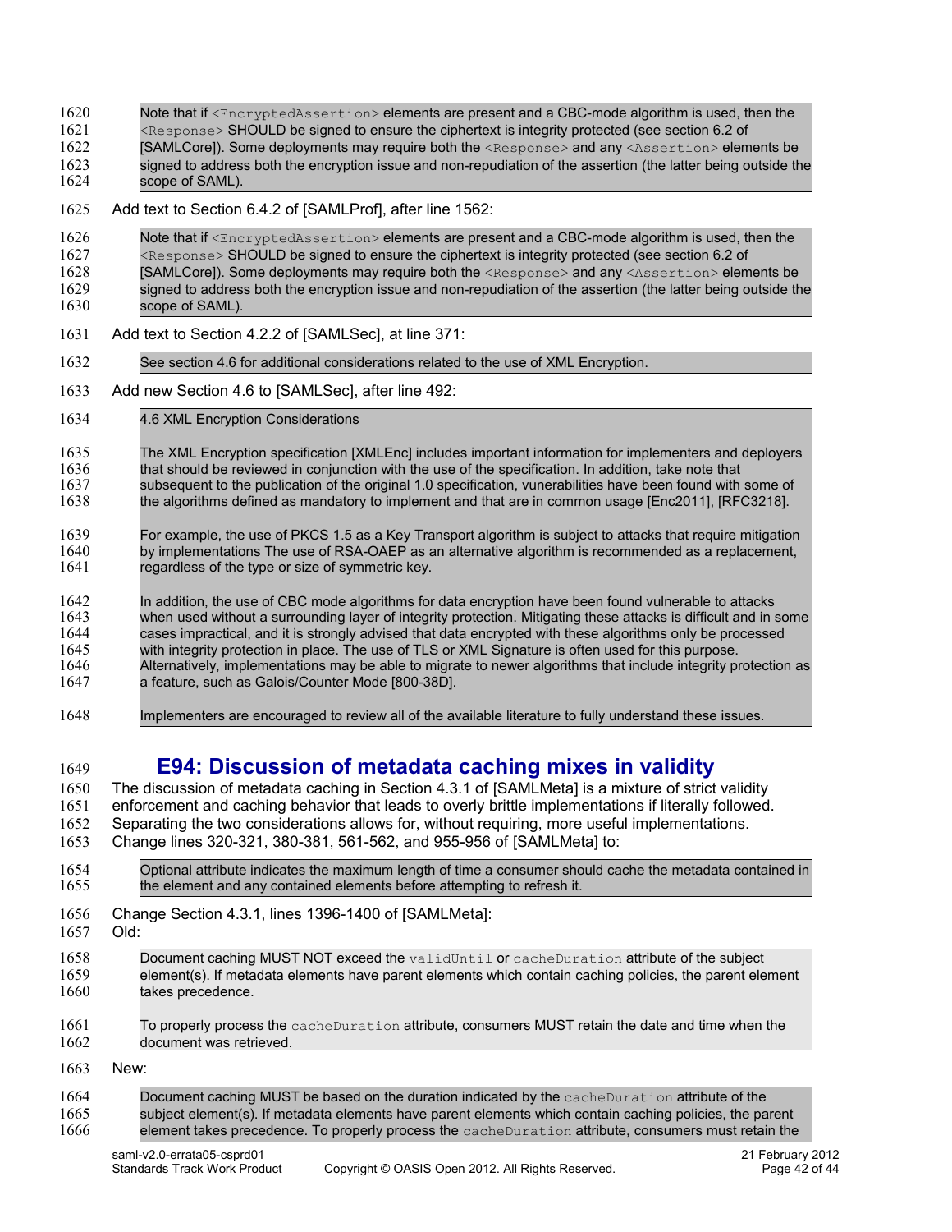> Note that if `<EncryptedAssertion>` elements are present and a CBC-mode algorithm is used, then the `<Response>` SHOULD be signed to ensure the ciphertext is integrity protected (see section 6.2 of [SAMLCore]). Some deployments may require both the `<Response>` and any `<Assertion>` elements be signed to address both the encryption issue and non-repudiation of the assertion (the latter being outside the scope of SAML).

Add text to Section 6.4.2 of [SAMLProf], after line 1562:

> Note that if `<EncryptedAssertion>` elements are present and a CBC-mode algorithm is used, then the `<Response>` SHOULD be signed to ensure the ciphertext is integrity protected (see section 6.2 of [SAMLCore]). Some deployments may require both the `<Response>` and any `<Assertion>` elements be signed to address both the encryption issue and non-repudiation of the assertion (the latter being outside the scope of SAML).

Add text to Section 4.2.2 of [SAMLSec], at line 371:

> See section 4.6 for additional considerations related to the use of XML Encryption.

Add new Section 4.6 to [SAMLSec], after line 492:

> 4.6 XML Encryption Considerations
>
> The XML Encryption specification [XMLEnc] includes important information for implementers and deployers that should be reviewed in conjunction with the use of the specification. In addition, take note that subsequent to the publication of the original 1.0 specification, vulnerabilities have been found with some of the algorithms defined as mandatory to implement and that are in common usage [Enc2011], [RFC3218].
>
> For example, the use of PKCS 1.5 as a Key Transport algorithm is subject to attacks that require mitigation by implementations The use of RSA-OAEP as an alternative algorithm is recommended as a replacement, regardless of the type or size of symmetric key.
>
> In addition, the use of CBC mode algorithms for data encryption have been found vulnerable to attacks when used without a surrounding layer of integrity protection. Mitigating these attacks is difficult and in some cases impractical, and it is strongly advised that data encrypted with these algorithms only be processed with integrity protection in place. The use of TLS or XML Signature is often used for this purpose. Alternatively, implementations may be able to migrate to newer algorithms that include integrity protection as a feature, such as Galois/Counter Mode [800-38D].
>
> Implementers are encouraged to review all of the available literature to fully understand these issues.

## E94: Discussion of metadata caching mixes in validity

The discussion of metadata caching in Section 4.3.1 of [SAMLMeta] is a mixture of strict validity enforcement and caching behavior that leads to overly brittle implementations if literally followed. Separating the two considerations allows for, without requiring, more useful implementations.

Change lines 320-321, 380-381, 561-562, and 955-956 of [SAMLMeta] to:

> Optional attribute indicates the maximum length of time a consumer should cache the metadata contained in the element and any contained elements before attempting to refresh it.

Change Section 4.3.1, lines 1396-1400 of [SAMLMeta]:

Old:

> Document caching MUST NOT exceed the `validUntil` or `cacheDuration` attribute of the subject element(s). If metadata elements have parent elements which contain caching policies, the parent element takes precedence.
>
> To properly process the `cacheDuration` attribute, consumers MUST retain the date and time when the document was retrieved.

New:

> Document caching MUST be based on the duration indicated by the `cacheDuration` attribute of the subject element(s). If metadata elements have parent elements which contain caching policies, the parent element takes precedence. To properly process the `cacheDuration` attribute, consumers must retain the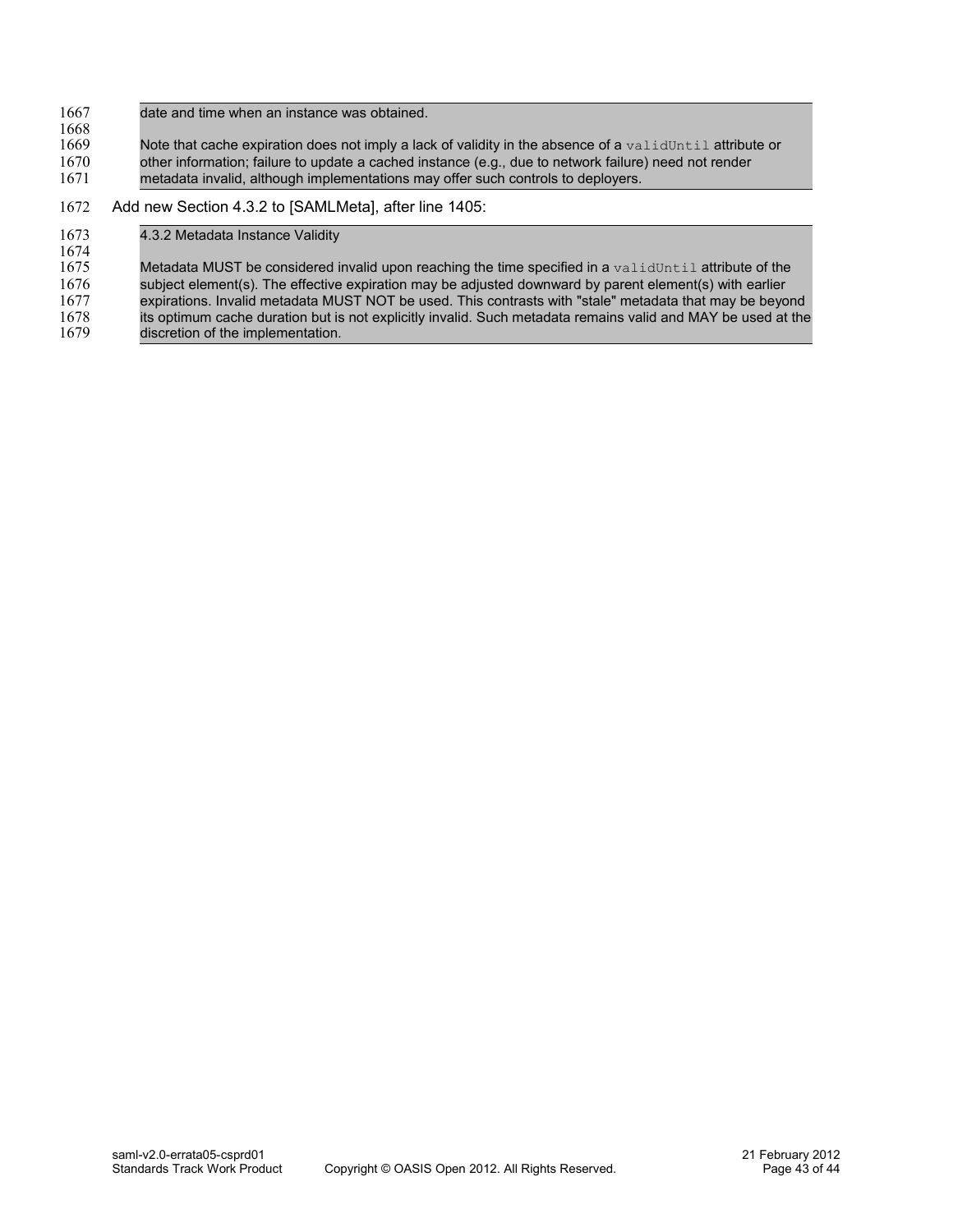date and time when an instance was obtained.

Note that cache expiration does not imply a lack of validity in the absence of a `validUntil` attribute or other information; failure to update a cached instance (e.g., due to network failure) need not render metadata invalid, although implementations may offer such controls to deployers.

Add new Section 4.3.2 to [SAMLMeta], after line 1405:

4.3.2 Metadata Instance Validity

Metadata MUST be considered invalid upon reaching the time specified in a `validUntil` attribute of the subject element(s). The effective expiration may be adjusted downward by parent element(s) with earlier expirations. Invalid metadata MUST NOT be used. This contrasts with "stale" metadata that may be beyond its optimum cache duration but is not explicitly invalid. Such metadata remains valid and MAY be used at the discretion of the implementation.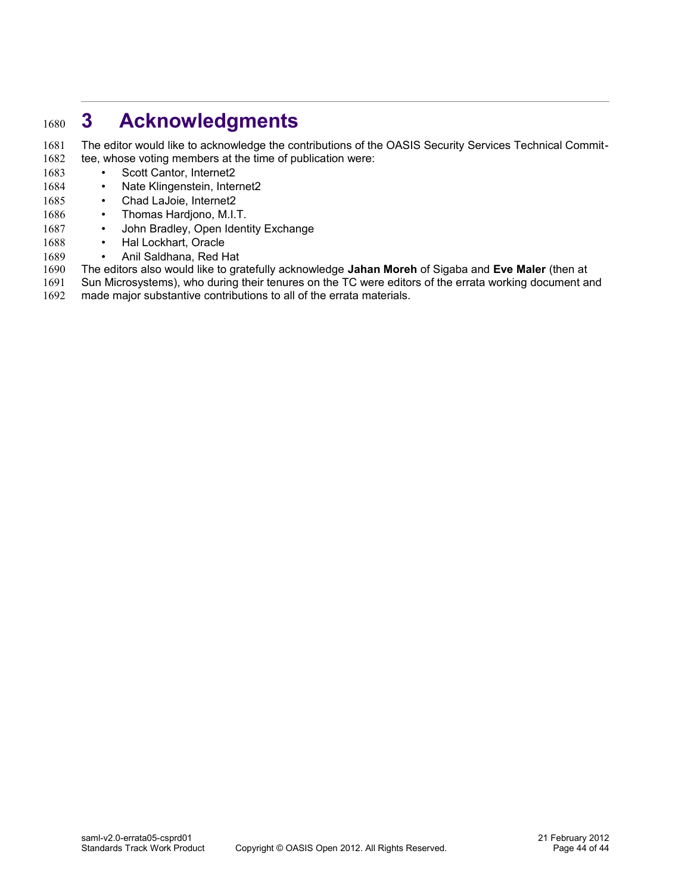# 3 Acknowledgments

The editor would like to acknowledge the contributions of the OASIS Security Services Technical Committee, whose voting members at the time of publication were:

- Scott Cantor, Internet2
- Nate Klingenstein, Internet2
- Chad LaJoie, Internet2
- Thomas Hardjono, M.I.T.
- John Bradley, Open Identity Exchange
- Hal Lockhart, Oracle
- Anil Saldhana, Red Hat

The editors also would like to gratefully acknowledge **Jahan Moreh** of Sigaba and **Eve Maler** (then at Sun Microsystems), who during their tenures on the TC were editors of the errata working document and made major substantive contributions to all of the errata materials.